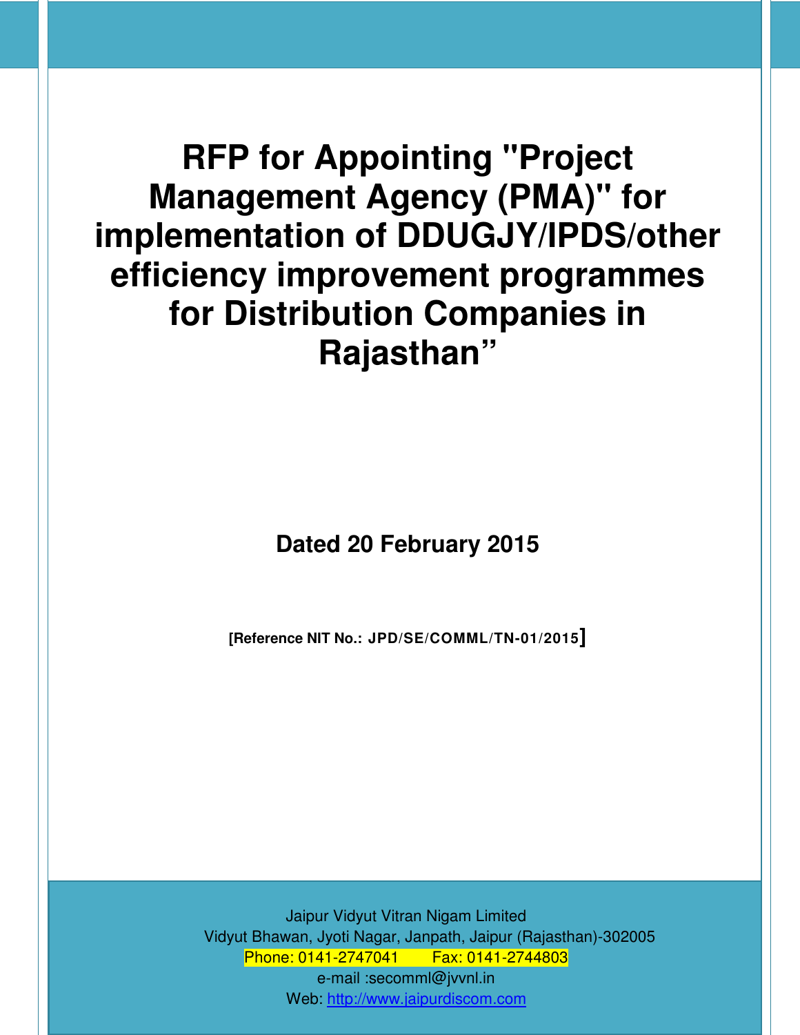# RFP for Appointing "Project Management Agency (PMA)" for implementation of DDUGJY/IPDS/other efficiency improvement programmes for Distribution Companies in Rajasthan"

**Dated 20 February 2015**

**[Reference NIT No.: JPD/SE/COMML/TN-01/2015]**

Jaipur Vidyut Vitran Nigam Limited
Vidyut Bhawan, Jyoti Nagar, Janpath, Jaipur (Rajasthan)-302005
Phone: 0141-2747041 Fax: 0141-2744803
e-mail :secomml@jvvnl.in
Web: http://www.jaipurdiscom.com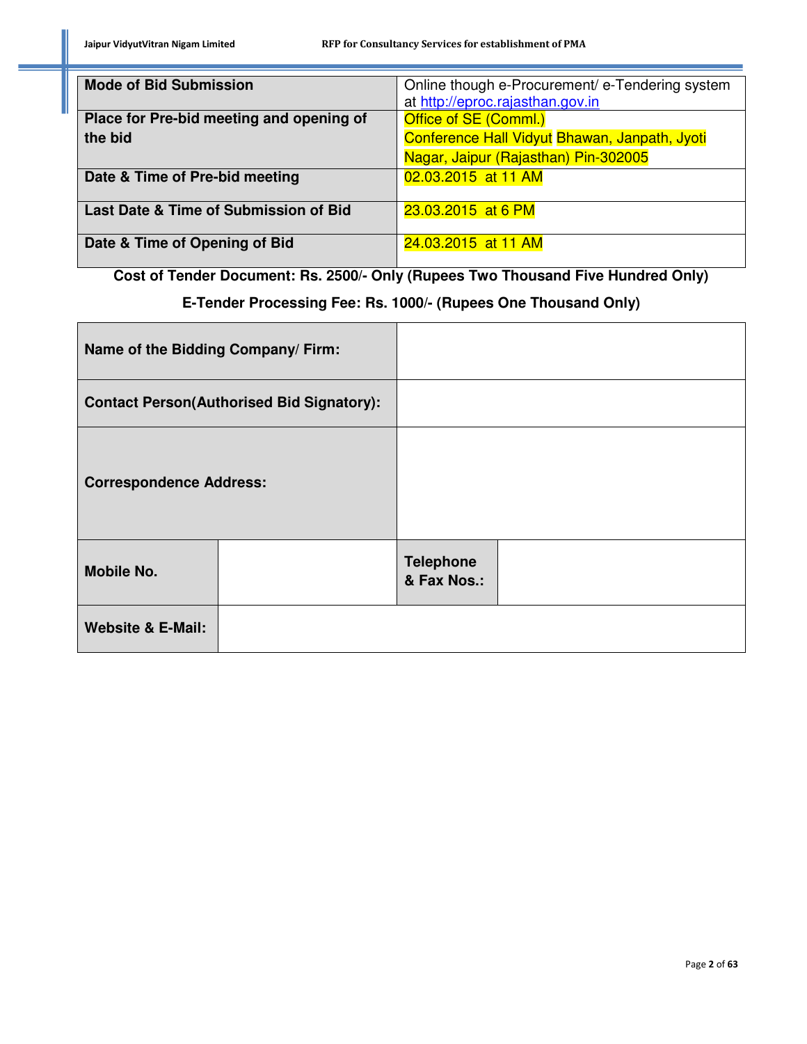| Mode of Bid Submission | Online though e-Procurement/ e-Tendering system at http://eproc.rajasthan.gov.in |
|---|---|
| Place for Pre-bid meeting and opening of the bid | Office of SE (Comml.) Conference Hall Vidyut Bhawan, Janpath, Jyoti Nagar, Jaipur (Rajasthan) Pin-302005 |
| Date & Time of Pre-bid meeting | 02.03.2015 at 11 AM |
| Last Date & Time of Submission of Bid | 23.03.2015 at 6 PM |
| Date & Time of Opening of Bid | 24.03.2015 at 11 AM |

**Cost of Tender Document: Rs. 2500/- Only (Rupees Two Thousand Five Hundred Only)**

**E-Tender Processing Fee: Rs. 1000/- (Rupees One Thousand Only)**

| **Name of the Bidding Company/ Firm:** | | | |
|---|---|---|---|
| **Contact Person(Authorised Bid Signatory):** | | | |
| **Correspondence Address:** | | | |
| **Mobile No.** | | **Telephone & Fax Nos.:** | |
| **Website & E-Mail:** | | | |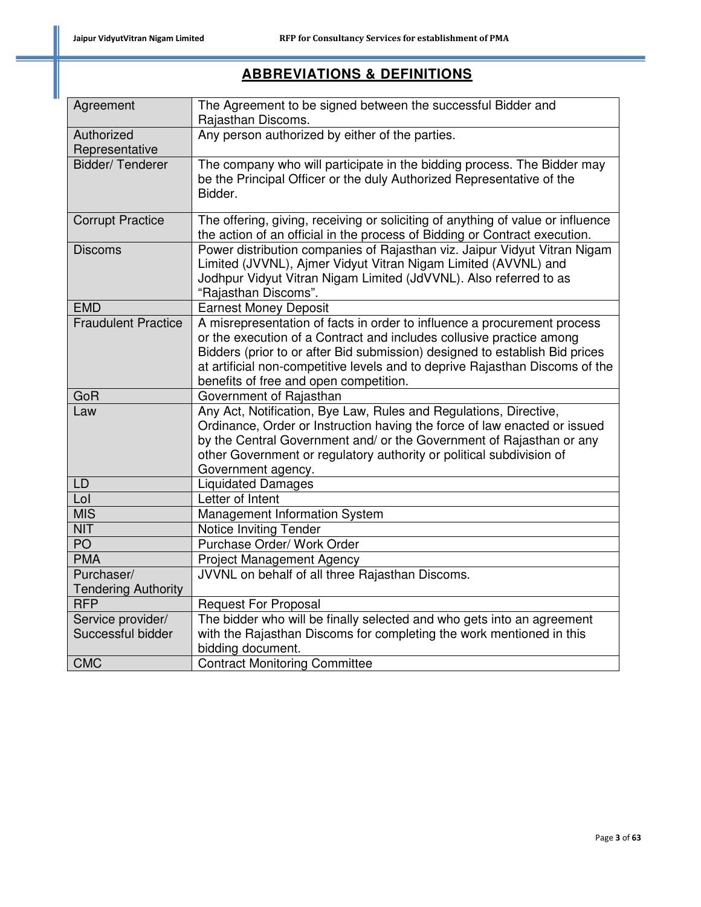## ABBREVIATIONS & DEFINITIONS

| Term | Definition |
|---|---|
| Agreement | The Agreement to be signed between the successful Bidder and Rajasthan Discoms. |
| Authorized Representative | Any person authorized by either of the parties. |
| Bidder/ Tenderer | The company who will participate in the bidding process. The Bidder may be the Principal Officer or the duly Authorized Representative of the Bidder. |
| Corrupt Practice | The offering, giving, receiving or soliciting of anything of value or influence the action of an official in the process of Bidding or Contract execution. |
| Discoms | Power distribution companies of Rajasthan viz. Jaipur Vidyut Vitran Nigam Limited (JVVNL), Ajmer Vidyut Vitran Nigam Limited (AVVNL) and Jodhpur Vidyut Vitran Nigam Limited (JdVVNL). Also referred to as "Rajasthan Discoms". |
| EMD | Earnest Money Deposit |
| Fraudulent Practice | A misrepresentation of facts in order to influence a procurement process or the execution of a Contract and includes collusive practice among Bidders (prior to or after Bid submission) designed to establish Bid prices at artificial non-competitive levels and to deprive Rajasthan Discoms of the benefits of free and open competition. |
| GoR | Government of Rajasthan |
| Law | Any Act, Notification, Bye Law, Rules and Regulations, Directive, Ordinance, Order or Instruction having the force of law enacted or issued by the Central Government and/ or the Government of Rajasthan or any other Government or regulatory authority or political subdivision of Government agency. |
| LD | Liquidated Damages |
| LoI | Letter of Intent |
| MIS | Management Information System |
| NIT | Notice Inviting Tender |
| PO | Purchase Order/ Work Order |
| PMA | Project Management Agency |
| Purchaser/ Tendering Authority | JVVNL on behalf of all three Rajasthan Discoms. |
| RFP | Request For Proposal |
| Service provider/ Successful bidder | The bidder who will be finally selected and who gets into an agreement with the Rajasthan Discoms for completing the work mentioned in this bidding document. |
| CMC | Contract Monitoring Committee |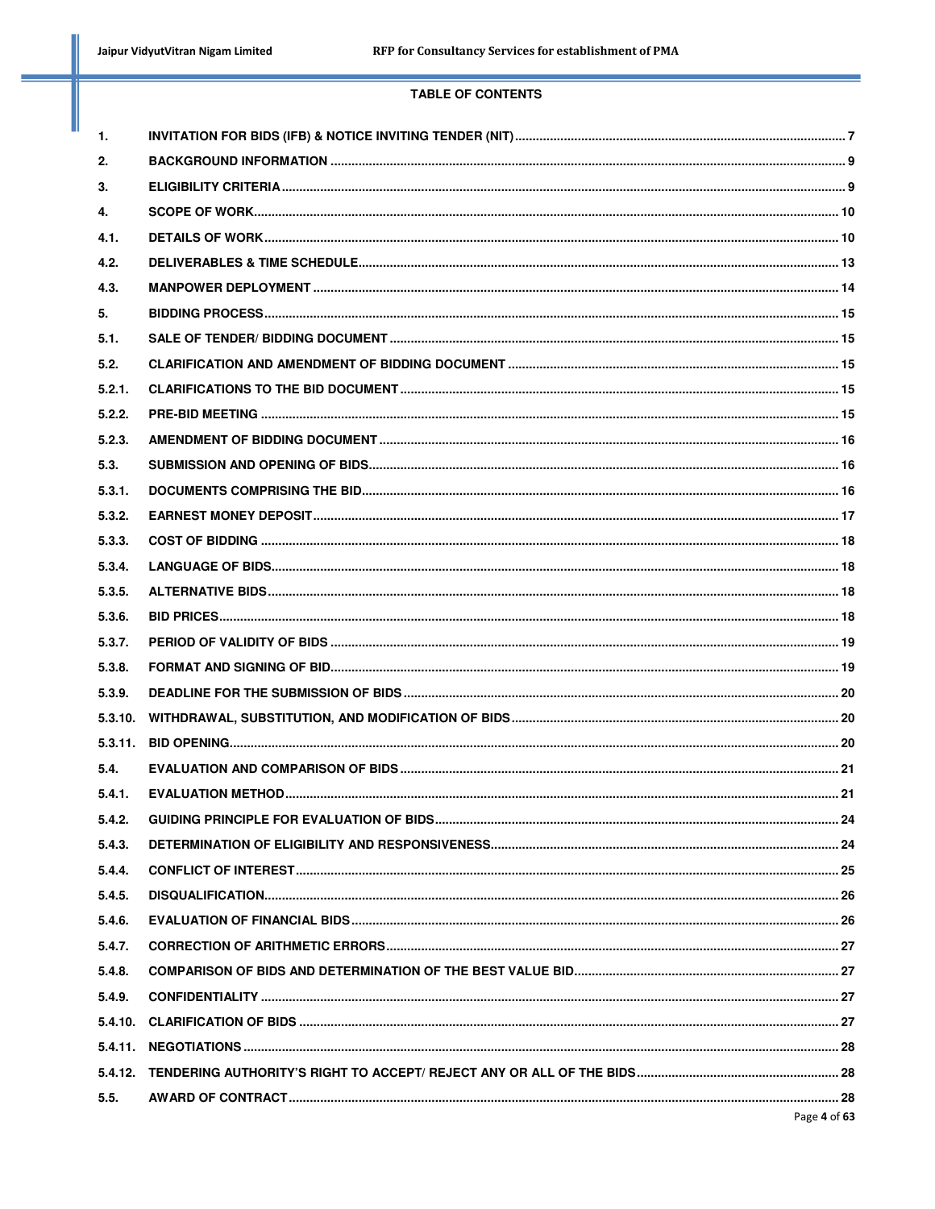**TABLE OF CONTENTS**

| | | |
|---|---|---|
| 1. | INVITATION FOR BIDS (IFB) & NOTICE INVITING TENDER (NIT) | 7 |
| 2. | BACKGROUND INFORMATION | 9 |
| 3. | ELIGIBILITY CRITERIA | 9 |
| 4. | SCOPE OF WORK | 10 |
| 4.1. | DETAILS OF WORK | 10 |
| 4.2. | DELIVERABLES & TIME SCHEDULE | 13 |
| 4.3. | MANPOWER DEPLOYMENT | 14 |
| 5. | BIDDING PROCESS | 15 |
| 5.1. | SALE OF TENDER/ BIDDING DOCUMENT | 15 |
| 5.2. | CLARIFICATION AND AMENDMENT OF BIDDING DOCUMENT | 15 |
| 5.2.1. | CLARIFICATIONS TO THE BID DOCUMENT | 15 |
| 5.2.2. | PRE-BID MEETING | 15 |
| 5.2.3. | AMENDMENT OF BIDDING DOCUMENT | 16 |
| 5.3. | SUBMISSION AND OPENING OF BIDS | 16 |
| 5.3.1. | DOCUMENTS COMPRISING THE BID | 16 |
| 5.3.2. | EARNEST MONEY DEPOSIT | 17 |
| 5.3.3. | COST OF BIDDING | 18 |
| 5.3.4. | LANGUAGE OF BIDS | 18 |
| 5.3.5. | ALTERNATIVE BIDS | 18 |
| 5.3.6. | BID PRICES | 18 |
| 5.3.7. | PERIOD OF VALIDITY OF BIDS | 19 |
| 5.3.8. | FORMAT AND SIGNING OF BID | 19 |
| 5.3.9. | DEADLINE FOR THE SUBMISSION OF BIDS | 20 |
| 5.3.10. | WITHDRAWAL, SUBSTITUTION, AND MODIFICATION OF BIDS | 20 |
| 5.3.11. | BID OPENING | 20 |
| 5.4. | EVALUATION AND COMPARISON OF BIDS | 21 |
| 5.4.1. | EVALUATION METHOD | 21 |
| 5.4.2. | GUIDING PRINCIPLE FOR EVALUATION OF BIDS | 24 |
| 5.4.3. | DETERMINATION OF ELIGIBILITY AND RESPONSIVENESS | 24 |
| 5.4.4. | CONFLICT OF INTEREST | 25 |
| 5.4.5. | DISQUALIFICATION | 26 |
| 5.4.6. | EVALUATION OF FINANCIAL BIDS | 26 |
| 5.4.7. | CORRECTION OF ARITHMETIC ERRORS | 27 |
| 5.4.8. | COMPARISON OF BIDS AND DETERMINATION OF THE BEST VALUE BID | 27 |
| 5.4.9. | CONFIDENTIALITY | 27 |
| 5.4.10. | CLARIFICATION OF BIDS | 27 |
| 5.4.11. | NEGOTIATIONS | 28 |
| 5.4.12. | TENDERING AUTHORITY'S RIGHT TO ACCEPT/ REJECT ANY OR ALL OF THE BIDS | 28 |
| 5.5. | AWARD OF CONTRACT | 28 |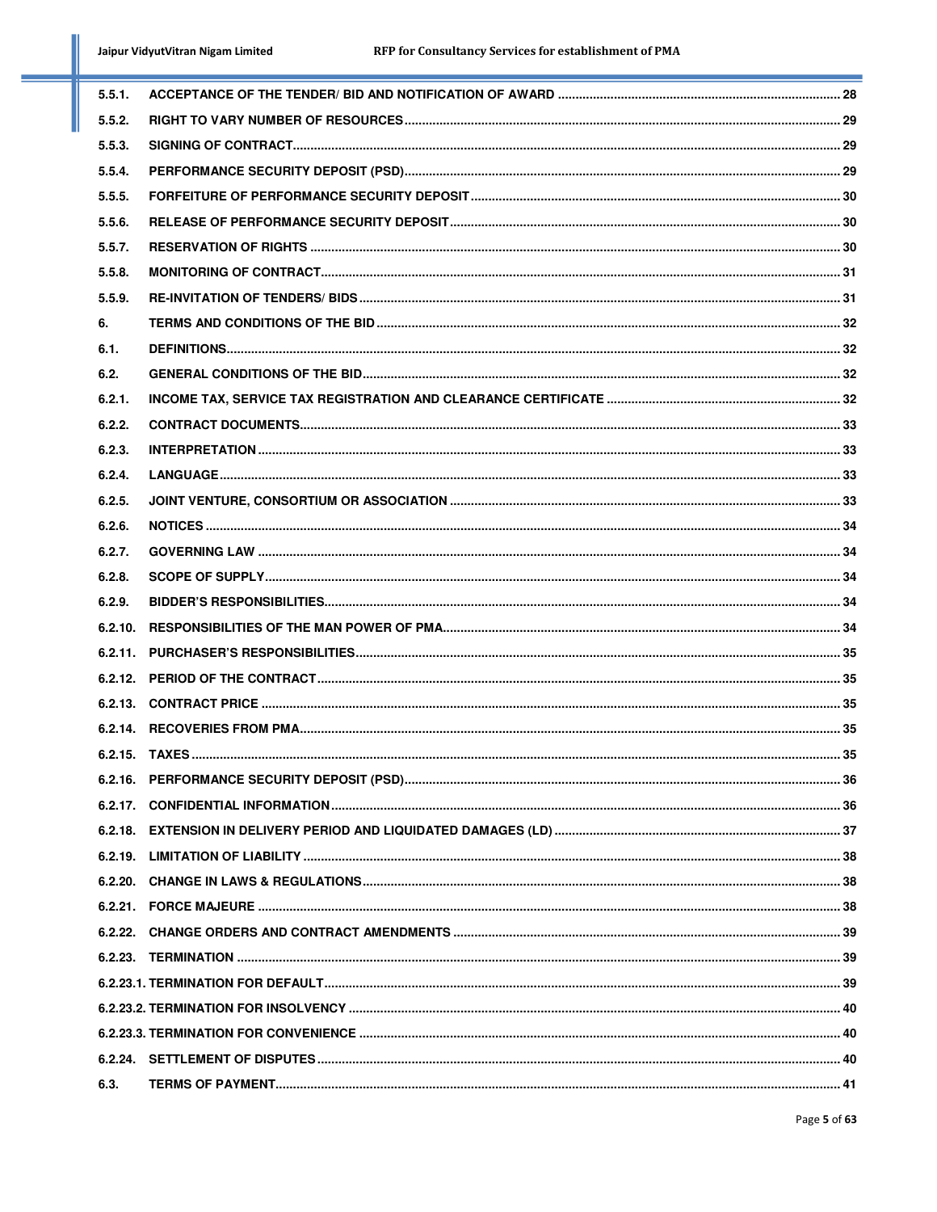| | | |
|---|---|---|
| 5.5.1. | ACCEPTANCE OF THE TENDER/ BID AND NOTIFICATION OF AWARD | 28 |
| 5.5.2. | RIGHT TO VARY NUMBER OF RESOURCES | 29 |
| 5.5.3. | SIGNING OF CONTRACT | 29 |
| 5.5.4. | PERFORMANCE SECURITY DEPOSIT (PSD) | 29 |
| 5.5.5. | FORFEITURE OF PERFORMANCE SECURITY DEPOSIT | 30 |
| 5.5.6. | RELEASE OF PERFORMANCE SECURITY DEPOSIT | 30 |
| 5.5.7. | RESERVATION OF RIGHTS | 30 |
| 5.5.8. | MONITORING OF CONTRACT | 31 |
| 5.5.9. | RE-INVITATION OF TENDERS/ BIDS | 31 |
| 6. | TERMS AND CONDITIONS OF THE BID | 32 |
| 6.1. | DEFINITIONS | 32 |
| 6.2. | GENERAL CONDITIONS OF THE BID | 32 |
| 6.2.1. | INCOME TAX, SERVICE TAX REGISTRATION AND CLEARANCE CERTIFICATE | 32 |
| 6.2.2. | CONTRACT DOCUMENTS | 33 |
| 6.2.3. | INTERPRETATION | 33 |
| 6.2.4. | LANGUAGE | 33 |
| 6.2.5. | JOINT VENTURE, CONSORTIUM OR ASSOCIATION | 33 |
| 6.2.6. | NOTICES | 34 |
| 6.2.7. | GOVERNING LAW | 34 |
| 6.2.8. | SCOPE OF SUPPLY | 34 |
| 6.2.9. | BIDDER'S RESPONSIBILITIES | 34 |
| 6.2.10. | RESPONSIBILITIES OF THE MAN POWER OF PMA | 34 |
| 6.2.11. | PURCHASER'S RESPONSIBILITIES | 35 |
| 6.2.12. | PERIOD OF THE CONTRACT | 35 |
| 6.2.13. | CONTRACT PRICE | 35 |
| 6.2.14. | RECOVERIES FROM PMA | 35 |
| 6.2.15. | TAXES | 35 |
| 6.2.16. | PERFORMANCE SECURITY DEPOSIT (PSD) | 36 |
| 6.2.17. | CONFIDENTIAL INFORMATION | 36 |
| 6.2.18. | EXTENSION IN DELIVERY PERIOD AND LIQUIDATED DAMAGES (LD) | 37 |
| 6.2.19. | LIMITATION OF LIABILITY | 38 |
| 6.2.20. | CHANGE IN LAWS & REGULATIONS | 38 |
| 6.2.21. | FORCE MAJEURE | 38 |
| 6.2.22. | CHANGE ORDERS AND CONTRACT AMENDMENTS | 39 |
| 6.2.23. | TERMINATION | 39 |
| 6.2.23.1. | TERMINATION FOR DEFAULT | 39 |
| 6.2.23.2. | TERMINATION FOR INSOLVENCY | 40 |
| 6.2.23.3. | TERMINATION FOR CONVENIENCE | 40 |
| 6.2.24. | SETTLEMENT OF DISPUTES | 40 |
| 6.3. | TERMS OF PAYMENT | 41 |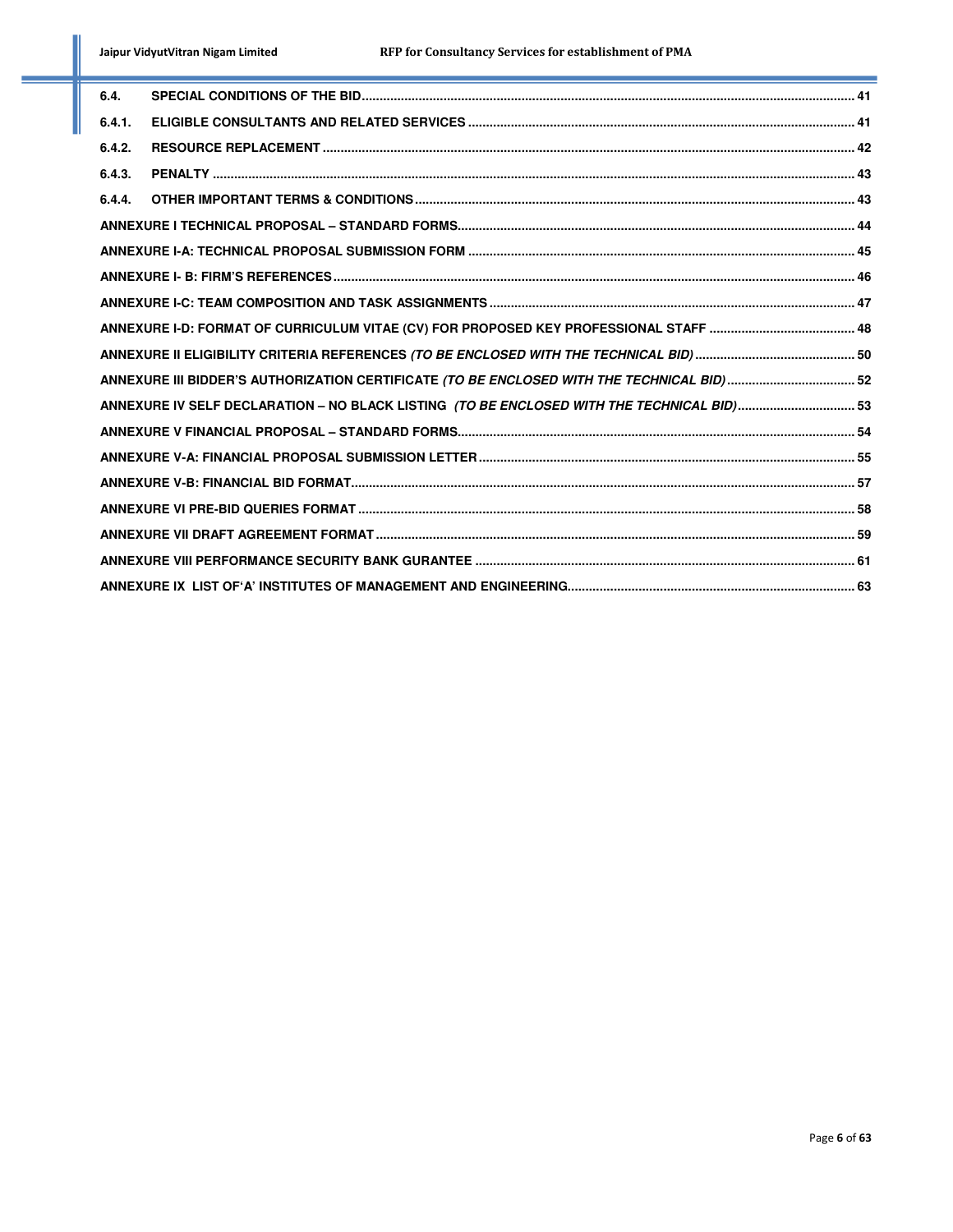| | | |
|---|---|---|
| **6.4.** | **SPECIAL CONDITIONS OF THE BID** | **41** |
| **6.4.1.** | **ELIGIBLE CONSULTANTS AND RELATED SERVICES** | **41** |
| **6.4.2.** | **RESOURCE REPLACEMENT** | **42** |
| **6.4.3.** | **PENALTY** | **43** |
| **6.4.4.** | **OTHER IMPORTANT TERMS & CONDITIONS** | **43** |
| | **ANNEXURE I TECHNICAL PROPOSAL – STANDARD FORMS** | **44** |
| | **ANNEXURE I-A: TECHNICAL PROPOSAL SUBMISSION FORM** | **45** |
| | **ANNEXURE I- B: FIRM'S REFERENCES** | **46** |
| | **ANNEXURE I-C: TEAM COMPOSITION AND TASK ASSIGNMENTS** | **47** |
| | **ANNEXURE I-D: FORMAT OF CURRICULUM VITAE (CV) FOR PROPOSED KEY PROFESSIONAL STAFF** | **48** |
| | **ANNEXURE II ELIGIBILITY CRITERIA REFERENCES *(TO BE ENCLOSED WITH THE TECHNICAL BID)*** | **50** |
| | **ANNEXURE III BIDDER'S AUTHORIZATION CERTIFICATE *(TO BE ENCLOSED WITH THE TECHNICAL BID)*** | **52** |
| | **ANNEXURE IV SELF DECLARATION – NO BLACK LISTING *(TO BE ENCLOSED WITH THE TECHNICAL BID)*** | **53** |
| | **ANNEXURE V FINANCIAL PROPOSAL – STANDARD FORMS** | **54** |
| | **ANNEXURE V-A: FINANCIAL PROPOSAL SUBMISSION LETTER** | **55** |
| | **ANNEXURE V-B: FINANCIAL BID FORMAT** | **57** |
| | **ANNEXURE VI PRE-BID QUERIES FORMAT** | **58** |
| | **ANNEXURE VII DRAFT AGREEMENT FORMAT** | **59** |
| | **ANNEXURE VIII PERFORMANCE SECURITY BANK GURANTEE** | **61** |
| | **ANNEXURE IX LIST OF'A' INSTITUTES OF MANAGEMENT AND ENGINEERING** | **63** |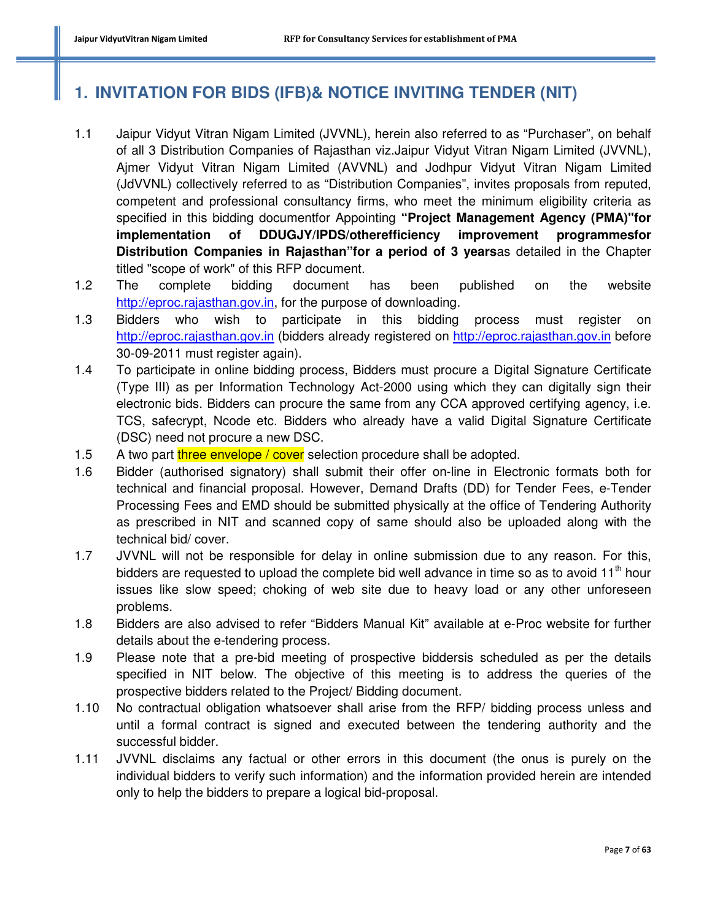# 1. INVITATION FOR BIDS (IFB)& NOTICE INVITING TENDER (NIT)

1.1 Jaipur Vidyut Vitran Nigam Limited (JVVNL), herein also referred to as "Purchaser", on behalf of all 3 Distribution Companies of Rajasthan viz.Jaipur Vidyut Vitran Nigam Limited (JVVNL), Ajmer Vidyut Vitran Nigam Limited (AVVNL) and Jodhpur Vidyut Vitran Nigam Limited (JdVVNL) collectively referred to as "Distribution Companies", invites proposals from reputed, competent and professional consultancy firms, who meet the minimum eligibility criteria as specified in this bidding documentfor Appointing **"Project Management Agency (PMA)"for implementation of DDUGJY/IPDS/otherefficiency improvement programmesfor Distribution Companies in Rajasthan"for a period of 3 years**as detailed in the Chapter titled "scope of work" of this RFP document.

1.2 The complete bidding document has been published on the website http://eproc.rajasthan.gov.in, for the purpose of downloading.

1.3 Bidders who wish to participate in this bidding process must register on http://eproc.rajasthan.gov.in (bidders already registered on http://eproc.rajasthan.gov.in before 30-09-2011 must register again).

1.4 To participate in online bidding process, Bidders must procure a Digital Signature Certificate (Type III) as per Information Technology Act-2000 using which they can digitally sign their electronic bids. Bidders can procure the same from any CCA approved certifying agency, i.e. TCS, safecrypt, Ncode etc. Bidders who already have a valid Digital Signature Certificate (DSC) need not procure a new DSC.

1.5 A two part three envelope / cover selection procedure shall be adopted.

1.6 Bidder (authorised signatory) shall submit their offer on-line in Electronic formats both for technical and financial proposal. However, Demand Drafts (DD) for Tender Fees, e-Tender Processing Fees and EMD should be submitted physically at the office of Tendering Authority as prescribed in NIT and scanned copy of same should also be uploaded along with the technical bid/ cover.

1.7 JVVNL will not be responsible for delay in online submission due to any reason. For this, bidders are requested to upload the complete bid well advance in time so as to avoid 11th hour issues like slow speed; choking of web site due to heavy load or any other unforeseen problems.

1.8 Bidders are also advised to refer "Bidders Manual Kit" available at e-Proc website for further details about the e-tendering process.

1.9 Please note that a pre-bid meeting of prospective biddersis scheduled as per the details specified in NIT below. The objective of this meeting is to address the queries of the prospective bidders related to the Project/ Bidding document.

1.10 No contractual obligation whatsoever shall arise from the RFP/ bidding process unless and until a formal contract is signed and executed between the tendering authority and the successful bidder.

1.11 JVVNL disclaims any factual or other errors in this document (the onus is purely on the individual bidders to verify such information) and the information provided herein are intended only to help the bidders to prepare a logical bid-proposal.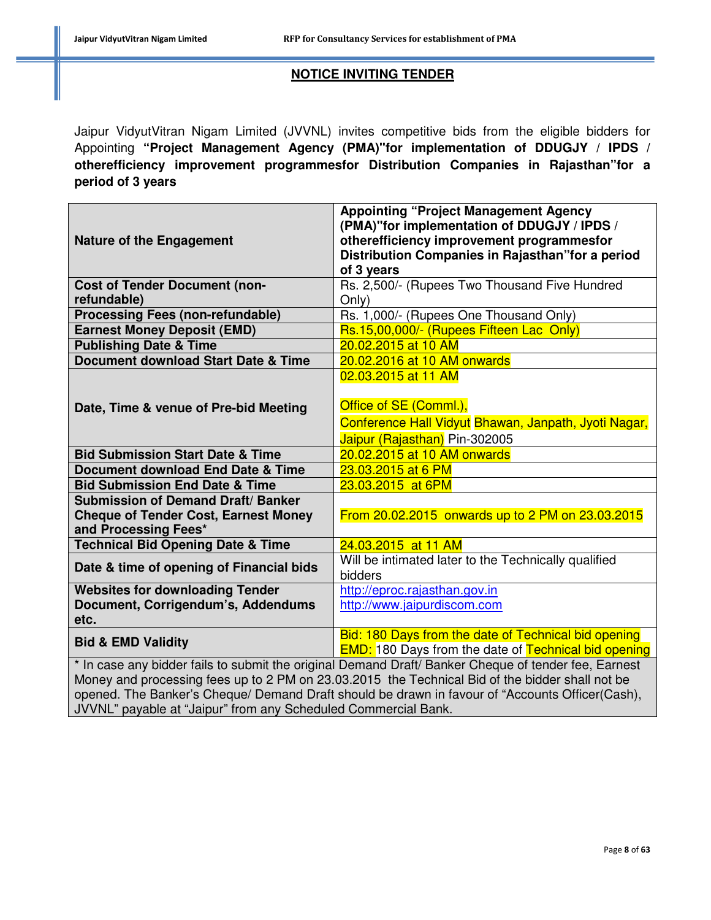## NOTICE INVITING TENDER

Jaipur VidyutVitran Nigam Limited (JVVNL) invites competitive bids from the eligible bidders for Appointing **"Project Management Agency (PMA)"for implementation of DDUGJY / IPDS / otherefficiency improvement programmesfor Distribution Companies in Rajasthan"for a period of 3 years**

| | |
|---|---|
| **Nature of the Engagement** | **Appointing "Project Management Agency (PMA)"for implementation of DDUGJY / IPDS / otherefficiency improvement programmesfor Distribution Companies in Rajasthan"for a period of 3 years** |
| **Cost of Tender Document (non-refundable)** | Rs. 2,500/- (Rupees Two Thousand Five Hundred Only) |
| **Processing Fees (non-refundable)** | Rs. 1,000/- (Rupees One Thousand Only) |
| **Earnest Money Deposit (EMD)** | Rs.15,00,000/- (Rupees Fifteen Lac Only) |
| **Publishing Date & Time** | 20.02.2015 at 10 AM |
| **Document download Start Date & Time** | 20.02.2016 at 10 AM onwards |
| **Date, Time & venue of Pre-bid Meeting** | 02.03.2015 at 11 AM<br><br>Office of SE (Comml.),<br>Conference Hall Vidyut Bhawan, Janpath, Jyoti Nagar, Jaipur (Rajasthan) Pin-302005 |
| **Bid Submission Start Date & Time** | 20.02.2015 at 10 AM onwards |
| **Document download End Date & Time** | 23.03.2015 at 6 PM |
| **Bid Submission End Date & Time** | 23.03.2015 at 6PM |
| **Submission of Demand Draft/ Banker Cheque of Tender Cost, Earnest Money and Processing Fees*** | From 20.02.2015 onwards up to 2 PM on 23.03.2015 |
| **Technical Bid Opening Date & Time** | 24.03.2015 at 11 AM |
| **Date & time of opening of Financial bids** | Will be intimated later to the Technically qualified bidders |
| **Websites for downloading Tender Document, Corrigendum's, Addendums etc.** | http://eproc.rajasthan.gov.in<br>http://www.jaipurdiscom.com |
| **Bid & EMD Validity** | Bid: 180 Days from the date of Technical bid opening<br>EMD: 180 Days from the date of Technical bid opening |

* In case any bidder fails to submit the original Demand Draft/ Banker Cheque of tender fee, Earnest Money and processing fees up to 2 PM on 23.03.2015 the Technical Bid of the bidder shall not be opened. The Banker's Cheque/ Demand Draft should be drawn in favour of "Accounts Officer(Cash), JVVNL" payable at "Jaipur" from any Scheduled Commercial Bank.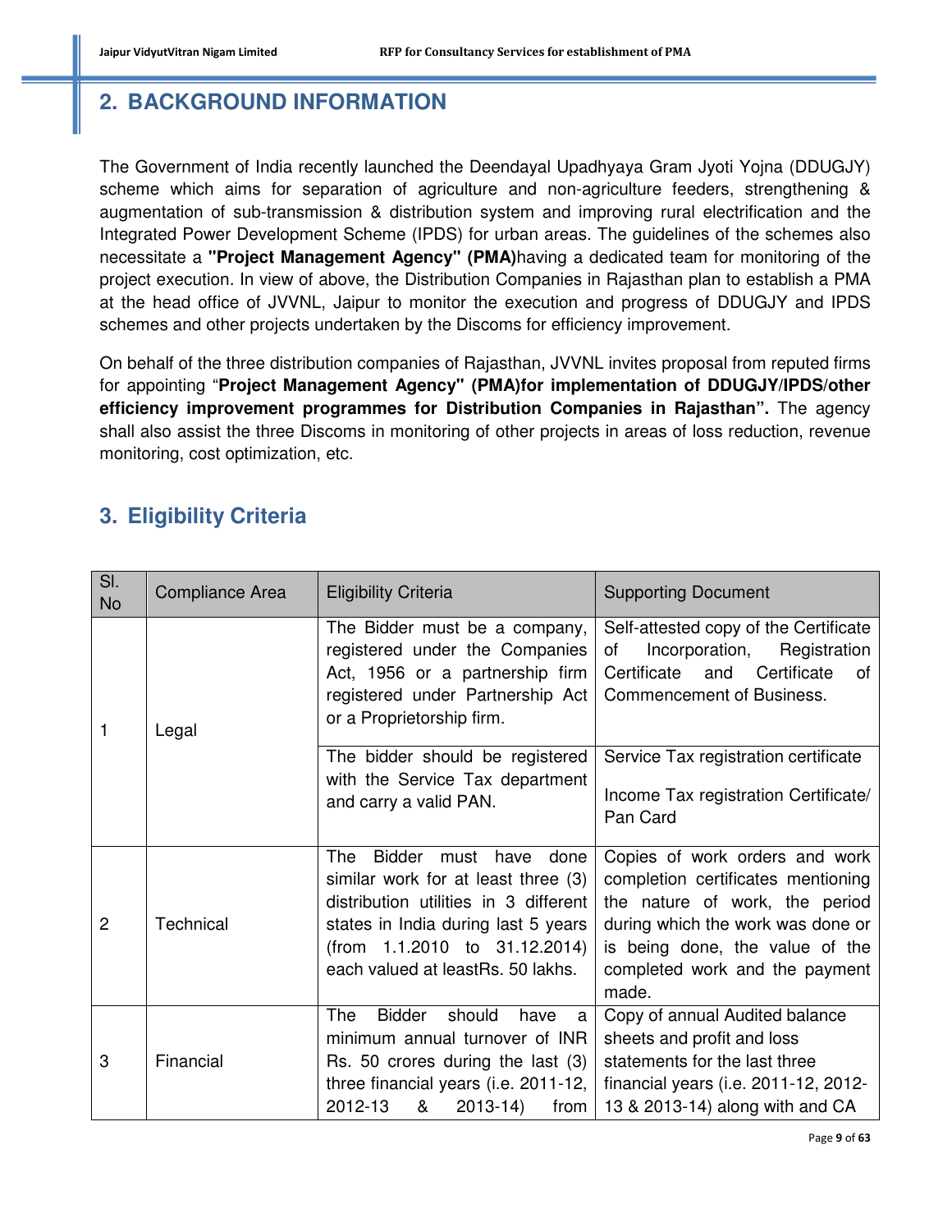## 2. BACKGROUND INFORMATION

The Government of India recently launched the Deendayal Upadhyaya Gram Jyoti Yojna (DDUGJY) scheme which aims for separation of agriculture and non-agriculture feeders, strengthening & augmentation of sub-transmission & distribution system and improving rural electrification and the Integrated Power Development Scheme (IPDS) for urban areas. The guidelines of the schemes also necessitate a **"Project Management Agency" (PMA)**having a dedicated team for monitoring of the project execution. In view of above, the Distribution Companies in Rajasthan plan to establish a PMA at the head office of JVVNL, Jaipur to monitor the execution and progress of DDUGJY and IPDS schemes and other projects undertaken by the Discoms for efficiency improvement.

On behalf of the three distribution companies of Rajasthan, JVVNL invites proposal from reputed firms for appointing "**Project Management Agency" (PMA)for implementation of DDUGJY/IPDS/other efficiency improvement programmes for Distribution Companies in Rajasthan".** The agency shall also assist the three Discoms in monitoring of other projects in areas of loss reduction, revenue monitoring, cost optimization, etc.

## 3. Eligibility Criteria

| Sl. No | Compliance Area | Eligibility Criteria | Supporting Document |
|---|---|---|---|
| 1 | Legal | The Bidder must be a company, registered under the Companies Act, 1956 or a partnership firm registered under Partnership Act or a Proprietorship firm. | Self-attested copy of the Certificate of Incorporation, Registration Certificate and Certificate of Commencement of Business. |
| | | The bidder should be registered with the Service Tax department and carry a valid PAN. | Service Tax registration certificate<br><br>Income Tax registration Certificate/ Pan Card |
| 2 | Technical | The Bidder must have done similar work for at least three (3) distribution utilities in 3 different states in India during last 5 years (from 1.1.2010 to 31.12.2014) each valued at leastRs. 50 lakhs. | Copies of work orders and work completion certificates mentioning the nature of work, the period during which the work was done or is being done, the value of the completed work and the payment made. |
| 3 | Financial | The Bidder should have a minimum annual turnover of INR Rs. 50 crores during the last (3) three financial years (i.e. 2011-12, 2012-13 & 2013-14) from | Copy of annual Audited balance sheets and profit and loss statements for the last three financial years (i.e. 2011-12, 2012-13 & 2013-14) along with and CA |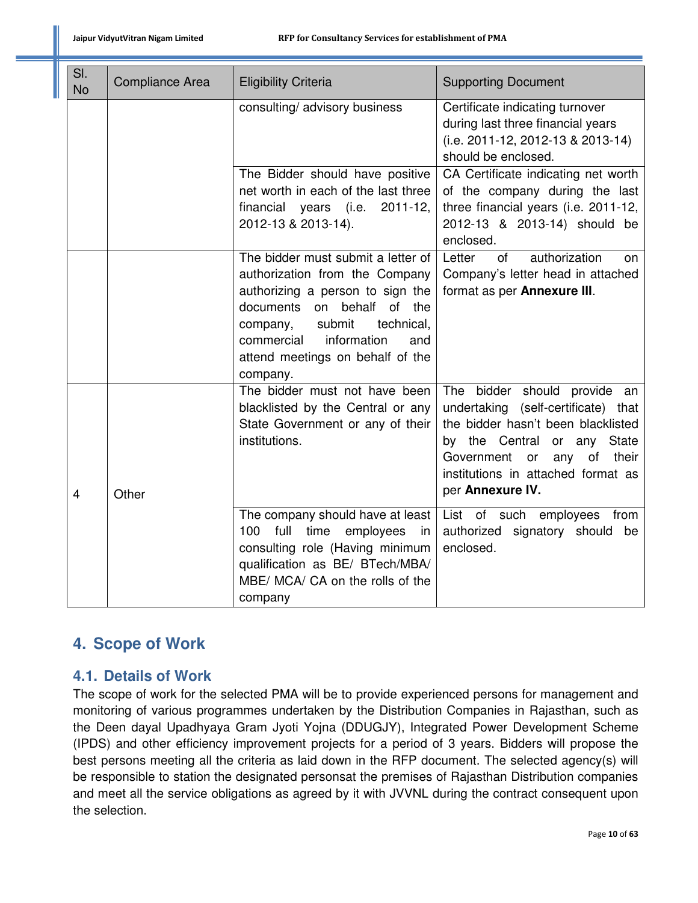| Sl. No | Compliance Area | Eligibility Criteria | Supporting Document |
|---|---|---|---|
| | | consulting/ advisory business | Certificate indicating turnover during last three financial years (i.e. 2011-12, 2012-13 & 2013-14) should be enclosed. |
| | | The Bidder should have positive net worth in each of the last three financial years (i.e. 2011-12, 2012-13 & 2013-14). | CA Certificate indicating net worth of the company during the last three financial years (i.e. 2011-12, 2012-13 & 2013-14) should be enclosed. |
| | | The bidder must submit a letter of authorization from the Company authorizing a person to sign the documents on behalf of the company, submit technical, commercial information and attend meetings on behalf of the company. | Letter of authorization on Company's letter head in attached format as per **Annexure III**. |
| 4 | Other | The bidder must not have been blacklisted by the Central or any State Government or any of their institutions. | The bidder should provide an undertaking (self-certificate) that the bidder hasn't been blacklisted by the Central or any State Government or any of their institutions in attached format as per **Annexure IV.** |
| | | The company should have at least 100 full time employees in consulting role (Having minimum qualification as BE/ BTech/MBA/ MBE/ MCA/ CA on the rolls of the company | List of such employees from authorized signatory should be enclosed. |

# 4. Scope of Work

## 4.1. Details of Work

The scope of work for the selected PMA will be to provide experienced persons for management and monitoring of various programmes undertaken by the Distribution Companies in Rajasthan, such as the Deen dayal Upadhyaya Gram Jyoti Yojna (DDUGJY), Integrated Power Development Scheme (IPDS) and other efficiency improvement projects for a period of 3 years. Bidders will propose the best persons meeting all the criteria as laid down in the RFP document. The selected agency(s) will be responsible to station the designated personsat the premises of Rajasthan Distribution companies and meet all the service obligations as agreed by it with JVVNL during the contract consequent upon the selection.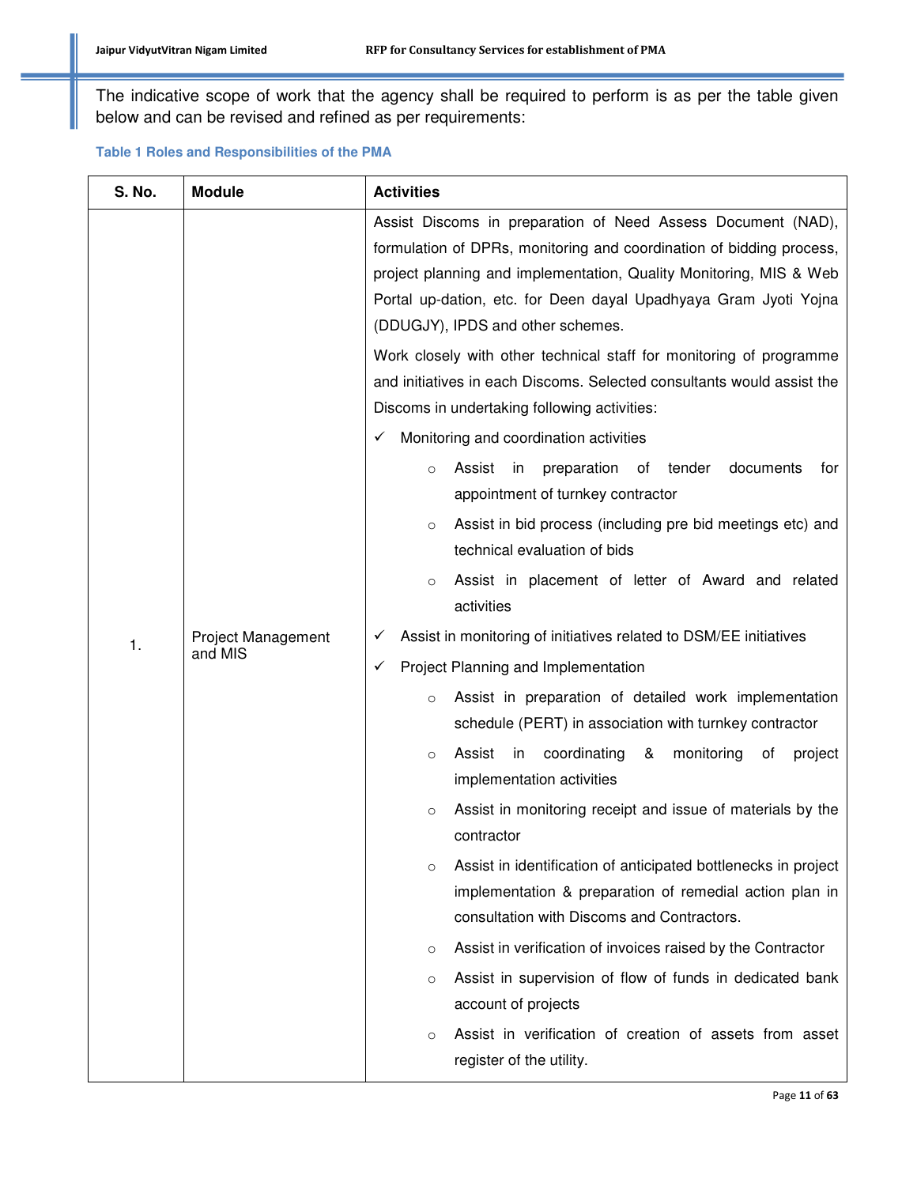The indicative scope of work that the agency shall be required to perform is as per the table given below and can be revised and refined as per requirements:

**Table 1 Roles and Responsibilities of the PMA**

| S. No. | Module | Activities |
|---|---|---|
| 1. | Project Management and MIS | Assist Discoms in preparation of Need Assess Document (NAD), formulation of DPRs, monitoring and coordination of bidding process, project planning and implementation, Quality Monitoring, MIS & Web Portal up-dation, etc. for Deen dayal Upadhyaya Gram Jyoti Yojna (DDUGJY), IPDS and other schemes.<br><br>Work closely with other technical staff for monitoring of programme and initiatives in each Discoms. Selected consultants would assist the Discoms in undertaking following activities:<br><br>✓ Monitoring and coordination activities<br>&nbsp;&nbsp;&nbsp;&nbsp;○ Assist in preparation of tender documents for appointment of turnkey contractor<br>&nbsp;&nbsp;&nbsp;&nbsp;○ Assist in bid process (including pre bid meetings etc) and technical evaluation of bids<br>&nbsp;&nbsp;&nbsp;&nbsp;○ Assist in placement of letter of Award and related activities<br>✓ Assist in monitoring of initiatives related to DSM/EE initiatives<br>✓ Project Planning and Implementation<br>&nbsp;&nbsp;&nbsp;&nbsp;○ Assist in preparation of detailed work implementation schedule (PERT) in association with turnkey contractor<br>&nbsp;&nbsp;&nbsp;&nbsp;○ Assist in coordinating & monitoring of project implementation activities<br>&nbsp;&nbsp;&nbsp;&nbsp;○ Assist in monitoring receipt and issue of materials by the contractor<br>&nbsp;&nbsp;&nbsp;&nbsp;○ Assist in identification of anticipated bottlenecks in project implementation & preparation of remedial action plan in consultation with Discoms and Contractors.<br>&nbsp;&nbsp;&nbsp;&nbsp;○ Assist in verification of invoices raised by the Contractor<br>&nbsp;&nbsp;&nbsp;&nbsp;○ Assist in supervision of flow of funds in dedicated bank account of projects<br>&nbsp;&nbsp;&nbsp;&nbsp;○ Assist in verification of creation of assets from asset register of the utility. |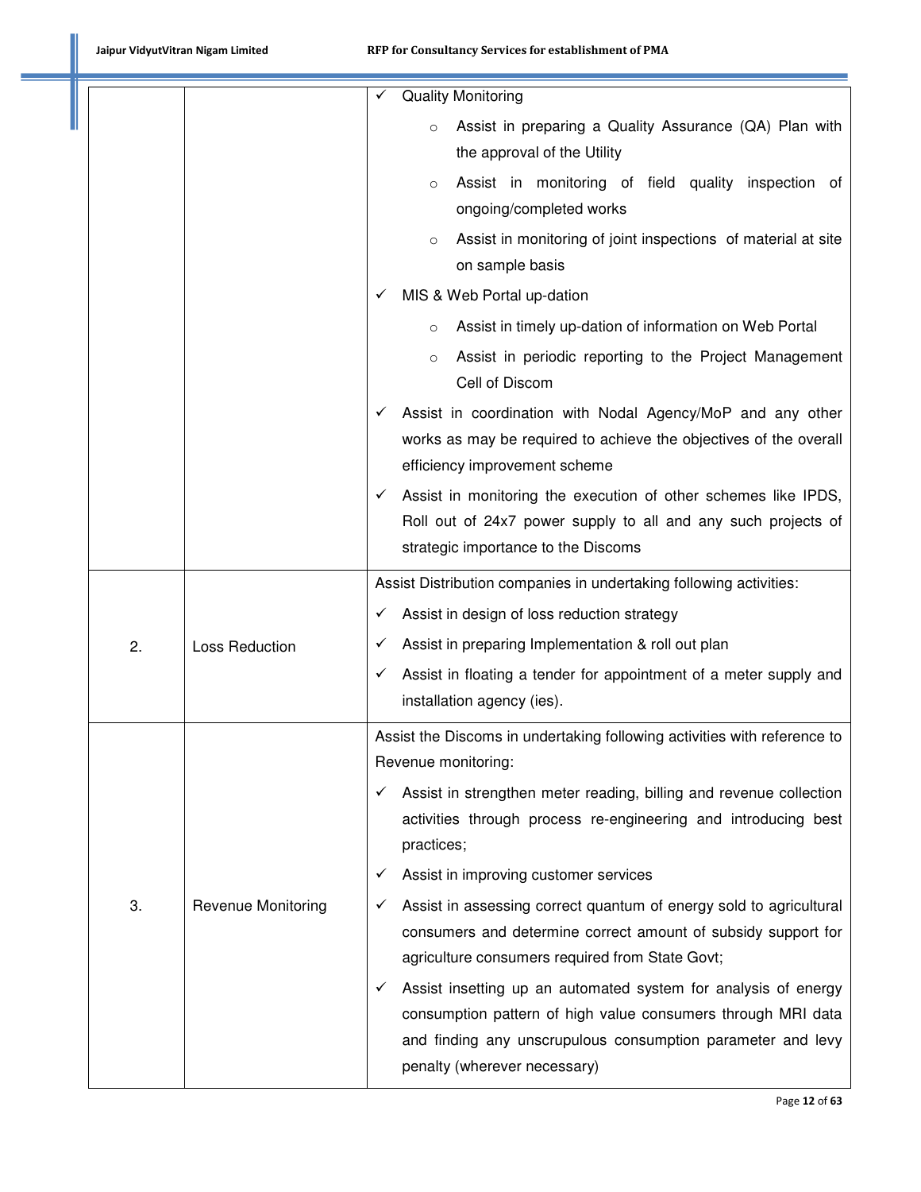| | | |
|---|---|---|
| | | ✓ Quality Monitoring<br>o Assist in preparing a Quality Assurance (QA) Plan with the approval of the Utility<br>o Assist in monitoring of field quality inspection of ongoing/completed works<br>o Assist in monitoring of joint inspections of material at site on sample basis<br>✓ MIS & Web Portal up-dation<br>o Assist in timely up-dation of information on Web Portal<br>o Assist in periodic reporting to the Project Management Cell of Discom<br>✓ Assist in coordination with Nodal Agency/MoP and any other works as may be required to achieve the objectives of the overall efficiency improvement scheme<br>✓ Assist in monitoring the execution of other schemes like IPDS, Roll out of 24x7 power supply to all and any such projects of strategic importance to the Discoms |
| 2. | Loss Reduction | Assist Distribution companies in undertaking following activities:<br>✓ Assist in design of loss reduction strategy<br>✓ Assist in preparing Implementation & roll out plan<br>✓ Assist in floating a tender for appointment of a meter supply and installation agency (ies). |
| 3. | Revenue Monitoring | Assist the Discoms in undertaking following activities with reference to Revenue monitoring:<br>✓ Assist in strengthen meter reading, billing and revenue collection activities through process re-engineering and introducing best practices;<br>✓ Assist in improving customer services<br>✓ Assist in assessing correct quantum of energy sold to agricultural consumers and determine correct amount of subsidy support for agriculture consumers required from State Govt;<br>✓ Assist insetting up an automated system for analysis of energy consumption pattern of high value consumers through MRI data and finding any unscrupulous consumption parameter and levy penalty (wherever necessary) |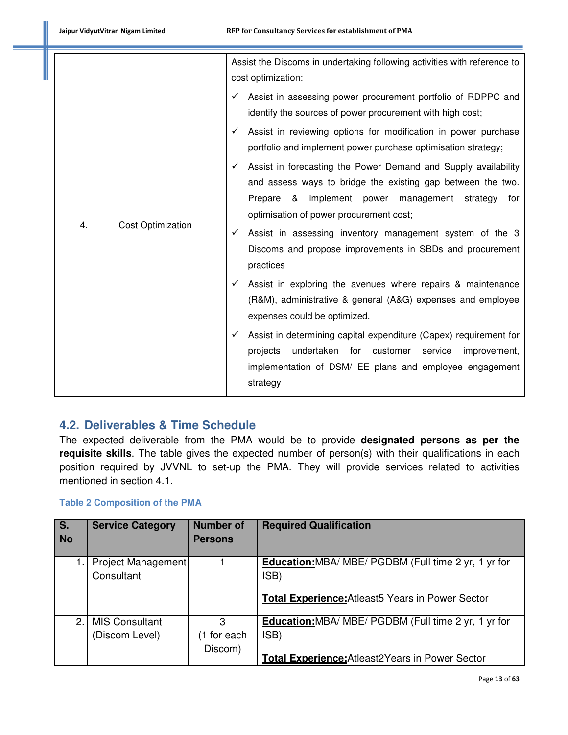| | | |
|---|---|---|
| 4. | Cost Optimization | Assist the Discoms in undertaking following activities with reference to cost optimization:<br>✓ Assist in assessing power procurement portfolio of RDPPC and identify the sources of power procurement with high cost;<br>✓ Assist in reviewing options for modification in power purchase portfolio and implement power purchase optimisation strategy;<br>✓ Assist in forecasting the Power Demand and Supply availability and assess ways to bridge the existing gap between the two. Prepare & implement power management strategy for optimisation of power procurement cost;<br>✓ Assist in assessing inventory management system of the 3 Discoms and propose improvements in SBDs and procurement practices<br>✓ Assist in exploring the avenues where repairs & maintenance (R&M), administrative & general (A&G) expenses and employee expenses could be optimized.<br>✓ Assist in determining capital expenditure (Capex) requirement for projects undertaken for customer service improvement, implementation of DSM/ EE plans and employee engagement strategy |

## 4.2. Deliverables & Time Schedule

The expected deliverable from the PMA would be to provide **designated persons as per the requisite skills**. The table gives the expected number of person(s) with their qualifications in each position required by JVVNL to set-up the PMA. They will provide services related to activities mentioned in section 4.1.

**Table 2 Composition of the PMA**

| S. No | Service Category | Number of Persons | Required Qualification |
|---|---|---|---|
| 1. | Project Management Consultant | 1 | **Education:**MBA/ MBE/ PGDBM (Full time 2 yr, 1 yr for ISB)<br><br>**Total Experience:**Atleast5 Years in Power Sector |
| 2. | MIS Consultant (Discom Level) | 3 (1 for each Discom) | **Education:**MBA/ MBE/ PGDBM (Full time 2 yr, 1 yr for ISB)<br><br>**Total Experience:**Atleast2Years in Power Sector |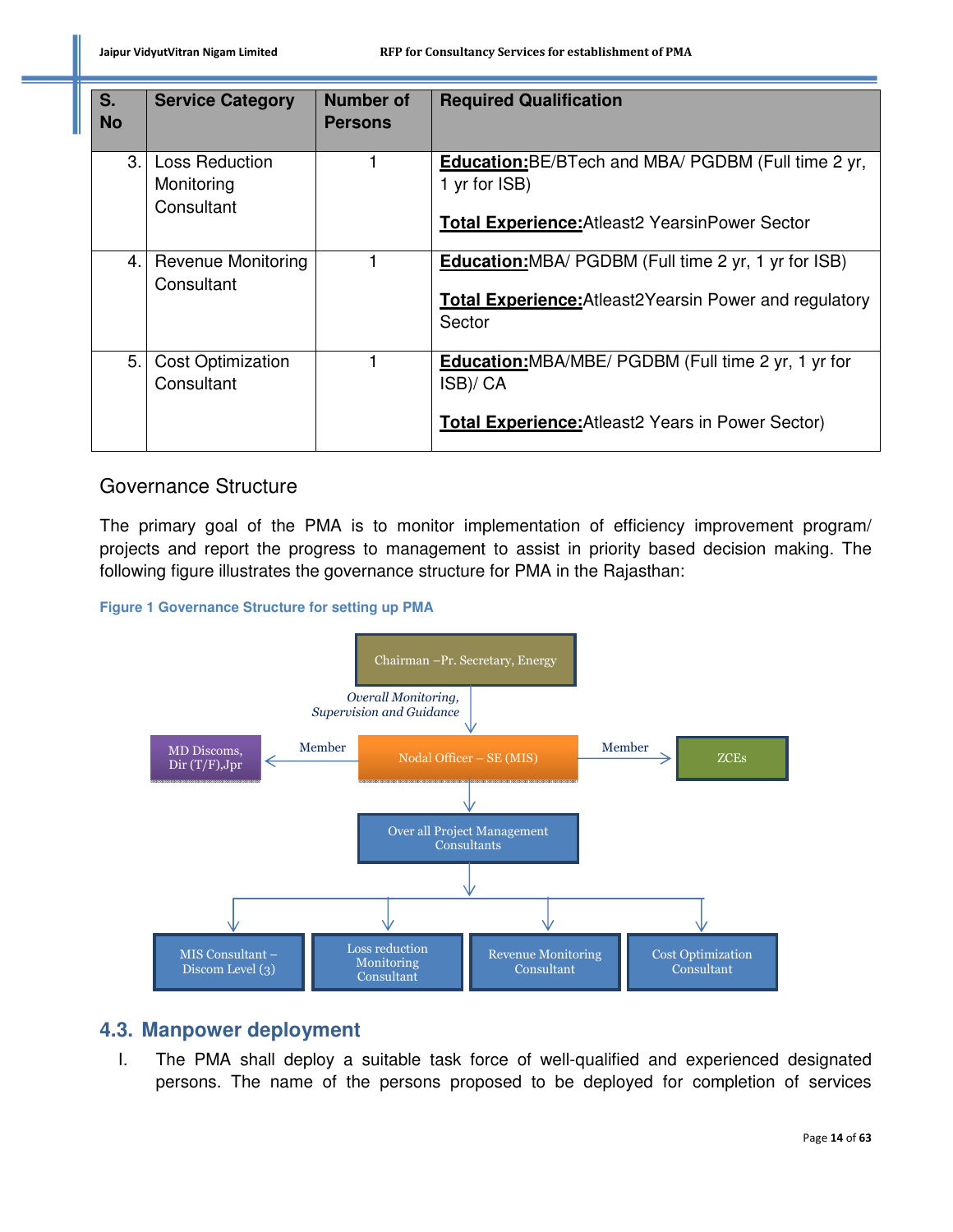| S. No | Service Category | Number of Persons | Required Qualification |
|---|---|---|---|
| 3. | Loss Reduction Monitoring Consultant | 1 | **Education:**BE/BTech and MBA/ PGDBM (Full time 2 yr, 1 yr for ISB)<br><br>**Total Experience:**Atleast2 YearsinPower Sector |
| 4. | Revenue Monitoring Consultant | 1 | **Education:**MBA/ PGDBM (Full time 2 yr, 1 yr for ISB)<br><br>**Total Experience:**Atleast2Yearsin Power and regulatory Sector |
| 5. | Cost Optimization Consultant | 1 | **Education:**MBA/MBE/ PGDBM (Full time 2 yr, 1 yr for ISB)/ CA<br><br>**Total Experience:**Atleast2 Years in Power Sector) |

### Governance Structure

The primary goal of the PMA is to monitor implementation of efficiency improvement program/ projects and report the progress to management to assist in priority based decision making. The following figure illustrates the governance structure for PMA in the Rajasthan:

**Figure 1 Governance Structure for setting up PMA**

- Chairman –Pr. Secretary, Energy
  - *Overall Monitoring, Supervision and Guidance* → Nodal Officer – SE (MIS)
    - Member → MD Discoms, Dir (T/F),Jpr
    - Member → ZCEs
    - → Over all Project Management Consultants
      - → MIS Consultant – Discom Level (3)
      - → Loss reduction Monitoring Consultant
      - → Revenue Monitoring Consultant
      - → Cost Optimization Consultant

## 4.3. Manpower deployment

I. The PMA shall deploy a suitable task force of well-qualified and experienced designated persons. The name of the persons proposed to be deployed for completion of services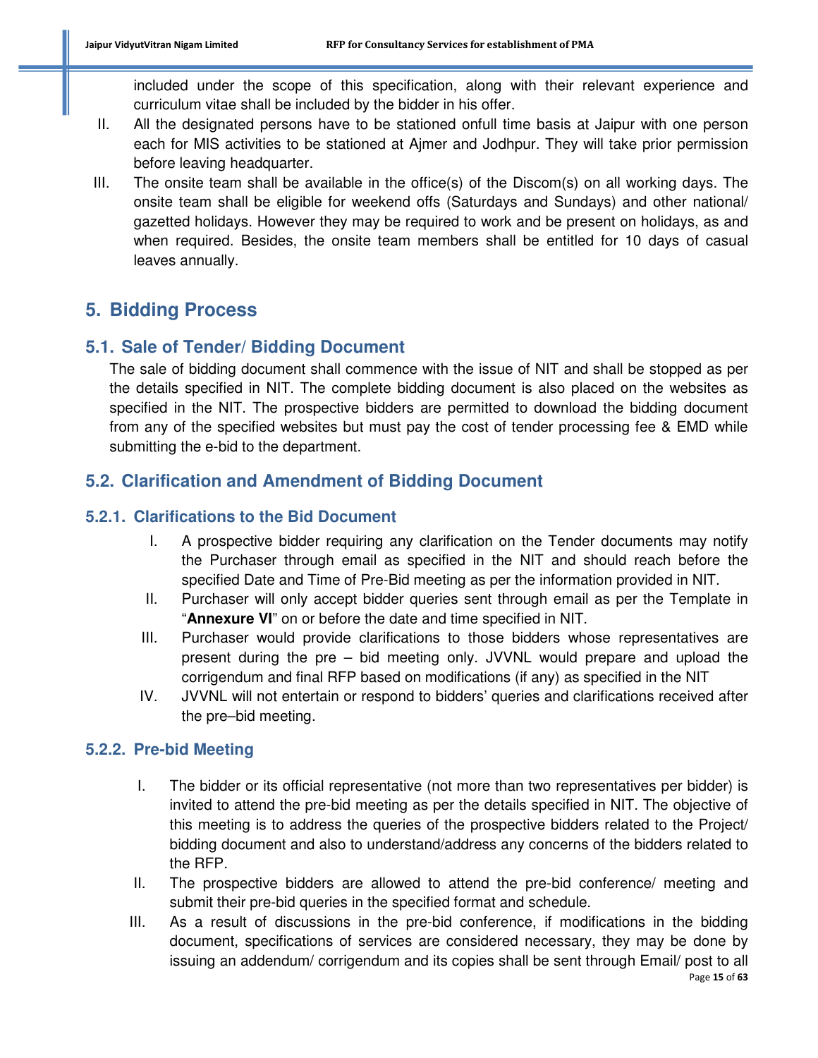included under the scope of this specification, along with their relevant experience and curriculum vitae shall be included by the bidder in his offer.

II. All the designated persons have to be stationed onfull time basis at Jaipur with one person each for MIS activities to be stationed at Ajmer and Jodhpur. They will take prior permission before leaving headquarter.

III. The onsite team shall be available in the office(s) of the Discom(s) on all working days. The onsite team shall be eligible for weekend offs (Saturdays and Sundays) and other national/ gazetted holidays. However they may be required to work and be present on holidays, as and when required. Besides, the onsite team members shall be entitled for 10 days of casual leaves annually.

# 5. Bidding Process

## 5.1. Sale of Tender/ Bidding Document

The sale of bidding document shall commence with the issue of NIT and shall be stopped as per the details specified in NIT. The complete bidding document is also placed on the websites as specified in the NIT. The prospective bidders are permitted to download the bidding document from any of the specified websites but must pay the cost of tender processing fee & EMD while submitting the e-bid to the department.

## 5.2. Clarification and Amendment of Bidding Document

### 5.2.1. Clarifications to the Bid Document

I. A prospective bidder requiring any clarification on the Tender documents may notify the Purchaser through email as specified in the NIT and should reach before the specified Date and Time of Pre-Bid meeting as per the information provided in NIT.

II. Purchaser will only accept bidder queries sent through email as per the Template in "**Annexure VI**" on or before the date and time specified in NIT.

III. Purchaser would provide clarifications to those bidders whose representatives are present during the pre – bid meeting only. JVVNL would prepare and upload the corrigendum and final RFP based on modifications (if any) as specified in the NIT

IV. JVVNL will not entertain or respond to bidders' queries and clarifications received after the pre–bid meeting.

### 5.2.2. Pre-bid Meeting

I. The bidder or its official representative (not more than two representatives per bidder) is invited to attend the pre-bid meeting as per the details specified in NIT. The objective of this meeting is to address the queries of the prospective bidders related to the Project/ bidding document and also to understand/address any concerns of the bidders related to the RFP.

II. The prospective bidders are allowed to attend the pre-bid conference/ meeting and submit their pre-bid queries in the specified format and schedule.

III. As a result of discussions in the pre-bid conference, if modifications in the bidding document, specifications of services are considered necessary, they may be done by issuing an addendum/ corrigendum and its copies shall be sent through Email/ post to all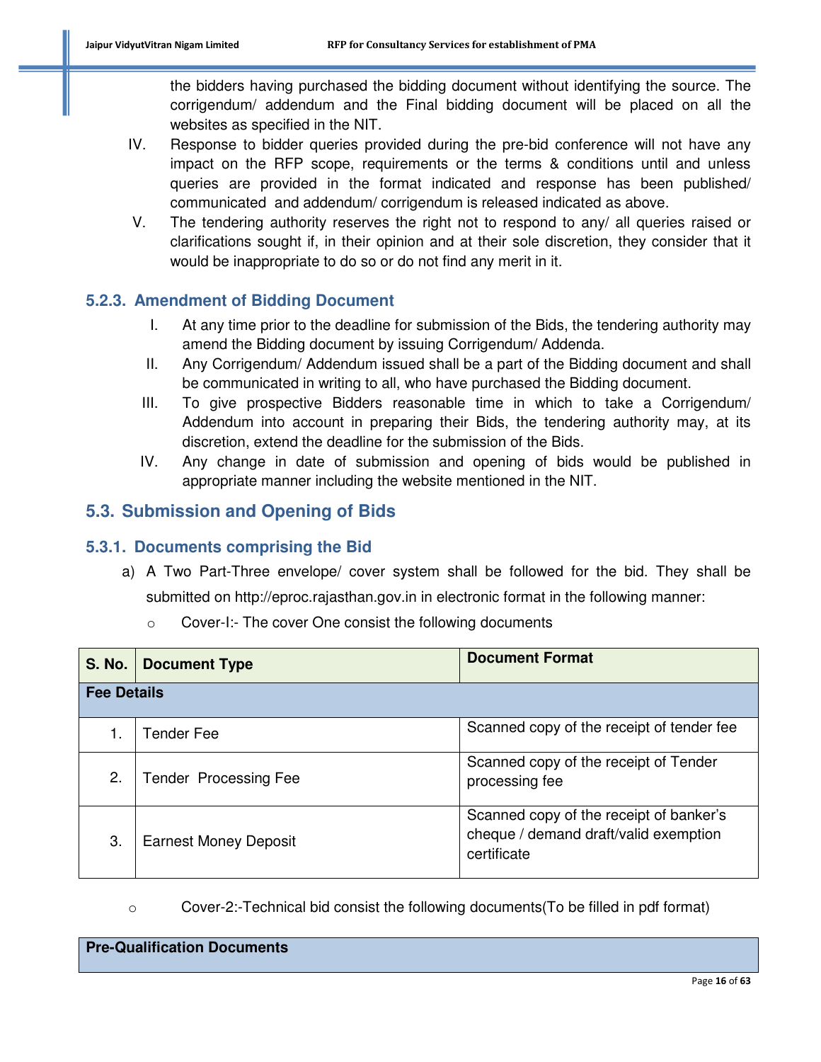the bidders having purchased the bidding document without identifying the source. The corrigendum/ addendum and the Final bidding document will be placed on all the websites as specified in the NIT.

IV. Response to bidder queries provided during the pre-bid conference will not have any impact on the RFP scope, requirements or the terms & conditions until and unless queries are provided in the format indicated and response has been published/ communicated and addendum/ corrigendum is released indicated as above.

V. The tendering authority reserves the right not to respond to any/ all queries raised or clarifications sought if, in their opinion and at their sole discretion, they consider that it would be inappropriate to do so or do not find any merit in it.

### 5.2.3. Amendment of Bidding Document

I. At any time prior to the deadline for submission of the Bids, the tendering authority may amend the Bidding document by issuing Corrigendum/ Addenda.

II. Any Corrigendum/ Addendum issued shall be a part of the Bidding document and shall be communicated in writing to all, who have purchased the Bidding document.

III. To give prospective Bidders reasonable time in which to take a Corrigendum/ Addendum into account in preparing their Bids, the tendering authority may, at its discretion, extend the deadline for the submission of the Bids.

IV. Any change in date of submission and opening of bids would be published in appropriate manner including the website mentioned in the NIT.

## 5.3. Submission and Opening of Bids

### 5.3.1. Documents comprising the Bid

a) A Two Part-Three envelope/ cover system shall be followed for the bid. They shall be submitted on http://eproc.rajasthan.gov.in in electronic format in the following manner:

- Cover-I:- The cover One consist the following documents

| S. No. | Document Type | Document Format |
|---|---|---|
| **Fee Details** | | |
| 1. | Tender Fee | Scanned copy of the receipt of tender fee |
| 2. | Tender Processing Fee | Scanned copy of the receipt of Tender processing fee |
| 3. | Earnest Money Deposit | Scanned copy of the receipt of banker's cheque / demand draft/valid exemption certificate |

- Cover-2:-Technical bid consist the following documents(To be filled in pdf format)

| **Pre-Qualification Documents** |
|---|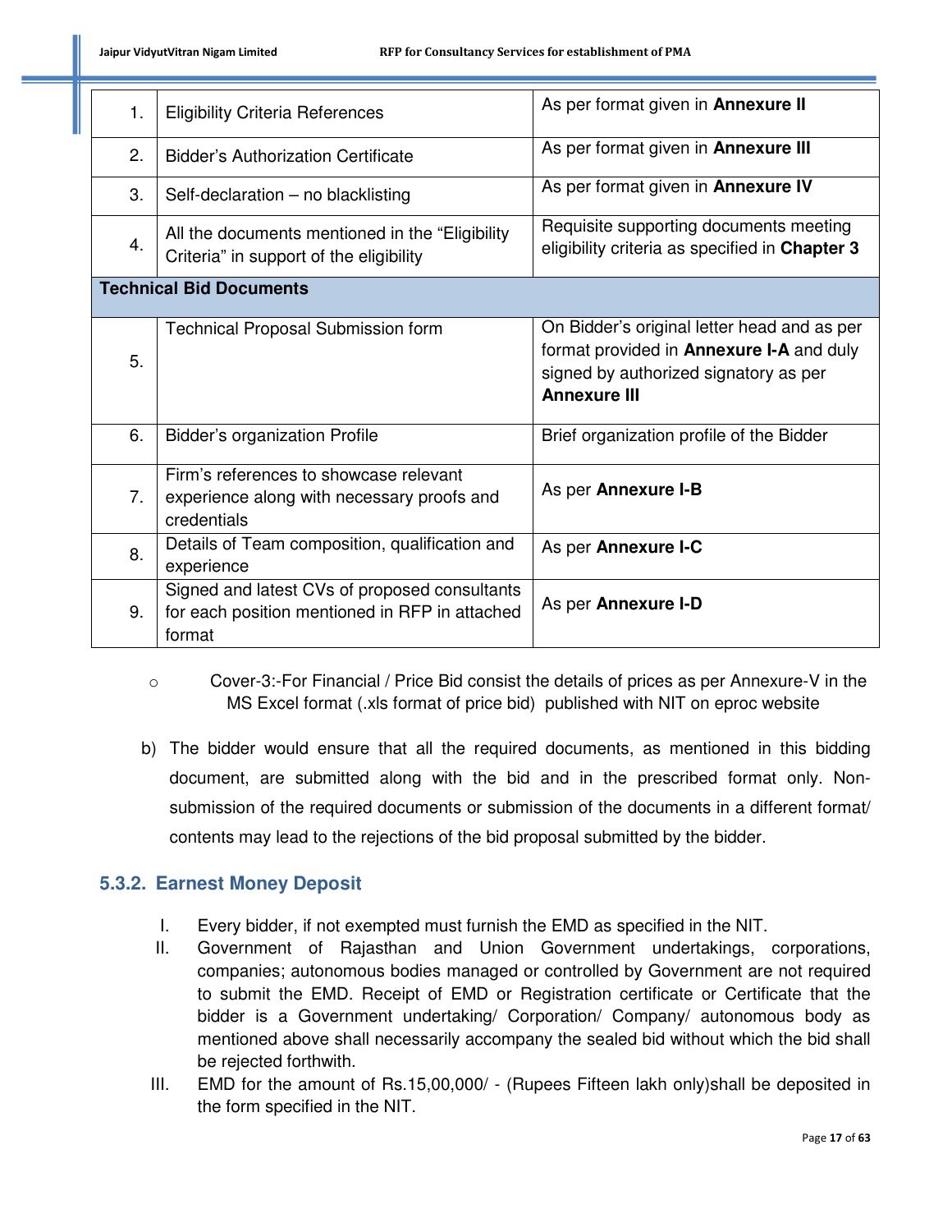| | | |
|---|---|---|
| 1. | Eligibility Criteria References | As per format given in **Annexure II** |
| 2. | Bidder's Authorization Certificate | As per format given in **Annexure III** |
| 3. | Self-declaration – no blacklisting | As per format given in **Annexure IV** |
| 4. | All the documents mentioned in the "Eligibility Criteria" in support of the eligibility | Requisite supporting documents meeting eligibility criteria as specified in **Chapter 3** |
| **Technical Bid Documents** | | |
| 5. | Technical Proposal Submission form | On Bidder's original letter head and as per format provided in **Annexure I-A** and duly signed by authorized signatory as per **Annexure III** |
| 6. | Bidder's organization Profile | Brief organization profile of the Bidder |
| 7. | Firm's references to showcase relevant experience along with necessary proofs and credentials | As per **Annexure I-B** |
| 8. | Details of Team composition, qualification and experience | As per **Annexure I-C** |
| 9. | Signed and latest CVs of proposed consultants for each position mentioned in RFP in attached format | As per **Annexure I-D** |

- Cover-3:-For Financial / Price Bid consist the details of prices as per Annexure-V in the MS Excel format (.xls format of price bid) published with NIT on eproc website

b) The bidder would ensure that all the required documents, as mentioned in this bidding document, are submitted along with the bid and in the prescribed format only. Non-submission of the required documents or submission of the documents in a different format/ contents may lead to the rejections of the bid proposal submitted by the bidder.

### 5.3.2. Earnest Money Deposit

I. Every bidder, if not exempted must furnish the EMD as specified in the NIT.

II. Government of Rajasthan and Union Government undertakings, corporations, companies; autonomous bodies managed or controlled by Government are not required to submit the EMD. Receipt of EMD or Registration certificate or Certificate that the bidder is a Government undertaking/ Corporation/ Company/ autonomous body as mentioned above shall necessarily accompany the sealed bid without which the bid shall be rejected forthwith.

III. EMD for the amount of Rs.15,00,000/ - (Rupees Fifteen lakh only)shall be deposited in the form specified in the NIT.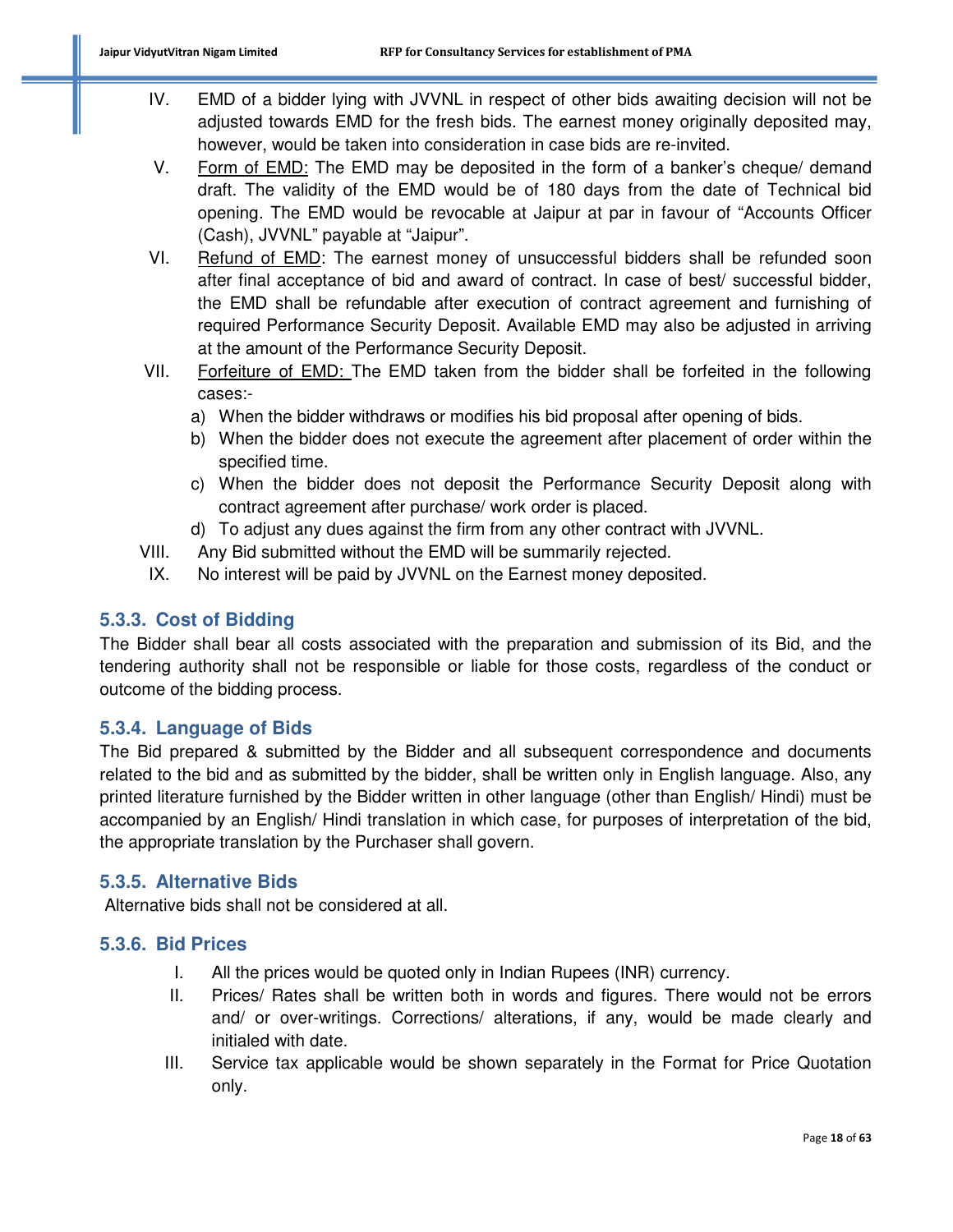IV. EMD of a bidder lying with JVVNL in respect of other bids awaiting decision will not be adjusted towards EMD for the fresh bids. The earnest money originally deposited may, however, would be taken into consideration in case bids are re-invited.

V. Form of EMD: The EMD may be deposited in the form of a banker's cheque/ demand draft. The validity of the EMD would be of 180 days from the date of Technical bid opening. The EMD would be revocable at Jaipur at par in favour of "Accounts Officer (Cash), JVVNL" payable at "Jaipur".

VI. Refund of EMD: The earnest money of unsuccessful bidders shall be refunded soon after final acceptance of bid and award of contract. In case of best/ successful bidder, the EMD shall be refundable after execution of contract agreement and furnishing of required Performance Security Deposit. Available EMD may also be adjusted in arriving at the amount of the Performance Security Deposit.

VII. Forfeiture of EMD: The EMD taken from the bidder shall be forfeited in the following cases:-

   a) When the bidder withdraws or modifies his bid proposal after opening of bids.
   b) When the bidder does not execute the agreement after placement of order within the specified time.
   c) When the bidder does not deposit the Performance Security Deposit along with contract agreement after purchase/ work order is placed.
   d) To adjust any dues against the firm from any other contract with JVVNL.

VIII. Any Bid submitted without the EMD will be summarily rejected.

IX. No interest will be paid by JVVNL on the Earnest money deposited.

### 5.3.3. Cost of Bidding

The Bidder shall bear all costs associated with the preparation and submission of its Bid, and the tendering authority shall not be responsible or liable for those costs, regardless of the conduct or outcome of the bidding process.

### 5.3.4. Language of Bids

The Bid prepared & submitted by the Bidder and all subsequent correspondence and documents related to the bid and as submitted by the bidder, shall be written only in English language. Also, any printed literature furnished by the Bidder written in other language (other than English/ Hindi) must be accompanied by an English/ Hindi translation in which case, for purposes of interpretation of the bid, the appropriate translation by the Purchaser shall govern.

### 5.3.5. Alternative Bids

Alternative bids shall not be considered at all.

### 5.3.6. Bid Prices

I. All the prices would be quoted only in Indian Rupees (INR) currency.

II. Prices/ Rates shall be written both in words and figures. There would not be errors and/ or over-writings. Corrections/ alterations, if any, would be made clearly and initialed with date.

III. Service tax applicable would be shown separately in the Format for Price Quotation only.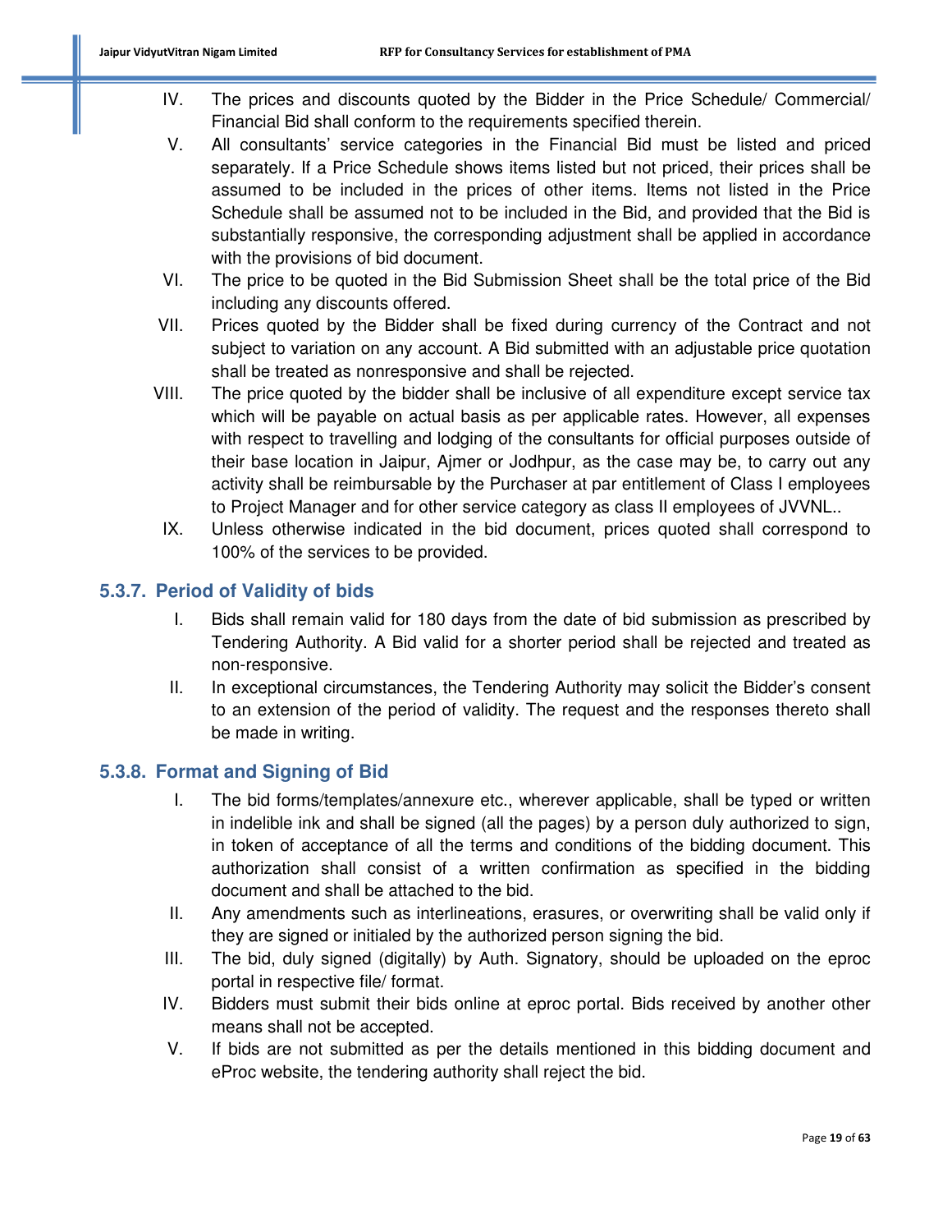IV. The prices and discounts quoted by the Bidder in the Price Schedule/ Commercial/ Financial Bid shall conform to the requirements specified therein.

V. All consultants' service categories in the Financial Bid must be listed and priced separately. If a Price Schedule shows items listed but not priced, their prices shall be assumed to be included in the prices of other items. Items not listed in the Price Schedule shall be assumed not to be included in the Bid, and provided that the Bid is substantially responsive, the corresponding adjustment shall be applied in accordance with the provisions of bid document.

VI. The price to be quoted in the Bid Submission Sheet shall be the total price of the Bid including any discounts offered.

VII. Prices quoted by the Bidder shall be fixed during currency of the Contract and not subject to variation on any account. A Bid submitted with an adjustable price quotation shall be treated as nonresponsive and shall be rejected.

VIII. The price quoted by the bidder shall be inclusive of all expenditure except service tax which will be payable on actual basis as per applicable rates. However, all expenses with respect to travelling and lodging of the consultants for official purposes outside of their base location in Jaipur, Ajmer or Jodhpur, as the case may be, to carry out any activity shall be reimbursable by the Purchaser at par entitlement of Class I employees to Project Manager and for other service category as class II employees of JVVNL..

IX. Unless otherwise indicated in the bid document, prices quoted shall correspond to 100% of the services to be provided.

### 5.3.7. Period of Validity of bids

I. Bids shall remain valid for 180 days from the date of bid submission as prescribed by Tendering Authority. A Bid valid for a shorter period shall be rejected and treated as non-responsive.

II. In exceptional circumstances, the Tendering Authority may solicit the Bidder's consent to an extension of the period of validity. The request and the responses thereto shall be made in writing.

### 5.3.8. Format and Signing of Bid

I. The bid forms/templates/annexure etc., wherever applicable, shall be typed or written in indelible ink and shall be signed (all the pages) by a person duly authorized to sign, in token of acceptance of all the terms and conditions of the bidding document. This authorization shall consist of a written confirmation as specified in the bidding document and shall be attached to the bid.

II. Any amendments such as interlineations, erasures, or overwriting shall be valid only if they are signed or initialed by the authorized person signing the bid.

III. The bid, duly signed (digitally) by Auth. Signatory, should be uploaded on the eproc portal in respective file/ format.

IV. Bidders must submit their bids online at eproc portal. Bids received by another other means shall not be accepted.

V. If bids are not submitted as per the details mentioned in this bidding document and eProc website, the tendering authority shall reject the bid.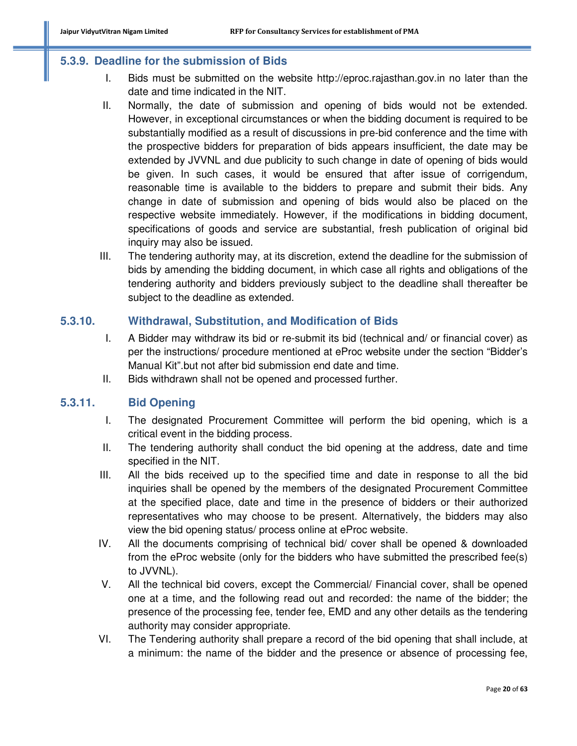### 5.3.9. Deadline for the submission of Bids

I. Bids must be submitted on the website http://eproc.rajasthan.gov.in no later than the date and time indicated in the NIT.

II. Normally, the date of submission and opening of bids would not be extended. However, in exceptional circumstances or when the bidding document is required to be substantially modified as a result of discussions in pre-bid conference and the time with the prospective bidders for preparation of bids appears insufficient, the date may be extended by JVVNL and due publicity to such change in date of opening of bids would be given. In such cases, it would be ensured that after issue of corrigendum, reasonable time is available to the bidders to prepare and submit their bids. Any change in date of submission and opening of bids would also be placed on the respective website immediately. However, if the modifications in bidding document, specifications of goods and service are substantial, fresh publication of original bid inquiry may also be issued.

III. The tendering authority may, at its discretion, extend the deadline for the submission of bids by amending the bidding document, in which case all rights and obligations of the tendering authority and bidders previously subject to the deadline shall thereafter be subject to the deadline as extended.

### 5.3.10. Withdrawal, Substitution, and Modification of Bids

I. A Bidder may withdraw its bid or re-submit its bid (technical and/ or financial cover) as per the instructions/ procedure mentioned at eProc website under the section "Bidder's Manual Kit".but not after bid submission end date and time.

II. Bids withdrawn shall not be opened and processed further.

### 5.3.11. Bid Opening

I. The designated Procurement Committee will perform the bid opening, which is a critical event in the bidding process.

II. The tendering authority shall conduct the bid opening at the address, date and time specified in the NIT.

III. All the bids received up to the specified time and date in response to all the bid inquiries shall be opened by the members of the designated Procurement Committee at the specified place, date and time in the presence of bidders or their authorized representatives who may choose to be present. Alternatively, the bidders may also view the bid opening status/ process online at eProc website.

IV. All the documents comprising of technical bid/ cover shall be opened & downloaded from the eProc website (only for the bidders who have submitted the prescribed fee(s) to JVVNL).

V. All the technical bid covers, except the Commercial/ Financial cover, shall be opened one at a time, and the following read out and recorded: the name of the bidder; the presence of the processing fee, tender fee, EMD and any other details as the tendering authority may consider appropriate.

VI. The Tendering authority shall prepare a record of the bid opening that shall include, at a minimum: the name of the bidder and the presence or absence of processing fee,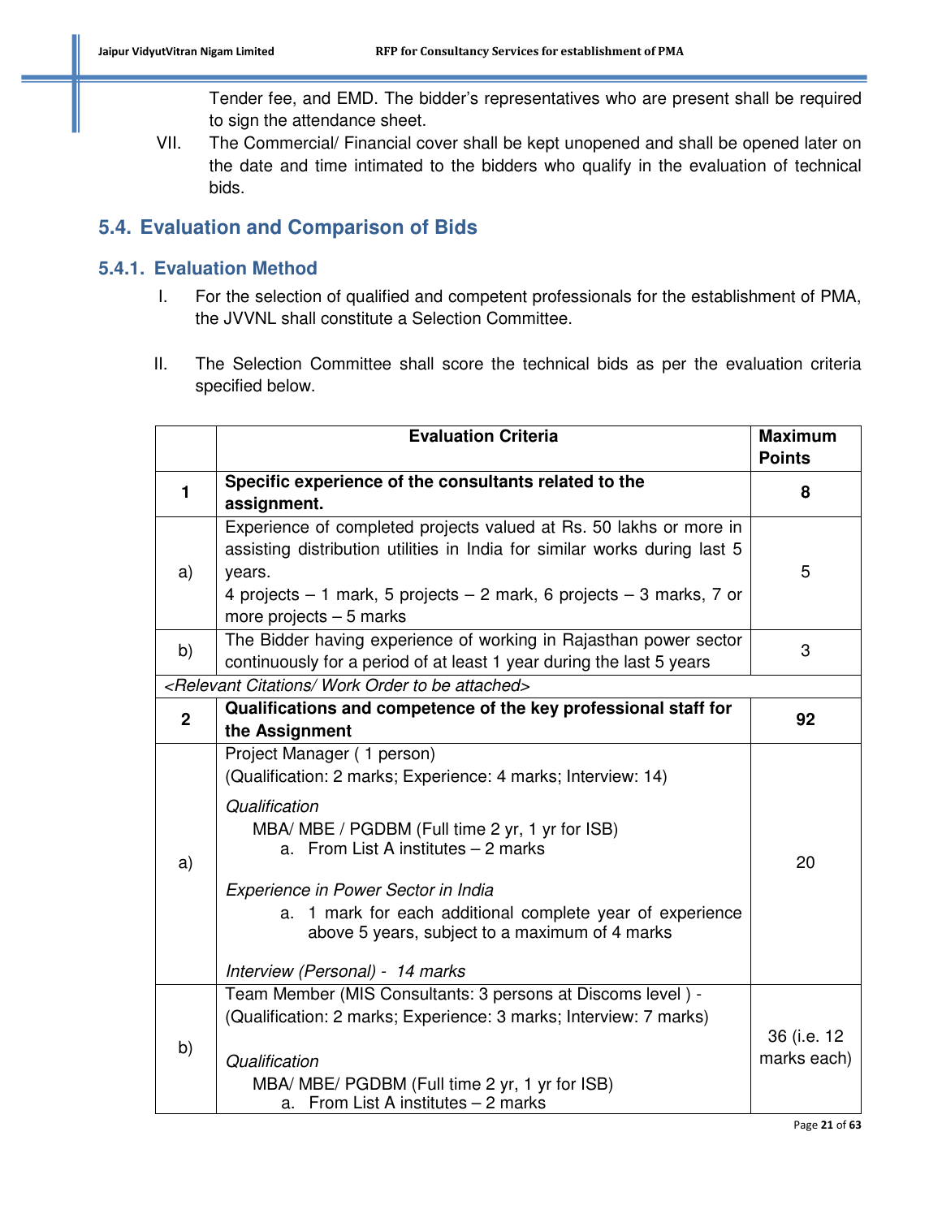Tender fee, and EMD. The bidder's representatives who are present shall be required to sign the attendance sheet.

VII. The Commercial/ Financial cover shall be kept unopened and shall be opened later on the date and time intimated to the bidders who qualify in the evaluation of technical bids.

## 5.4. Evaluation and Comparison of Bids

### 5.4.1. Evaluation Method

I. For the selection of qualified and competent professionals for the establishment of PMA, the JVVNL shall constitute a Selection Committee.

II. The Selection Committee shall score the technical bids as per the evaluation criteria specified below.

| | Evaluation Criteria | Maximum Points |
|---|---|---|
| **1** | **Specific experience of the consultants related to the assignment.** | **8** |
| a) | Experience of completed projects valued at Rs. 50 lakhs or more in assisting distribution utilities in India for similar works during last 5 years.<br>4 projects – 1 mark, 5 projects – 2 mark, 6 projects – 3 marks, 7 or more projects – 5 marks | 5 |
| b) | The Bidder having experience of working in Rajasthan power sector continuously for a period of at least 1 year during the last 5 years | 3 |
| *<Relevant Citations/ Work Order to be attached>* | | |
| **2** | **Qualifications and competence of the key professional staff for the Assignment** | **92** |
| a) | Project Manager ( 1 person)<br>(Qualification: 2 marks; Experience: 4 marks; Interview: 14)<br><br>*Qualification*<br>MBA/ MBE / PGDBM (Full time 2 yr, 1 yr for ISB)<br>a. From List A institutes – 2 marks<br><br>*Experience in Power Sector in India*<br>a. 1 mark for each additional complete year of experience above 5 years, subject to a maximum of 4 marks<br><br>*Interview (Personal) - 14 marks* | 20 |
| b) | Team Member (MIS Consultants: 3 persons at Discoms level ) - (Qualification: 2 marks; Experience: 3 marks; Interview: 7 marks)<br><br>*Qualification*<br>MBA/ MBE/ PGDBM (Full time 2 yr, 1 yr for ISB)<br>a. From List A institutes – 2 marks | 36 (i.e. 12 marks each) |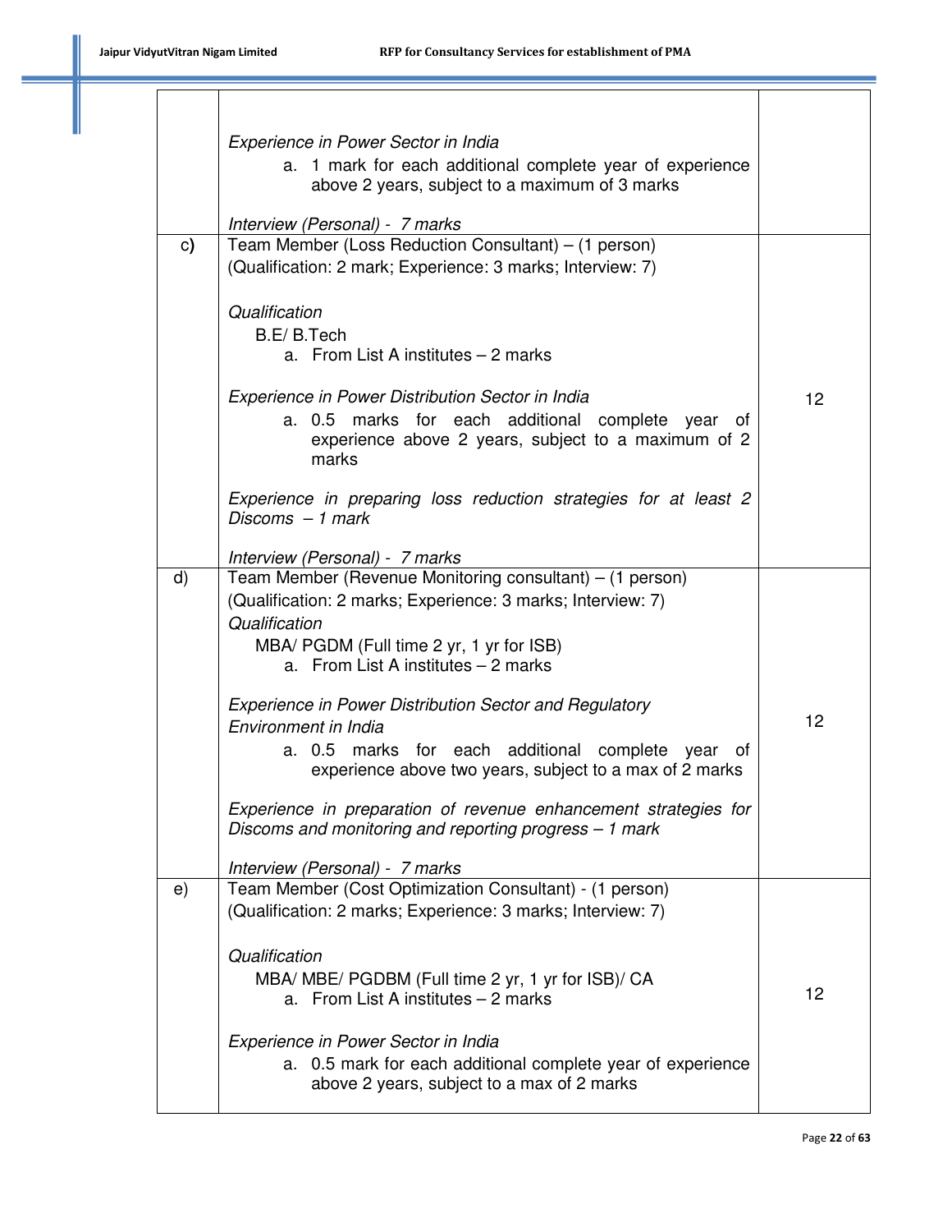| | | |
|---|---|---|
| | *Experience in Power Sector in India*<br>a. 1 mark for each additional complete year of experience above 2 years, subject to a maximum of 3 marks<br><br>*Interview (Personal) - 7 marks* | |
| c) | Team Member (Loss Reduction Consultant) – (1 person)<br>(Qualification: 2 mark; Experience: 3 marks; Interview: 7)<br><br>*Qualification*<br>B.E/ B.Tech<br>a. From List A institutes – 2 marks<br><br>*Experience in Power Distribution Sector in India*<br>a. 0.5 marks for each additional complete year of experience above 2 years, subject to a maximum of 2 marks<br><br>*Experience in preparing loss reduction strategies for at least 2 Discoms – 1 mark*<br><br>*Interview (Personal) - 7 marks* | 12 |
| d) | Team Member (Revenue Monitoring consultant) – (1 person)<br>(Qualification: 2 marks; Experience: 3 marks; Interview: 7)<br>*Qualification*<br>MBA/ PGDM (Full time 2 yr, 1 yr for ISB)<br>a. From List A institutes – 2 marks<br><br>*Experience in Power Distribution Sector and Regulatory Environment in India*<br>a. 0.5 marks for each additional complete year of experience above two years, subject to a max of 2 marks<br><br>*Experience in preparation of revenue enhancement strategies for Discoms and monitoring and reporting progress – 1 mark*<br><br>*Interview (Personal) - 7 marks* | 12 |
| e) | Team Member (Cost Optimization Consultant) - (1 person)<br>(Qualification: 2 marks; Experience: 3 marks; Interview: 7)<br><br>*Qualification*<br>MBA/ MBE/ PGDBM (Full time 2 yr, 1 yr for ISB)/ CA<br>a. From List A institutes – 2 marks<br><br>*Experience in Power Sector in India*<br>a. 0.5 mark for each additional complete year of experience above 2 years, subject to a max of 2 marks | 12 |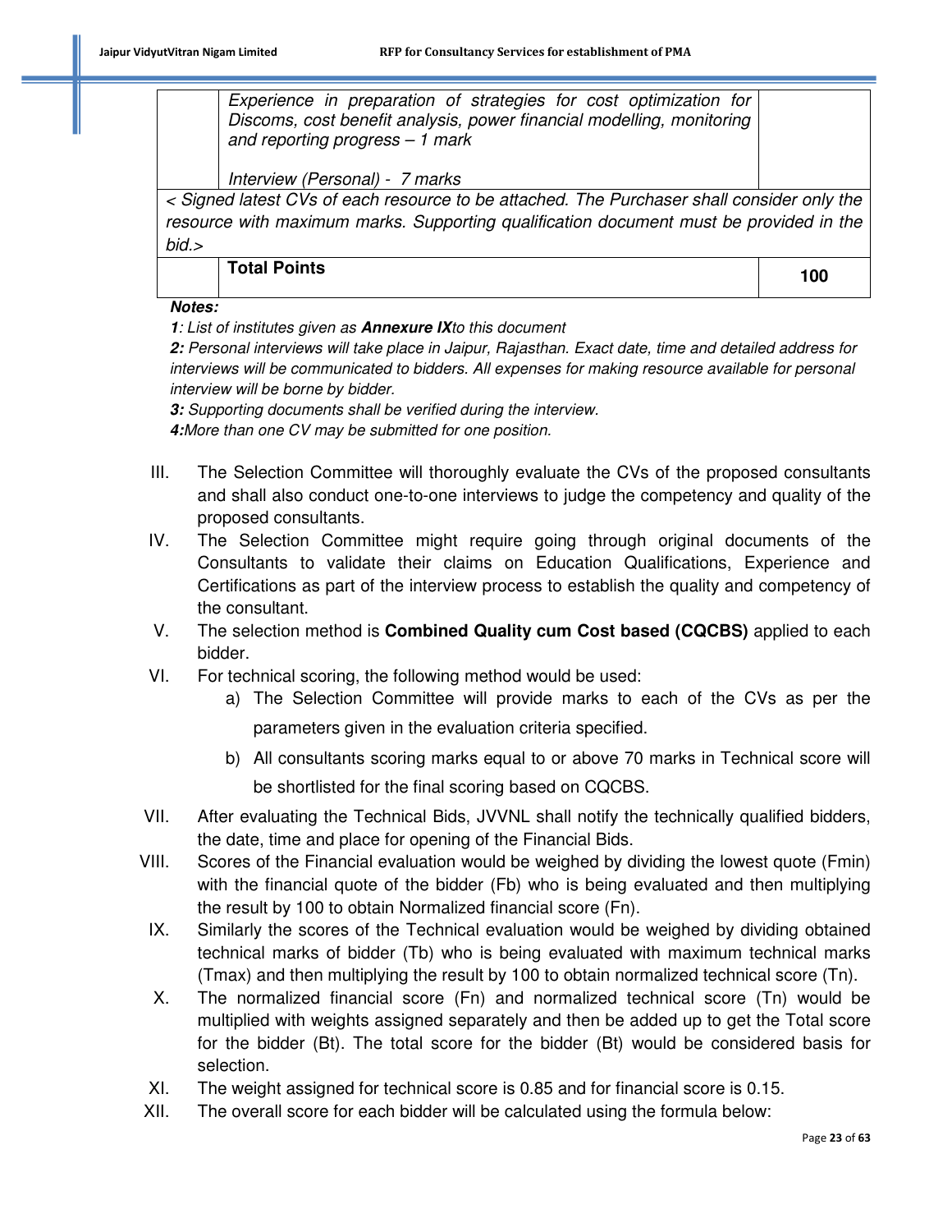| | | |
|---|---|---|
| | *Experience in preparation of strategies for cost optimization for Discoms, cost benefit analysis, power financial modelling, monitoring and reporting progress – 1 mark*<br><br>*Interview (Personal) - 7 marks* | |
| *< Signed latest CVs of each resource to be attached. The Purchaser shall consider only the resource with maximum marks. Supporting qualification document must be provided in the bid.>* | | |
| | **Total Points** | **100** |

***Notes:***

***1**: List of institutes given as **Annexure IX**to this document*

***2:** Personal interviews will take place in Jaipur, Rajasthan. Exact date, time and detailed address for interviews will be communicated to bidders. All expenses for making resource available for personal interview will be borne by bidder.*

***3:** Supporting documents shall be verified during the interview.*

***4:**More than one CV may be submitted for one position.*

III. The Selection Committee will thoroughly evaluate the CVs of the proposed consultants and shall also conduct one-to-one interviews to judge the competency and quality of the proposed consultants.

IV. The Selection Committee might require going through original documents of the Consultants to validate their claims on Education Qualifications, Experience and Certifications as part of the interview process to establish the quality and competency of the consultant.

V. The selection method is **Combined Quality cum Cost based (CQCBS)** applied to each bidder.

VI. For technical scoring, the following method would be used:

   a) The Selection Committee will provide marks to each of the CVs as per the parameters given in the evaluation criteria specified.

   b) All consultants scoring marks equal to or above 70 marks in Technical score will be shortlisted for the final scoring based on CQCBS.

VII. After evaluating the Technical Bids, JVVNL shall notify the technically qualified bidders, the date, time and place for opening of the Financial Bids.

VIII. Scores of the Financial evaluation would be weighed by dividing the lowest quote (Fmin) with the financial quote of the bidder (Fb) who is being evaluated and then multiplying the result by 100 to obtain Normalized financial score (Fn).

IX. Similarly the scores of the Technical evaluation would be weighed by dividing obtained technical marks of bidder (Tb) who is being evaluated with maximum technical marks (Tmax) and then multiplying the result by 100 to obtain normalized technical score (Tn).

X. The normalized financial score (Fn) and normalized technical score (Tn) would be multiplied with weights assigned separately and then be added up to get the Total score for the bidder (Bt). The total score for the bidder (Bt) would be considered basis for selection.

XI. The weight assigned for technical score is 0.85 and for financial score is 0.15.

XII. The overall score for each bidder will be calculated using the formula below: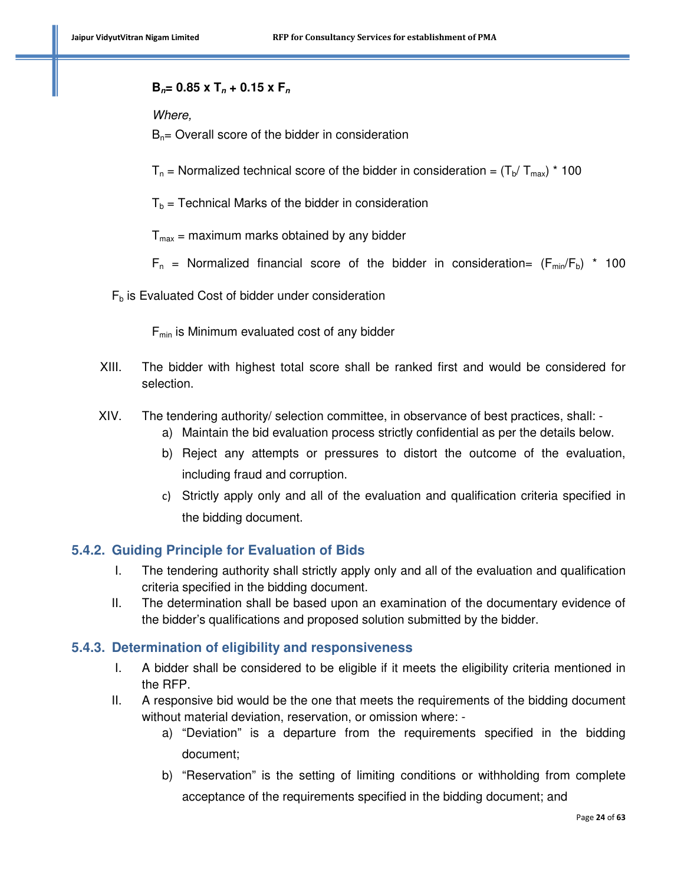$$B_n = 0.85 \times T_n + 0.15 \times F_n$$

*Where,*

$B_n$= Overall score of the bidder in consideration

$T_n$ = Normalized technical score of the bidder in consideration = $(T_b / T_{max}) * 100$

$T_b$ = Technical Marks of the bidder in consideration

$T_{max}$ = maximum marks obtained by any bidder

$F_n$ = Normalized financial score of the bidder in consideration= $(F_{min}/F_b) * 100$

$F_b$ is Evaluated Cost of bidder under consideration

$F_{min}$ is Minimum evaluated cost of any bidder

XIII. The bidder with highest total score shall be ranked first and would be considered for selection.

XIV. The tendering authority/ selection committee, in observance of best practices, shall: -

a) Maintain the bid evaluation process strictly confidential as per the details below.

b) Reject any attempts or pressures to distort the outcome of the evaluation, including fraud and corruption.

c) Strictly apply only and all of the evaluation and qualification criteria specified in the bidding document.

### 5.4.2. Guiding Principle for Evaluation of Bids

I. The tendering authority shall strictly apply only and all of the evaluation and qualification criteria specified in the bidding document.

II. The determination shall be based upon an examination of the documentary evidence of the bidder's qualifications and proposed solution submitted by the bidder.

### 5.4.3. Determination of eligibility and responsiveness

I. A bidder shall be considered to be eligible if it meets the eligibility criteria mentioned in the RFP.

II. A responsive bid would be the one that meets the requirements of the bidding document without material deviation, reservation, or omission where: -

a) "Deviation" is a departure from the requirements specified in the bidding document;

b) "Reservation" is the setting of limiting conditions or withholding from complete acceptance of the requirements specified in the bidding document; and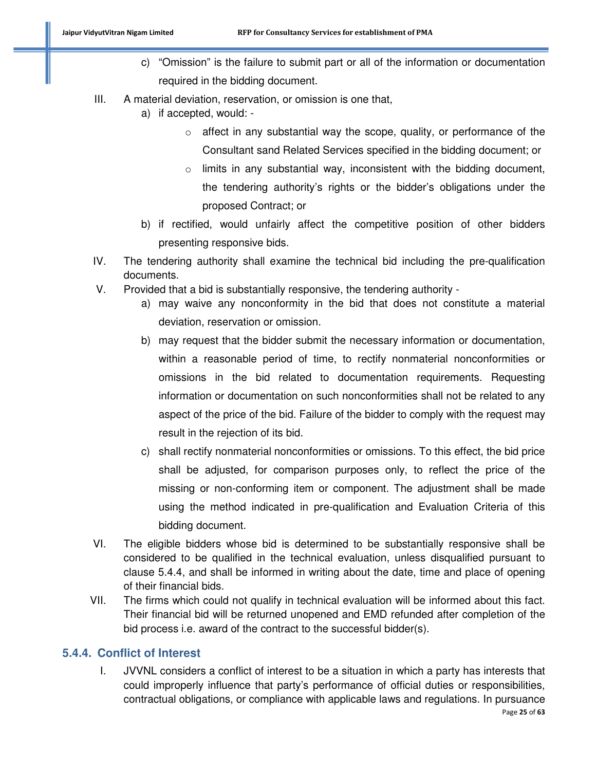c) "Omission" is the failure to submit part or all of the information or documentation required in the bidding document.

III. A material deviation, reservation, or omission is one that,

   a) if accepted, would: -

      - affect in any substantial way the scope, quality, or performance of the Consultant sand Related Services specified in the bidding document; or
      - limits in any substantial way, inconsistent with the bidding document, the tendering authority's rights or the bidder's obligations under the proposed Contract; or

   b) if rectified, would unfairly affect the competitive position of other bidders presenting responsive bids.

IV. The tendering authority shall examine the technical bid including the pre-qualification documents.

V. Provided that a bid is substantially responsive, the tendering authority -

   a) may waive any nonconformity in the bid that does not constitute a material deviation, reservation or omission.

   b) may request that the bidder submit the necessary information or documentation, within a reasonable period of time, to rectify nonmaterial nonconformities or omissions in the bid related to documentation requirements. Requesting information or documentation on such nonconformities shall not be related to any aspect of the price of the bid. Failure of the bidder to comply with the request may result in the rejection of its bid.

   c) shall rectify nonmaterial nonconformities or omissions. To this effect, the bid price shall be adjusted, for comparison purposes only, to reflect the price of the missing or non-conforming item or component. The adjustment shall be made using the method indicated in pre-qualification and Evaluation Criteria of this bidding document.

VI. The eligible bidders whose bid is determined to be substantially responsive shall be considered to be qualified in the technical evaluation, unless disqualified pursuant to clause 5.4.4, and shall be informed in writing about the date, time and place of opening of their financial bids.

VII. The firms which could not qualify in technical evaluation will be informed about this fact. Their financial bid will be returned unopened and EMD refunded after completion of the bid process i.e. award of the contract to the successful bidder(s).

### 5.4.4. Conflict of Interest

I. JVVNL considers a conflict of interest to be a situation in which a party has interests that could improperly influence that party's performance of official duties or responsibilities, contractual obligations, or compliance with applicable laws and regulations. In pursuance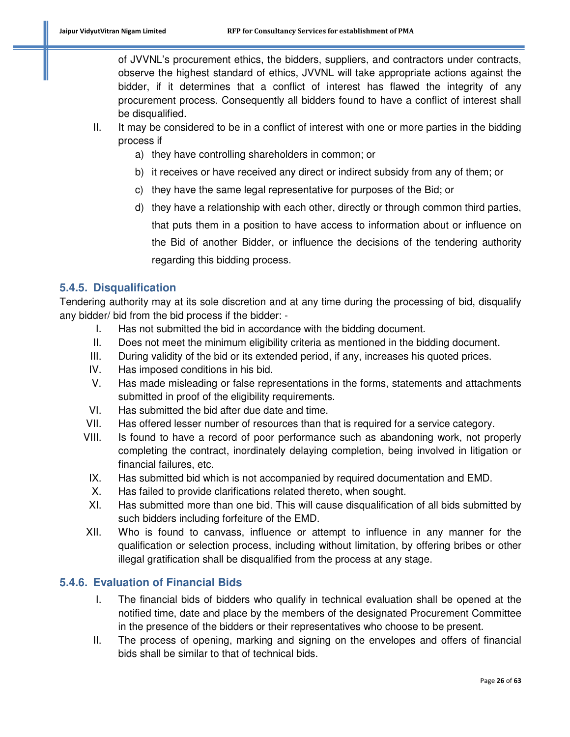of JVVNL's procurement ethics, the bidders, suppliers, and contractors under contracts, observe the highest standard of ethics, JVVNL will take appropriate actions against the bidder, if it determines that a conflict of interest has flawed the integrity of any procurement process. Consequently all bidders found to have a conflict of interest shall be disqualified.

II. It may be considered to be in a conflict of interest with one or more parties in the bidding process if
   a) they have controlling shareholders in common; or
   b) it receives or have received any direct or indirect subsidy from any of them; or
   c) they have the same legal representative for purposes of the Bid; or
   d) they have a relationship with each other, directly or through common third parties, that puts them in a position to have access to information about or influence on the Bid of another Bidder, or influence the decisions of the tendering authority regarding this bidding process.

### 5.4.5. Disqualification

Tendering authority may at its sole discretion and at any time during the processing of bid, disqualify any bidder/ bid from the bid process if the bidder: -

I. Has not submitted the bid in accordance with the bidding document.
II. Does not meet the minimum eligibility criteria as mentioned in the bidding document.
III. During validity of the bid or its extended period, if any, increases his quoted prices.
IV. Has imposed conditions in his bid.
V. Has made misleading or false representations in the forms, statements and attachments submitted in proof of the eligibility requirements.
VI. Has submitted the bid after due date and time.
VII. Has offered lesser number of resources than that is required for a service category.
VIII. Is found to have a record of poor performance such as abandoning work, not properly completing the contract, inordinately delaying completion, being involved in litigation or financial failures, etc.
IX. Has submitted bid which is not accompanied by required documentation and EMD.
X. Has failed to provide clarifications related thereto, when sought.
XI. Has submitted more than one bid. This will cause disqualification of all bids submitted by such bidders including forfeiture of the EMD.
XII. Who is found to canvass, influence or attempt to influence in any manner for the qualification or selection process, including without limitation, by offering bribes or other illegal gratification shall be disqualified from the process at any stage.

### 5.4.6. Evaluation of Financial Bids

I. The financial bids of bidders who qualify in technical evaluation shall be opened at the notified time, date and place by the members of the designated Procurement Committee in the presence of the bidders or their representatives who choose to be present.
II. The process of opening, marking and signing on the envelopes and offers of financial bids shall be similar to that of technical bids.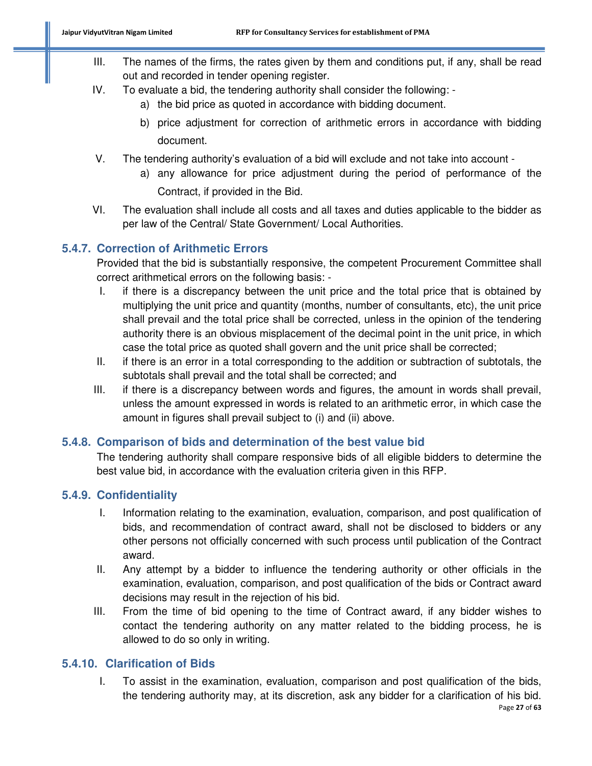III. The names of the firms, the rates given by them and conditions put, if any, shall be read out and recorded in tender opening register.

IV. To evaluate a bid, the tendering authority shall consider the following: -

   a) the bid price as quoted in accordance with bidding document.

   b) price adjustment for correction of arithmetic errors in accordance with bidding document.

V. The tendering authority's evaluation of a bid will exclude and not take into account -

   a) any allowance for price adjustment during the period of performance of the Contract, if provided in the Bid.

VI. The evaluation shall include all costs and all taxes and duties applicable to the bidder as per law of the Central/ State Government/ Local Authorities.

### 5.4.7. Correction of Arithmetic Errors

Provided that the bid is substantially responsive, the competent Procurement Committee shall correct arithmetical errors on the following basis: -

I. if there is a discrepancy between the unit price and the total price that is obtained by multiplying the unit price and quantity (months, number of consultants, etc), the unit price shall prevail and the total price shall be corrected, unless in the opinion of the tendering authority there is an obvious misplacement of the decimal point in the unit price, in which case the total price as quoted shall govern and the unit price shall be corrected;

II. if there is an error in a total corresponding to the addition or subtraction of subtotals, the subtotals shall prevail and the total shall be corrected; and

III. if there is a discrepancy between words and figures, the amount in words shall prevail, unless the amount expressed in words is related to an arithmetic error, in which case the amount in figures shall prevail subject to (i) and (ii) above.

### 5.4.8. Comparison of bids and determination of the best value bid

The tendering authority shall compare responsive bids of all eligible bidders to determine the best value bid, in accordance with the evaluation criteria given in this RFP.

### 5.4.9. Confidentiality

I. Information relating to the examination, evaluation, comparison, and post qualification of bids, and recommendation of contract award, shall not be disclosed to bidders or any other persons not officially concerned with such process until publication of the Contract award.

II. Any attempt by a bidder to influence the tendering authority or other officials in the examination, evaluation, comparison, and post qualification of the bids or Contract award decisions may result in the rejection of his bid.

III. From the time of bid opening to the time of Contract award, if any bidder wishes to contact the tendering authority on any matter related to the bidding process, he is allowed to do so only in writing.

### 5.4.10. Clarification of Bids

I. To assist in the examination, evaluation, comparison and post qualification of the bids, the tendering authority may, at its discretion, ask any bidder for a clarification of his bid.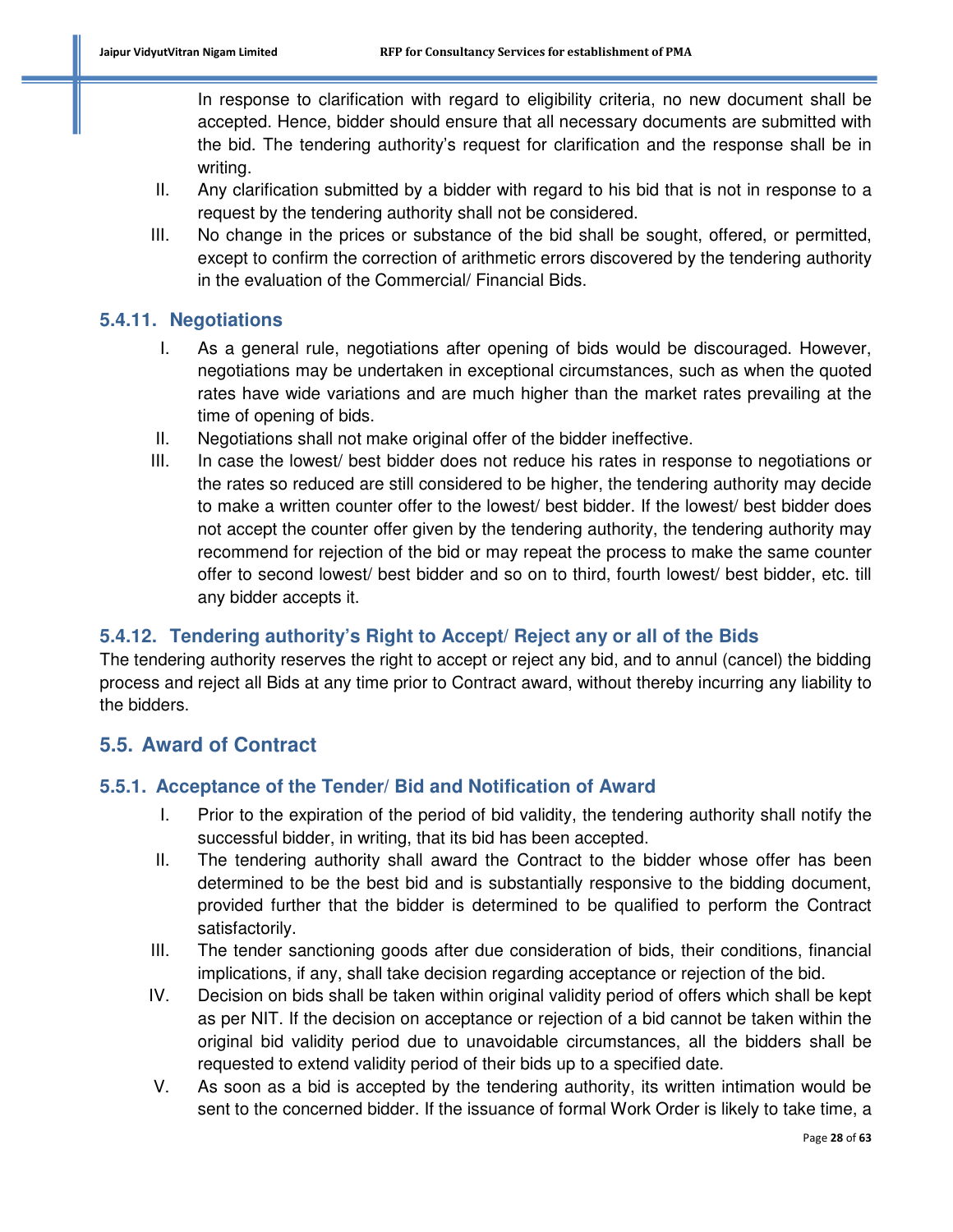In response to clarification with regard to eligibility criteria, no new document shall be accepted. Hence, bidder should ensure that all necessary documents are submitted with the bid. The tendering authority's request for clarification and the response shall be in writing.

II. Any clarification submitted by a bidder with regard to his bid that is not in response to a request by the tendering authority shall not be considered.

III. No change in the prices or substance of the bid shall be sought, offered, or permitted, except to confirm the correction of arithmetic errors discovered by the tendering authority in the evaluation of the Commercial/ Financial Bids.

### 5.4.11. Negotiations

I. As a general rule, negotiations after opening of bids would be discouraged. However, negotiations may be undertaken in exceptional circumstances, such as when the quoted rates have wide variations and are much higher than the market rates prevailing at the time of opening of bids.

II. Negotiations shall not make original offer of the bidder ineffective.

III. In case the lowest/ best bidder does not reduce his rates in response to negotiations or the rates so reduced are still considered to be higher, the tendering authority may decide to make a written counter offer to the lowest/ best bidder. If the lowest/ best bidder does not accept the counter offer given by the tendering authority, the tendering authority may recommend for rejection of the bid or may repeat the process to make the same counter offer to second lowest/ best bidder and so on to third, fourth lowest/ best bidder, etc. till any bidder accepts it.

### 5.4.12. Tendering authority's Right to Accept/ Reject any or all of the Bids

The tendering authority reserves the right to accept or reject any bid, and to annul (cancel) the bidding process and reject all Bids at any time prior to Contract award, without thereby incurring any liability to the bidders.

## 5.5. Award of Contract

### 5.5.1. Acceptance of the Tender/ Bid and Notification of Award

I. Prior to the expiration of the period of bid validity, the tendering authority shall notify the successful bidder, in writing, that its bid has been accepted.

II. The tendering authority shall award the Contract to the bidder whose offer has been determined to be the best bid and is substantially responsive to the bidding document, provided further that the bidder is determined to be qualified to perform the Contract satisfactorily.

III. The tender sanctioning goods after due consideration of bids, their conditions, financial implications, if any, shall take decision regarding acceptance or rejection of the bid.

IV. Decision on bids shall be taken within original validity period of offers which shall be kept as per NIT. If the decision on acceptance or rejection of a bid cannot be taken within the original bid validity period due to unavoidable circumstances, all the bidders shall be requested to extend validity period of their bids up to a specified date.

V. As soon as a bid is accepted by the tendering authority, its written intimation would be sent to the concerned bidder. If the issuance of formal Work Order is likely to take time, a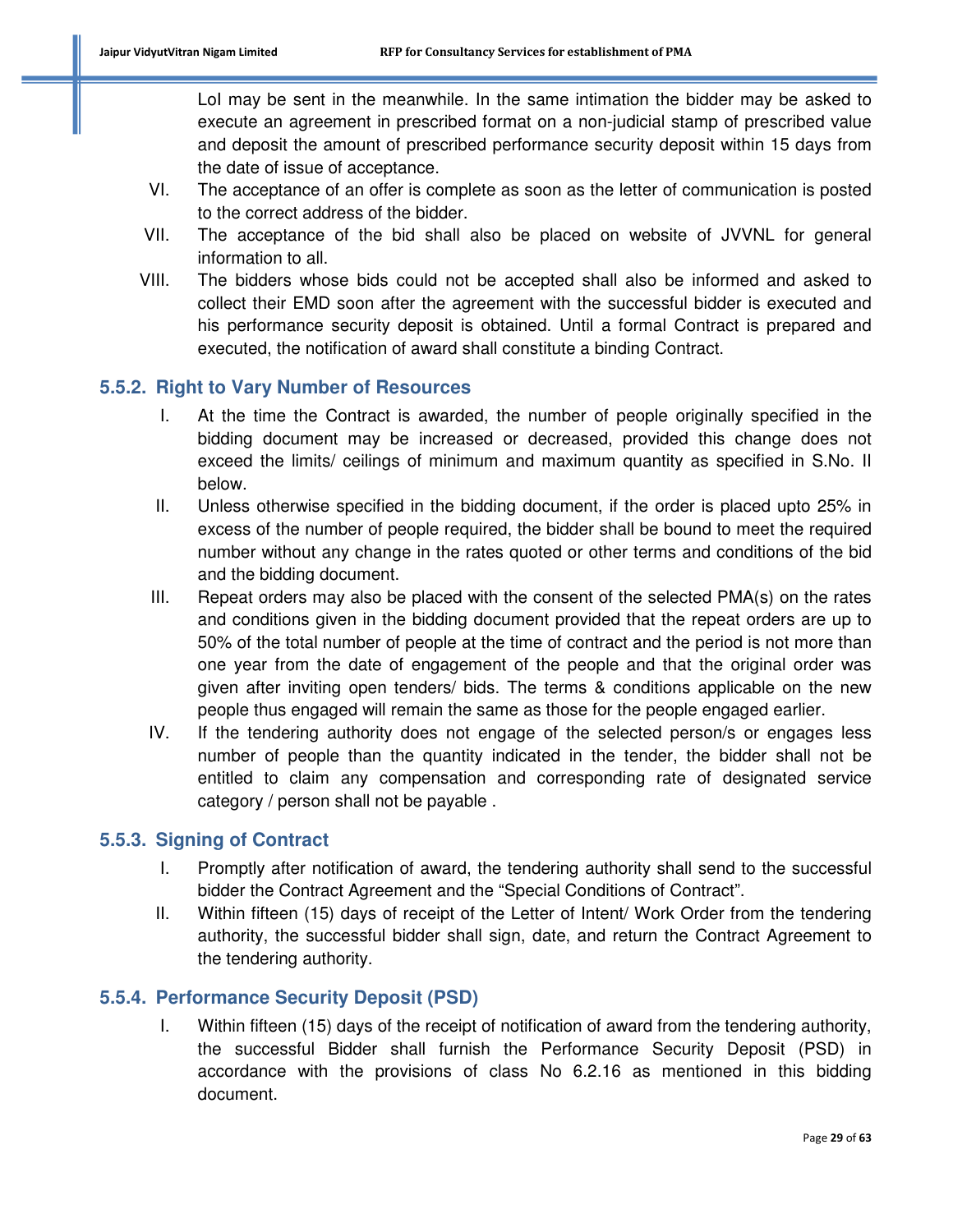LoI may be sent in the meanwhile. In the same intimation the bidder may be asked to execute an agreement in prescribed format on a non-judicial stamp of prescribed value and deposit the amount of prescribed performance security deposit within 15 days from the date of issue of acceptance.

VI. The acceptance of an offer is complete as soon as the letter of communication is posted to the correct address of the bidder.

VII. The acceptance of the bid shall also be placed on website of JVVNL for general information to all.

VIII. The bidders whose bids could not be accepted shall also be informed and asked to collect their EMD soon after the agreement with the successful bidder is executed and his performance security deposit is obtained. Until a formal Contract is prepared and executed, the notification of award shall constitute a binding Contract.

### 5.5.2. Right to Vary Number of Resources

I. At the time the Contract is awarded, the number of people originally specified in the bidding document may be increased or decreased, provided this change does not exceed the limits/ ceilings of minimum and maximum quantity as specified in S.No. II below.

II. Unless otherwise specified in the bidding document, if the order is placed upto 25% in excess of the number of people required, the bidder shall be bound to meet the required number without any change in the rates quoted or other terms and conditions of the bid and the bidding document.

III. Repeat orders may also be placed with the consent of the selected PMA(s) on the rates and conditions given in the bidding document provided that the repeat orders are up to 50% of the total number of people at the time of contract and the period is not more than one year from the date of engagement of the people and that the original order was given after inviting open tenders/ bids. The terms & conditions applicable on the new people thus engaged will remain the same as those for the people engaged earlier.

IV. If the tendering authority does not engage of the selected person/s or engages less number of people than the quantity indicated in the tender, the bidder shall not be entitled to claim any compensation and corresponding rate of designated service category / person shall not be payable .

### 5.5.3. Signing of Contract

I. Promptly after notification of award, the tendering authority shall send to the successful bidder the Contract Agreement and the "Special Conditions of Contract".

II. Within fifteen (15) days of receipt of the Letter of Intent/ Work Order from the tendering authority, the successful bidder shall sign, date, and return the Contract Agreement to the tendering authority.

### 5.5.4. Performance Security Deposit (PSD)

I. Within fifteen (15) days of the receipt of notification of award from the tendering authority, the successful Bidder shall furnish the Performance Security Deposit (PSD) in accordance with the provisions of class No 6.2.16 as mentioned in this bidding document.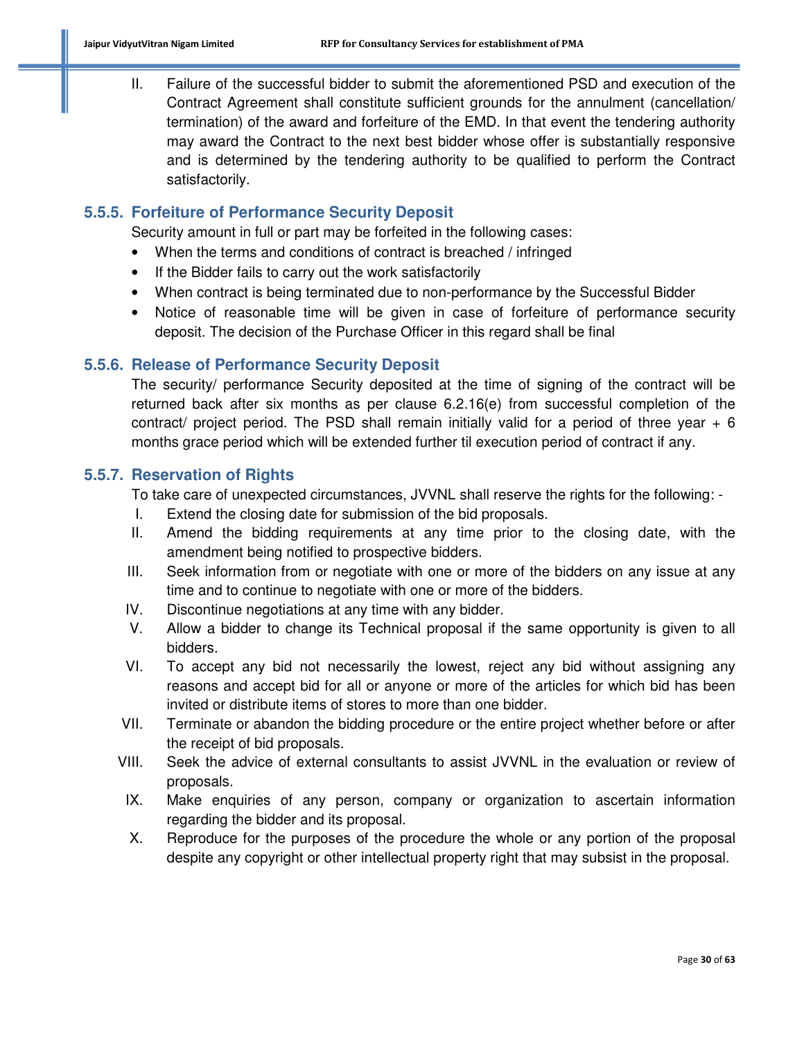II. Failure of the successful bidder to submit the aforementioned PSD and execution of the Contract Agreement shall constitute sufficient grounds for the annulment (cancellation/ termination) of the award and forfeiture of the EMD. In that event the tendering authority may award the Contract to the next best bidder whose offer is substantially responsive and is determined by the tendering authority to be qualified to perform the Contract satisfactorily.

### 5.5.5. Forfeiture of Performance Security Deposit

Security amount in full or part may be forfeited in the following cases:

- When the terms and conditions of contract is breached / infringed
- If the Bidder fails to carry out the work satisfactorily
- When contract is being terminated due to non-performance by the Successful Bidder
- Notice of reasonable time will be given in case of forfeiture of performance security deposit. The decision of the Purchase Officer in this regard shall be final

### 5.5.6. Release of Performance Security Deposit

The security/ performance Security deposited at the time of signing of the contract will be returned back after six months as per clause 6.2.16(e) from successful completion of the contract/ project period. The PSD shall remain initially valid for a period of three year + 6 months grace period which will be extended further til execution period of contract if any.

### 5.5.7. Reservation of Rights

To take care of unexpected circumstances, JVVNL shall reserve the rights for the following: -

I. Extend the closing date for submission of the bid proposals.
II. Amend the bidding requirements at any time prior to the closing date, with the amendment being notified to prospective bidders.
III. Seek information from or negotiate with one or more of the bidders on any issue at any time and to continue to negotiate with one or more of the bidders.
IV. Discontinue negotiations at any time with any bidder.
V. Allow a bidder to change its Technical proposal if the same opportunity is given to all bidders.
VI. To accept any bid not necessarily the lowest, reject any bid without assigning any reasons and accept bid for all or anyone or more of the articles for which bid has been invited or distribute items of stores to more than one bidder.
VII. Terminate or abandon the bidding procedure or the entire project whether before or after the receipt of bid proposals.
VIII. Seek the advice of external consultants to assist JVVNL in the evaluation or review of proposals.
IX. Make enquiries of any person, company or organization to ascertain information regarding the bidder and its proposal.
X. Reproduce for the purposes of the procedure the whole or any portion of the proposal despite any copyright or other intellectual property right that may subsist in the proposal.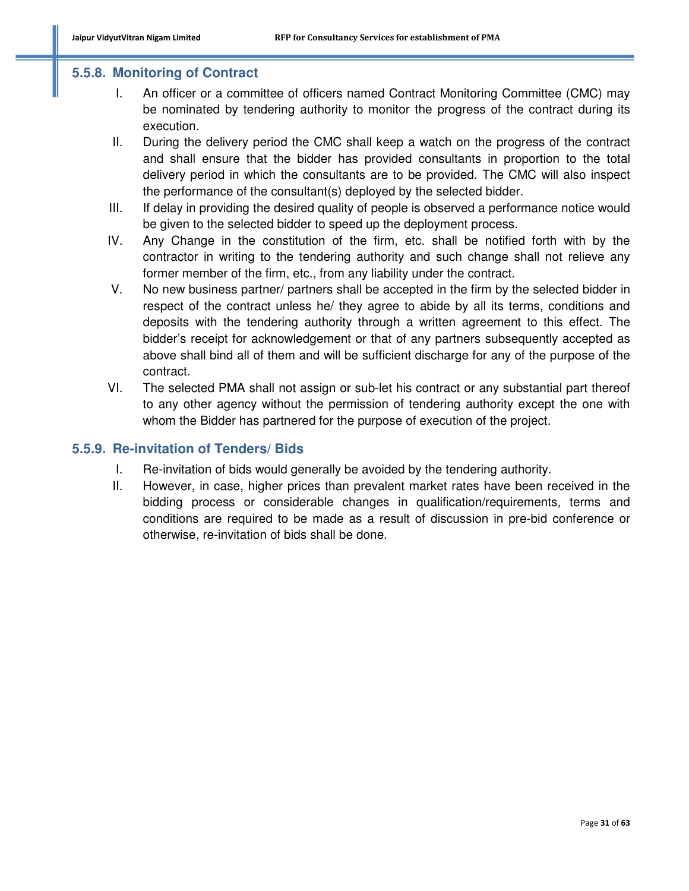### 5.5.8. Monitoring of Contract

I. An officer or a committee of officers named Contract Monitoring Committee (CMC) may be nominated by tendering authority to monitor the progress of the contract during its execution.

II. During the delivery period the CMC shall keep a watch on the progress of the contract and shall ensure that the bidder has provided consultants in proportion to the total delivery period in which the consultants are to be provided. The CMC will also inspect the performance of the consultant(s) deployed by the selected bidder.

III. If delay in providing the desired quality of people is observed a performance notice would be given to the selected bidder to speed up the deployment process.

IV. Any Change in the constitution of the firm, etc. shall be notified forth with by the contractor in writing to the tendering authority and such change shall not relieve any former member of the firm, etc., from any liability under the contract.

V. No new business partner/ partners shall be accepted in the firm by the selected bidder in respect of the contract unless he/ they agree to abide by all its terms, conditions and deposits with the tendering authority through a written agreement to this effect. The bidder's receipt for acknowledgement or that of any partners subsequently accepted as above shall bind all of them and will be sufficient discharge for any of the purpose of the contract.

VI. The selected PMA shall not assign or sub-let his contract or any substantial part thereof to any other agency without the permission of tendering authority except the one with whom the Bidder has partnered for the purpose of execution of the project.

### 5.5.9. Re-invitation of Tenders/ Bids

I. Re-invitation of bids would generally be avoided by the tendering authority.

II. However, in case, higher prices than prevalent market rates have been received in the bidding process or considerable changes in qualification/requirements, terms and conditions are required to be made as a result of discussion in pre-bid conference or otherwise, re-invitation of bids shall be done.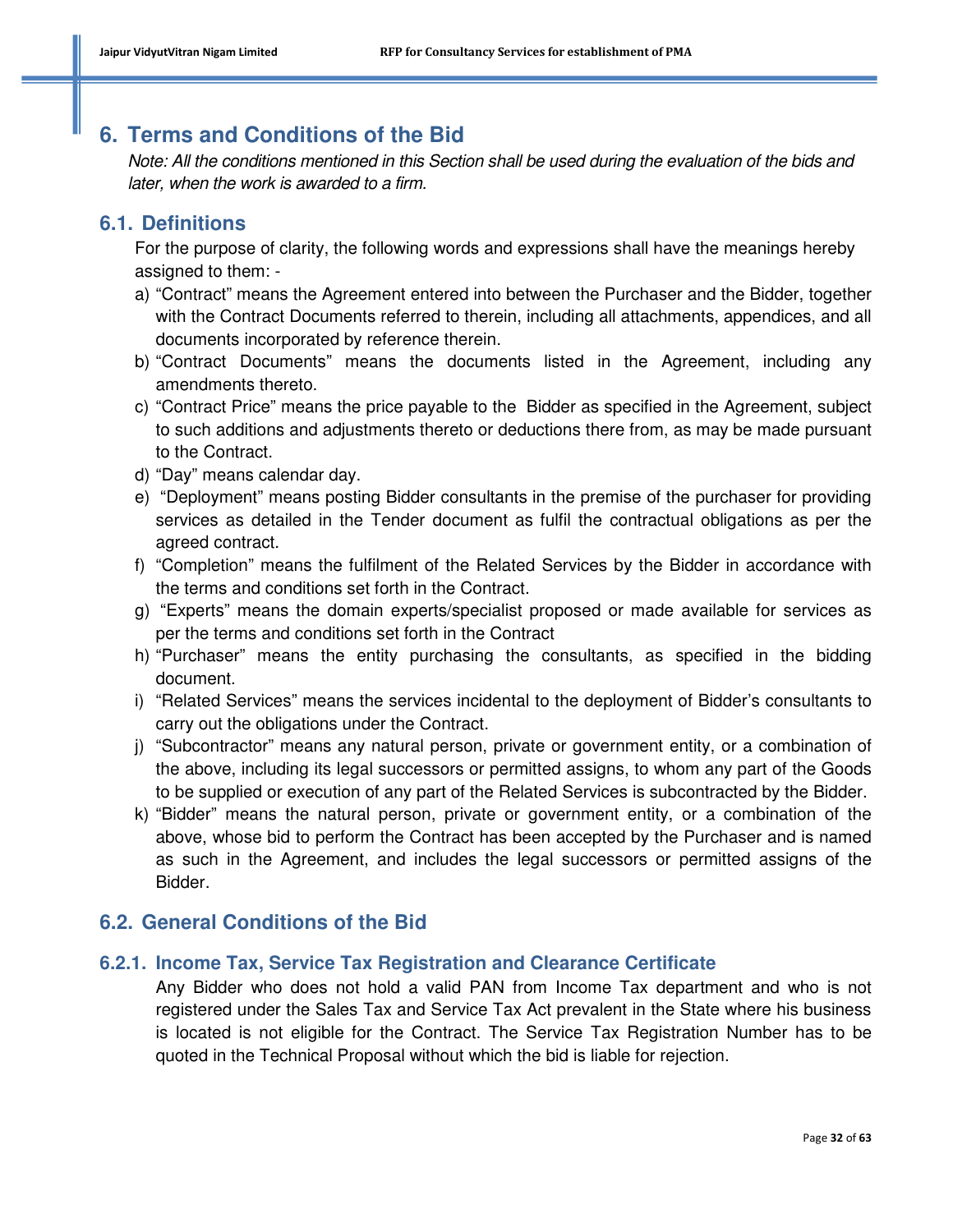# 6. Terms and Conditions of the Bid

*Note: All the conditions mentioned in this Section shall be used during the evaluation of the bids and later, when the work is awarded to a firm.*

## 6.1. Definitions

For the purpose of clarity, the following words and expressions shall have the meanings hereby assigned to them: -

a) "Contract" means the Agreement entered into between the Purchaser and the Bidder, together with the Contract Documents referred to therein, including all attachments, appendices, and all documents incorporated by reference therein.
b) "Contract Documents" means the documents listed in the Agreement, including any amendments thereto.
c) "Contract Price" means the price payable to the Bidder as specified in the Agreement, subject to such additions and adjustments thereto or deductions there from, as may be made pursuant to the Contract.
d) "Day" means calendar day.
e) "Deployment" means posting Bidder consultants in the premise of the purchaser for providing services as detailed in the Tender document as fulfil the contractual obligations as per the agreed contract.
f) "Completion" means the fulfilment of the Related Services by the Bidder in accordance with the terms and conditions set forth in the Contract.
g) "Experts" means the domain experts/specialist proposed or made available for services as per the terms and conditions set forth in the Contract
h) "Purchaser" means the entity purchasing the consultants, as specified in the bidding document.
i) "Related Services" means the services incidental to the deployment of Bidder's consultants to carry out the obligations under the Contract.
j) "Subcontractor" means any natural person, private or government entity, or a combination of the above, including its legal successors or permitted assigns, to whom any part of the Goods to be supplied or execution of any part of the Related Services is subcontracted by the Bidder.
k) "Bidder" means the natural person, private or government entity, or a combination of the above, whose bid to perform the Contract has been accepted by the Purchaser and is named as such in the Agreement, and includes the legal successors or permitted assigns of the Bidder.

## 6.2. General Conditions of the Bid

### 6.2.1. Income Tax, Service Tax Registration and Clearance Certificate

Any Bidder who does not hold a valid PAN from Income Tax department and who is not registered under the Sales Tax and Service Tax Act prevalent in the State where his business is located is not eligible for the Contract. The Service Tax Registration Number has to be quoted in the Technical Proposal without which the bid is liable for rejection.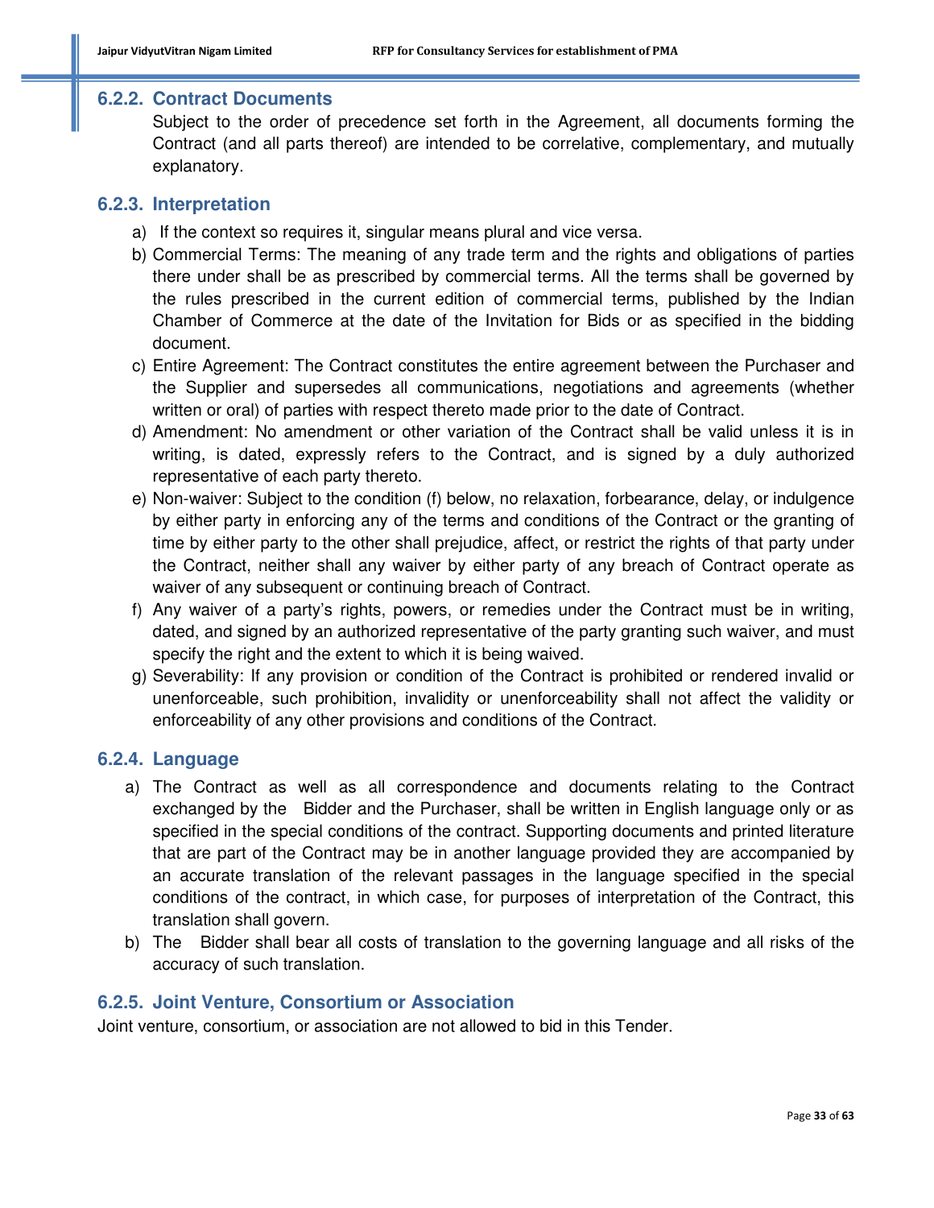### 6.2.2. Contract Documents

Subject to the order of precedence set forth in the Agreement, all documents forming the Contract (and all parts thereof) are intended to be correlative, complementary, and mutually explanatory.

### 6.2.3. Interpretation

a) If the context so requires it, singular means plural and vice versa.
b) Commercial Terms: The meaning of any trade term and the rights and obligations of parties there under shall be as prescribed by commercial terms. All the terms shall be governed by the rules prescribed in the current edition of commercial terms, published by the Indian Chamber of Commerce at the date of the Invitation for Bids or as specified in the bidding document.
c) Entire Agreement: The Contract constitutes the entire agreement between the Purchaser and the Supplier and supersedes all communications, negotiations and agreements (whether written or oral) of parties with respect thereto made prior to the date of Contract.
d) Amendment: No amendment or other variation of the Contract shall be valid unless it is in writing, is dated, expressly refers to the Contract, and is signed by a duly authorized representative of each party thereto.
e) Non-waiver: Subject to the condition (f) below, no relaxation, forbearance, delay, or indulgence by either party in enforcing any of the terms and conditions of the Contract or the granting of time by either party to the other shall prejudice, affect, or restrict the rights of that party under the Contract, neither shall any waiver by either party of any breach of Contract operate as waiver of any subsequent or continuing breach of Contract.
f) Any waiver of a party's rights, powers, or remedies under the Contract must be in writing, dated, and signed by an authorized representative of the party granting such waiver, and must specify the right and the extent to which it is being waived.
g) Severability: If any provision or condition of the Contract is prohibited or rendered invalid or unenforceable, such prohibition, invalidity or unenforceability shall not affect the validity or enforceability of any other provisions and conditions of the Contract.

### 6.2.4. Language

a) The Contract as well as all correspondence and documents relating to the Contract exchanged by the Bidder and the Purchaser, shall be written in English language only or as specified in the special conditions of the contract. Supporting documents and printed literature that are part of the Contract may be in another language provided they are accompanied by an accurate translation of the relevant passages in the language specified in the special conditions of the contract, in which case, for purposes of interpretation of the Contract, this translation shall govern.
b) The Bidder shall bear all costs of translation to the governing language and all risks of the accuracy of such translation.

### 6.2.5. Joint Venture, Consortium or Association

Joint venture, consortium, or association are not allowed to bid in this Tender.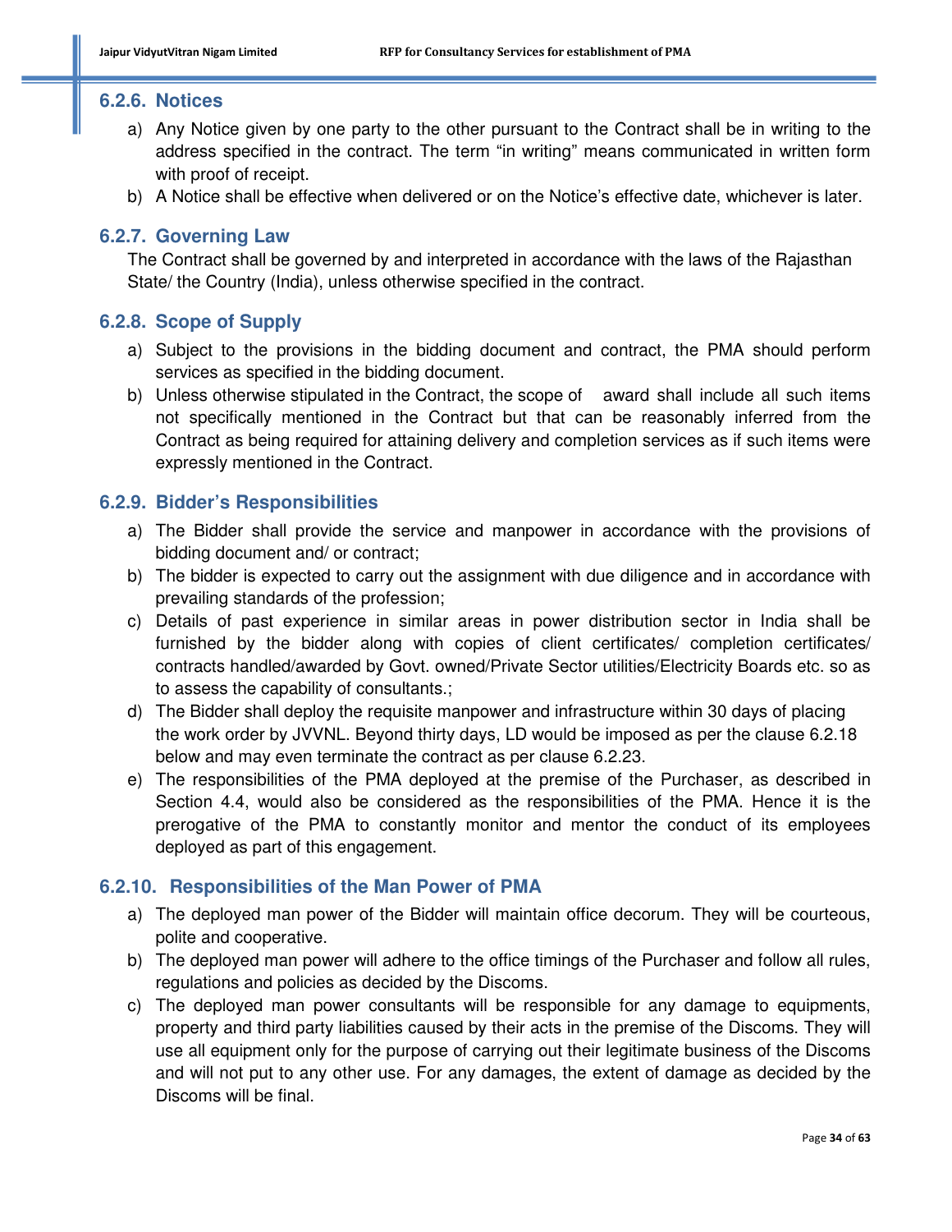### 6.2.6. Notices

a) Any Notice given by one party to the other pursuant to the Contract shall be in writing to the address specified in the contract. The term "in writing" means communicated in written form with proof of receipt.

b) A Notice shall be effective when delivered or on the Notice's effective date, whichever is later.

### 6.2.7. Governing Law

The Contract shall be governed by and interpreted in accordance with the laws of the Rajasthan State/ the Country (India), unless otherwise specified in the contract.

### 6.2.8. Scope of Supply

a) Subject to the provisions in the bidding document and contract, the PMA should perform services as specified in the bidding document.

b) Unless otherwise stipulated in the Contract, the scope of award shall include all such items not specifically mentioned in the Contract but that can be reasonably inferred from the Contract as being required for attaining delivery and completion services as if such items were expressly mentioned in the Contract.

### 6.2.9. Bidder's Responsibilities

a) The Bidder shall provide the service and manpower in accordance with the provisions of bidding document and/ or contract;

b) The bidder is expected to carry out the assignment with due diligence and in accordance with prevailing standards of the profession;

c) Details of past experience in similar areas in power distribution sector in India shall be furnished by the bidder along with copies of client certificates/ completion certificates/ contracts handled/awarded by Govt. owned/Private Sector utilities/Electricity Boards etc. so as to assess the capability of consultants.;

d) The Bidder shall deploy the requisite manpower and infrastructure within 30 days of placing the work order by JVVNL. Beyond thirty days, LD would be imposed as per the clause 6.2.18 below and may even terminate the contract as per clause 6.2.23.

e) The responsibilities of the PMA deployed at the premise of the Purchaser, as described in Section 4.4, would also be considered as the responsibilities of the PMA. Hence it is the prerogative of the PMA to constantly monitor and mentor the conduct of its employees deployed as part of this engagement.

### 6.2.10. Responsibilities of the Man Power of PMA

a) The deployed man power of the Bidder will maintain office decorum. They will be courteous, polite and cooperative.

b) The deployed man power will adhere to the office timings of the Purchaser and follow all rules, regulations and policies as decided by the Discoms.

c) The deployed man power consultants will be responsible for any damage to equipments, property and third party liabilities caused by their acts in the premise of the Discoms. They will use all equipment only for the purpose of carrying out their legitimate business of the Discoms and will not put to any other use. For any damages, the extent of damage as decided by the Discoms will be final.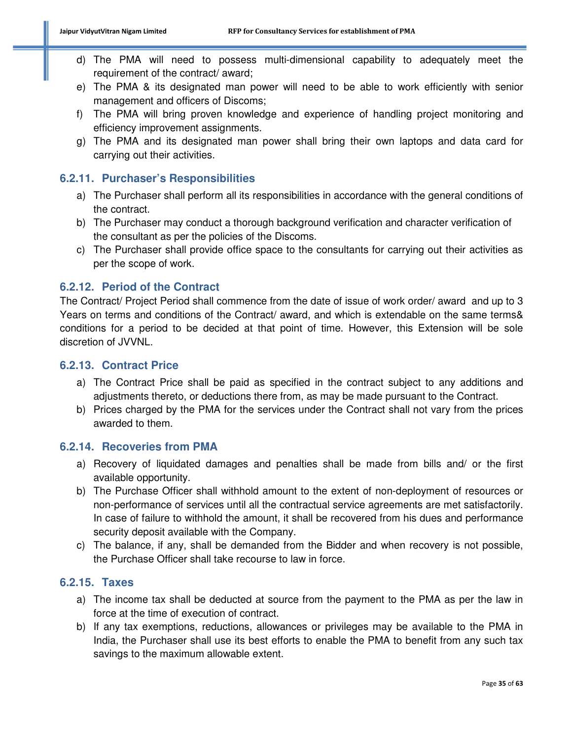d) The PMA will need to possess multi-dimensional capability to adequately meet the requirement of the contract/ award;
e) The PMA & its designated man power will need to be able to work efficiently with senior management and officers of Discoms;
f) The PMA will bring proven knowledge and experience of handling project monitoring and efficiency improvement assignments.
g) The PMA and its designated man power shall bring their own laptops and data card for carrying out their activities.

### 6.2.11. Purchaser's Responsibilities

a) The Purchaser shall perform all its responsibilities in accordance with the general conditions of the contract.
b) The Purchaser may conduct a thorough background verification and character verification of the consultant as per the policies of the Discoms.
c) The Purchaser shall provide office space to the consultants for carrying out their activities as per the scope of work.

### 6.2.12. Period of the Contract

The Contract/ Project Period shall commence from the date of issue of work order/ award and up to 3 Years on terms and conditions of the Contract/ award, and which is extendable on the same terms& conditions for a period to be decided at that point of time. However, this Extension will be sole discretion of JVVNL.

### 6.2.13. Contract Price

a) The Contract Price shall be paid as specified in the contract subject to any additions and adjustments thereto, or deductions there from, as may be made pursuant to the Contract.
b) Prices charged by the PMA for the services under the Contract shall not vary from the prices awarded to them.

### 6.2.14. Recoveries from PMA

a) Recovery of liquidated damages and penalties shall be made from bills and/ or the first available opportunity.
b) The Purchase Officer shall withhold amount to the extent of non-deployment of resources or non-performance of services until all the contractual service agreements are met satisfactorily. In case of failure to withhold the amount, it shall be recovered from his dues and performance security deposit available with the Company.
c) The balance, if any, shall be demanded from the Bidder and when recovery is not possible, the Purchase Officer shall take recourse to law in force.

### 6.2.15. Taxes

a) The income tax shall be deducted at source from the payment to the PMA as per the law in force at the time of execution of contract.
b) If any tax exemptions, reductions, allowances or privileges may be available to the PMA in India, the Purchaser shall use its best efforts to enable the PMA to benefit from any such tax savings to the maximum allowable extent.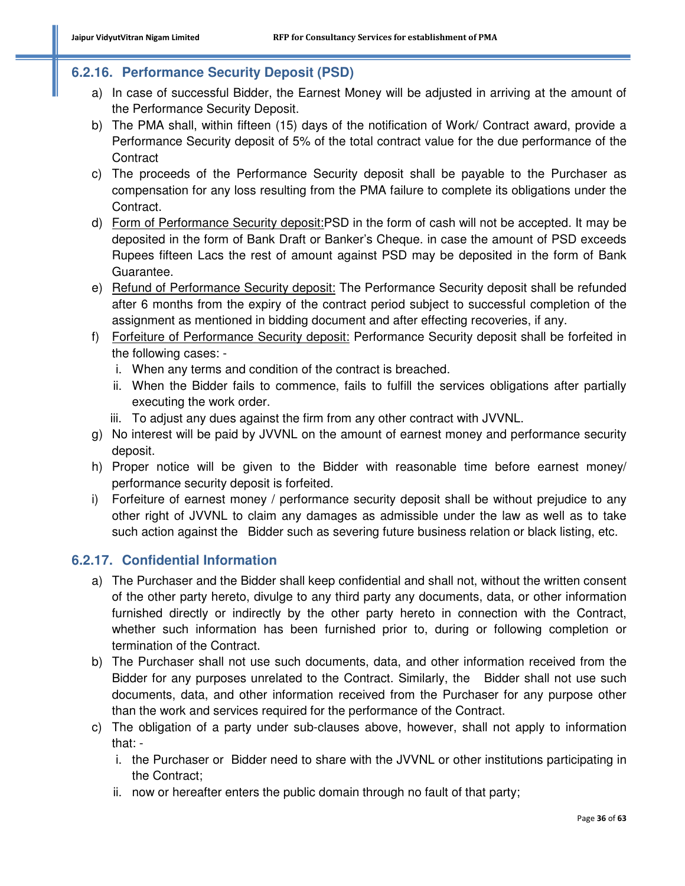### 6.2.16. Performance Security Deposit (PSD)

a) In case of successful Bidder, the Earnest Money will be adjusted in arriving at the amount of the Performance Security Deposit.

b) The PMA shall, within fifteen (15) days of the notification of Work/ Contract award, provide a Performance Security deposit of 5% of the total contract value for the due performance of the Contract

c) The proceeds of the Performance Security deposit shall be payable to the Purchaser as compensation for any loss resulting from the PMA failure to complete its obligations under the Contract.

d) Form of Performance Security deposit:PSD in the form of cash will not be accepted. It may be deposited in the form of Bank Draft or Banker's Cheque. in case the amount of PSD exceeds Rupees fifteen Lacs the rest of amount against PSD may be deposited in the form of Bank Guarantee.

e) Refund of Performance Security deposit: The Performance Security deposit shall be refunded after 6 months from the expiry of the contract period subject to successful completion of the assignment as mentioned in bidding document and after effecting recoveries, if any.

f) Forfeiture of Performance Security deposit: Performance Security deposit shall be forfeited in the following cases: -
   i. When any terms and condition of the contract is breached.
   ii. When the Bidder fails to commence, fails to fulfill the services obligations after partially executing the work order.
   iii. To adjust any dues against the firm from any other contract with JVVNL.

g) No interest will be paid by JVVNL on the amount of earnest money and performance security deposit.

h) Proper notice will be given to the Bidder with reasonable time before earnest money/ performance security deposit is forfeited.

i) Forfeiture of earnest money / performance security deposit shall be without prejudice to any other right of JVVNL to claim any damages as admissible under the law as well as to take such action against the Bidder such as severing future business relation or black listing, etc.

### 6.2.17. Confidential Information

a) The Purchaser and the Bidder shall keep confidential and shall not, without the written consent of the other party hereto, divulge to any third party any documents, data, or other information furnished directly or indirectly by the other party hereto in connection with the Contract, whether such information has been furnished prior to, during or following completion or termination of the Contract.

b) The Purchaser shall not use such documents, data, and other information received from the Bidder for any purposes unrelated to the Contract. Similarly, the Bidder shall not use such documents, data, and other information received from the Purchaser for any purpose other than the work and services required for the performance of the Contract.

c) The obligation of a party under sub-clauses above, however, shall not apply to information that: -
   i. the Purchaser or Bidder need to share with the JVVNL or other institutions participating in the Contract;
   ii. now or hereafter enters the public domain through no fault of that party;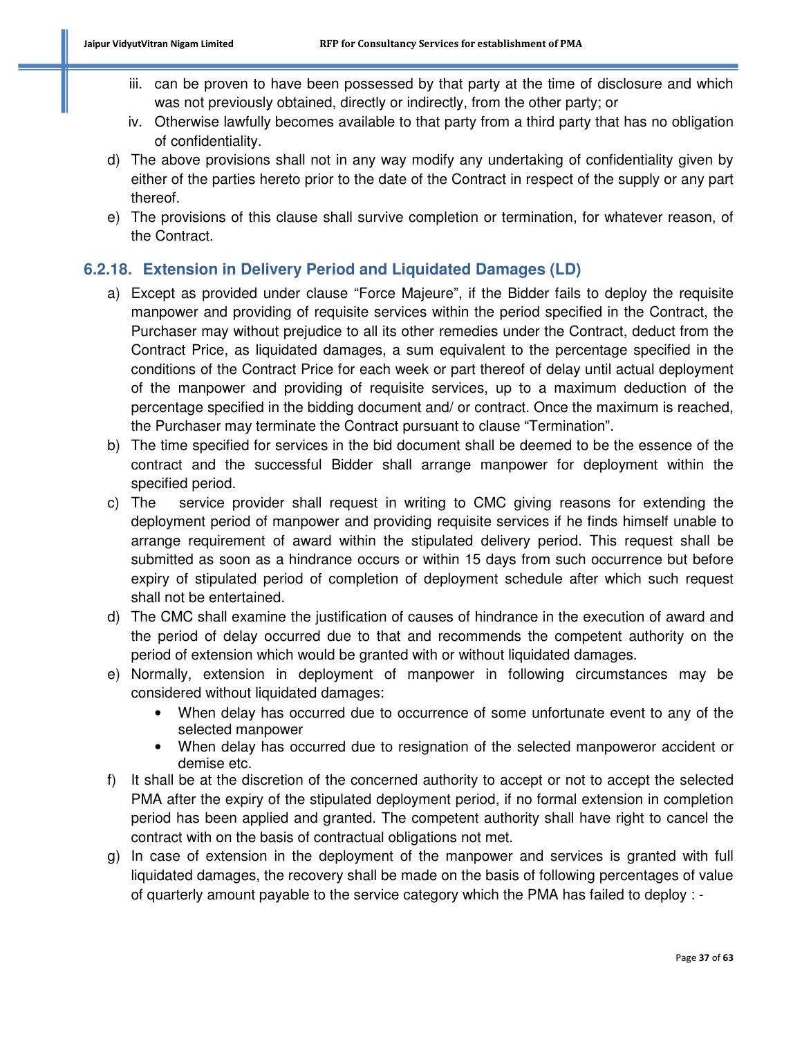iii. can be proven to have been possessed by that party at the time of disclosure and which was not previously obtained, directly or indirectly, from the other party; or

iv. Otherwise lawfully becomes available to that party from a third party that has no obligation of confidentiality.

d) The above provisions shall not in any way modify any undertaking of confidentiality given by either of the parties hereto prior to the date of the Contract in respect of the supply or any part thereof.

e) The provisions of this clause shall survive completion or termination, for whatever reason, of the Contract.

### 6.2.18. Extension in Delivery Period and Liquidated Damages (LD)

a) Except as provided under clause "Force Majeure", if the Bidder fails to deploy the requisite manpower and providing of requisite services within the period specified in the Contract, the Purchaser may without prejudice to all its other remedies under the Contract, deduct from the Contract Price, as liquidated damages, a sum equivalent to the percentage specified in the conditions of the Contract Price for each week or part thereof of delay until actual deployment of the manpower and providing of requisite services, up to a maximum deduction of the percentage specified in the bidding document and/ or contract. Once the maximum is reached, the Purchaser may terminate the Contract pursuant to clause "Termination".

b) The time specified for services in the bid document shall be deemed to be the essence of the contract and the successful Bidder shall arrange manpower for deployment within the specified period.

c) The service provider shall request in writing to CMC giving reasons for extending the deployment period of manpower and providing requisite services if he finds himself unable to arrange requirement of award within the stipulated delivery period. This request shall be submitted as soon as a hindrance occurs or within 15 days from such occurrence but before expiry of stipulated period of completion of deployment schedule after which such request shall not be entertained.

d) The CMC shall examine the justification of causes of hindrance in the execution of award and the period of delay occurred due to that and recommends the competent authority on the period of extension which would be granted with or without liquidated damages.

e) Normally, extension in deployment of manpower in following circumstances may be considered without liquidated damages:
   - When delay has occurred due to occurrence of some unfortunate event to any of the selected manpower
   - When delay has occurred due to resignation of the selected manpoweror accident or demise etc.

f) It shall be at the discretion of the concerned authority to accept or not to accept the selected PMA after the expiry of the stipulated deployment period, if no formal extension in completion period has been applied and granted. The competent authority shall have right to cancel the contract with on the basis of contractual obligations not met.

g) In case of extension in the deployment of the manpower and services is granted with full liquidated damages, the recovery shall be made on the basis of following percentages of value of quarterly amount payable to the service category which the PMA has failed to deploy : -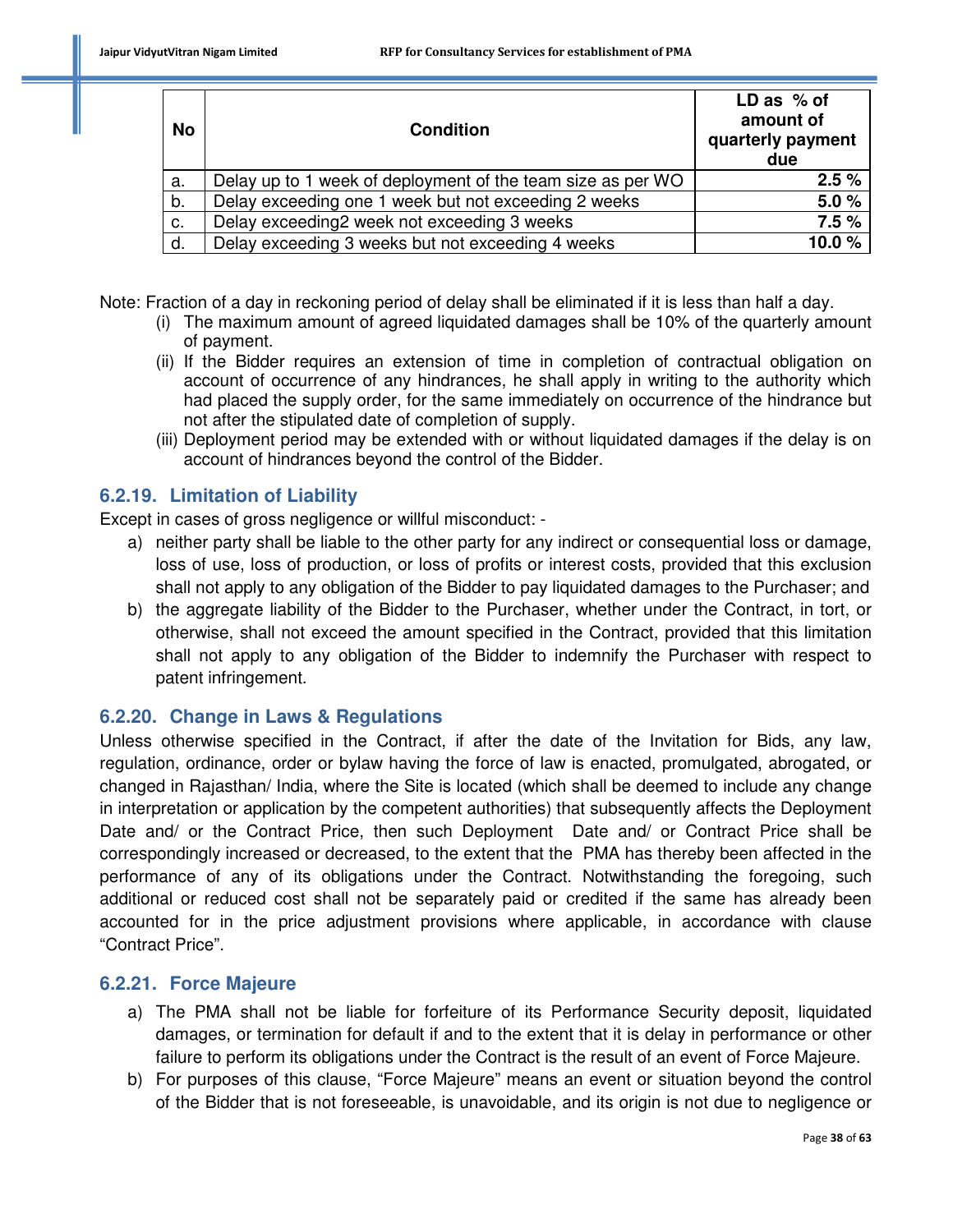| No | Condition | LD as % of amount of quarterly payment due |
|---|---|---|
| a. | Delay up to 1 week of deployment of the team size as per WO | 2.5 % |
| b. | Delay exceeding one 1 week but not exceeding 2 weeks | 5.0 % |
| c. | Delay exceeding2 week not exceeding 3 weeks | 7.5 % |
| d. | Delay exceeding 3 weeks but not exceeding 4 weeks | 10.0 % |

Note: Fraction of a day in reckoning period of delay shall be eliminated if it is less than half a day.

(i) The maximum amount of agreed liquidated damages shall be 10% of the quarterly amount of payment.

(ii) If the Bidder requires an extension of time in completion of contractual obligation on account of occurrence of any hindrances, he shall apply in writing to the authority which had placed the supply order, for the same immediately on occurrence of the hindrance but not after the stipulated date of completion of supply.

(iii) Deployment period may be extended with or without liquidated damages if the delay is on account of hindrances beyond the control of the Bidder.

### 6.2.19. Limitation of Liability

Except in cases of gross negligence or willful misconduct: -

a) neither party shall be liable to the other party for any indirect or consequential loss or damage, loss of use, loss of production, or loss of profits or interest costs, provided that this exclusion shall not apply to any obligation of the Bidder to pay liquidated damages to the Purchaser; and

b) the aggregate liability of the Bidder to the Purchaser, whether under the Contract, in tort, or otherwise, shall not exceed the amount specified in the Contract, provided that this limitation shall not apply to any obligation of the Bidder to indemnify the Purchaser with respect to patent infringement.

### 6.2.20. Change in Laws & Regulations

Unless otherwise specified in the Contract, if after the date of the Invitation for Bids, any law, regulation, ordinance, order or bylaw having the force of law is enacted, promulgated, abrogated, or changed in Rajasthan/ India, where the Site is located (which shall be deemed to include any change in interpretation or application by the competent authorities) that subsequently affects the Deployment Date and/ or the Contract Price, then such Deployment Date and/ or Contract Price shall be correspondingly increased or decreased, to the extent that the PMA has thereby been affected in the performance of any of its obligations under the Contract. Notwithstanding the foregoing, such additional or reduced cost shall not be separately paid or credited if the same has already been accounted for in the price adjustment provisions where applicable, in accordance with clause "Contract Price".

### 6.2.21. Force Majeure

a) The PMA shall not be liable for forfeiture of its Performance Security deposit, liquidated damages, or termination for default if and to the extent that it is delay in performance or other failure to perform its obligations under the Contract is the result of an event of Force Majeure.

b) For purposes of this clause, "Force Majeure" means an event or situation beyond the control of the Bidder that is not foreseeable, is unavoidable, and its origin is not due to negligence or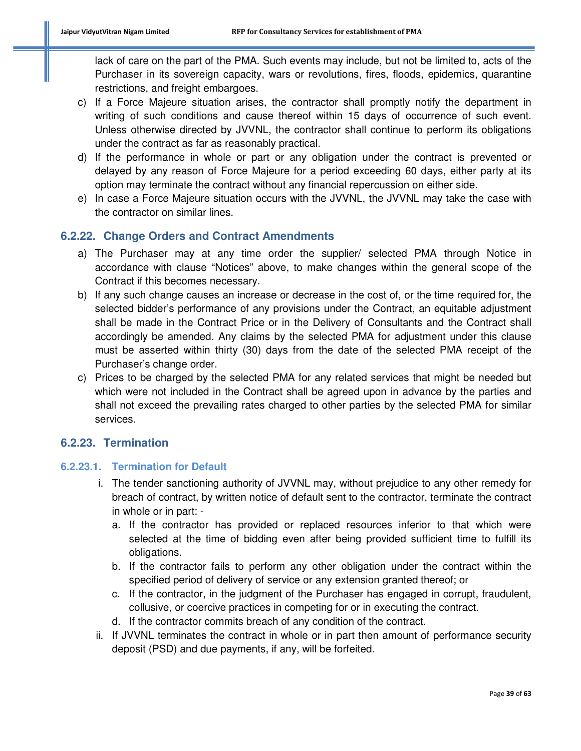lack of care on the part of the PMA. Such events may include, but not be limited to, acts of the Purchaser in its sovereign capacity, wars or revolutions, fires, floods, epidemics, quarantine restrictions, and freight embargoes.

c) If a Force Majeure situation arises, the contractor shall promptly notify the department in writing of such conditions and cause thereof within 15 days of occurrence of such event. Unless otherwise directed by JVVNL, the contractor shall continue to perform its obligations under the contract as far as reasonably practical.
d) If the performance in whole or part or any obligation under the contract is prevented or delayed by any reason of Force Majeure for a period exceeding 60 days, either party at its option may terminate the contract without any financial repercussion on either side.
e) In case a Force Majeure situation occurs with the JVVNL, the JVVNL may take the case with the contractor on similar lines.

## 6.2.22. Change Orders and Contract Amendments

a) The Purchaser may at any time order the supplier/ selected PMA through Notice in accordance with clause "Notices" above, to make changes within the general scope of the Contract if this becomes necessary.
b) If any such change causes an increase or decrease in the cost of, or the time required for, the selected bidder's performance of any provisions under the Contract, an equitable adjustment shall be made in the Contract Price or in the Delivery of Consultants and the Contract shall accordingly be amended. Any claims by the selected PMA for adjustment under this clause must be asserted within thirty (30) days from the date of the selected PMA receipt of the Purchaser's change order.
c) Prices to be charged by the selected PMA for any related services that might be needed but which were not included in the Contract shall be agreed upon in advance by the parties and shall not exceed the prevailing rates charged to other parties by the selected PMA for similar services.

## 6.2.23. Termination

### 6.2.23.1. Termination for Default

i. The tender sanctioning authority of JVVNL may, without prejudice to any other remedy for breach of contract, by written notice of default sent to the contractor, terminate the contract in whole or in part: -
   a. If the contractor has provided or replaced resources inferior to that which were selected at the time of bidding even after being provided sufficient time to fulfill its obligations.
   b. If the contractor fails to perform any other obligation under the contract within the specified period of delivery of service or any extension granted thereof; or
   c. If the contractor, in the judgment of the Purchaser has engaged in corrupt, fraudulent, collusive, or coercive practices in competing for or in executing the contract.
   d. If the contractor commits breach of any condition of the contract.
ii. If JVVNL terminates the contract in whole or in part then amount of performance security deposit (PSD) and due payments, if any, will be forfeited.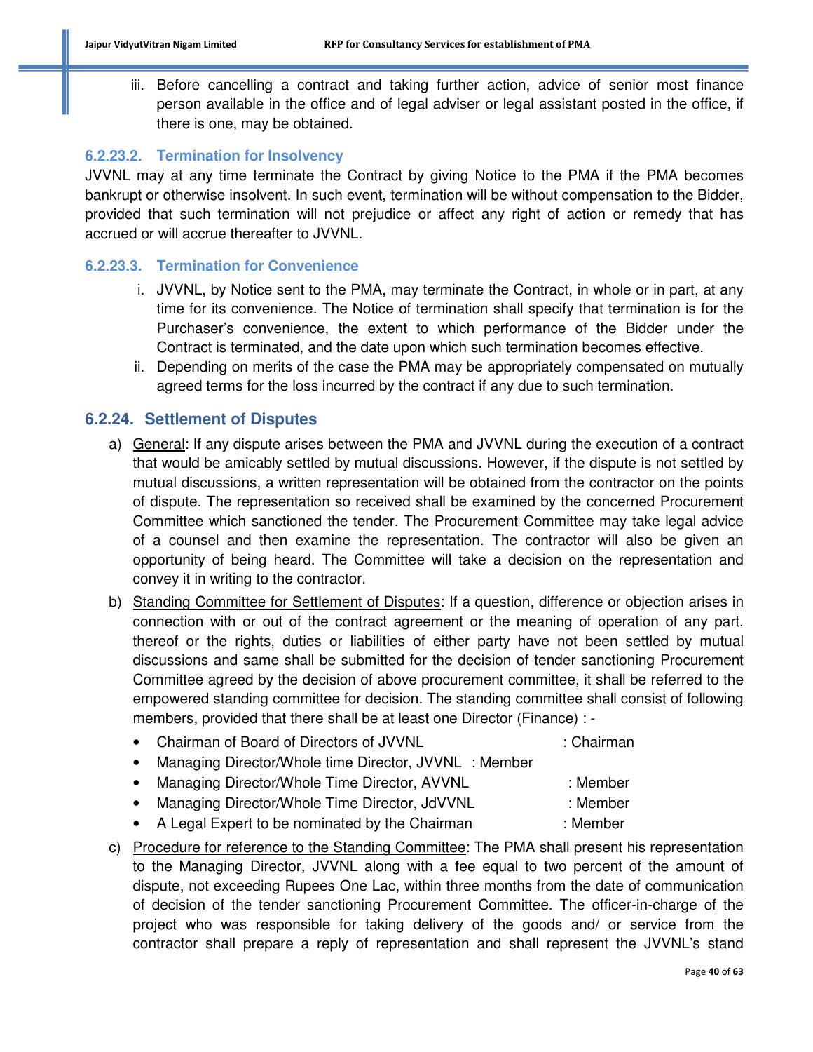iii. Before cancelling a contract and taking further action, advice of senior most finance person available in the office and of legal adviser or legal assistant posted in the office, if there is one, may be obtained.

#### 6.2.23.2. Termination for Insolvency

JVVNL may at any time terminate the Contract by giving Notice to the PMA if the PMA becomes bankrupt or otherwise insolvent. In such event, termination will be without compensation to the Bidder, provided that such termination will not prejudice or affect any right of action or remedy that has accrued or will accrue thereafter to JVVNL.

#### 6.2.23.3. Termination for Convenience

i. JVVNL, by Notice sent to the PMA, may terminate the Contract, in whole or in part, at any time for its convenience. The Notice of termination shall specify that termination is for the Purchaser's convenience, the extent to which performance of the Bidder under the Contract is terminated, and the date upon which such termination becomes effective.

ii. Depending on merits of the case the PMA may be appropriately compensated on mutually agreed terms for the loss incurred by the contract if any due to such termination.

### 6.2.24. Settlement of Disputes

a) General: If any dispute arises between the PMA and JVVNL during the execution of a contract that would be amicably settled by mutual discussions. However, if the dispute is not settled by mutual discussions, a written representation will be obtained from the contractor on the points of dispute. The representation so received shall be examined by the concerned Procurement Committee which sanctioned the tender. The Procurement Committee may take legal advice of a counsel and then examine the representation. The contractor will also be given an opportunity of being heard. The Committee will take a decision on the representation and convey it in writing to the contractor.

b) Standing Committee for Settlement of Disputes: If a question, difference or objection arises in connection with or out of the contract agreement or the meaning of operation of any part, thereof or the rights, duties or liabilities of either party have not been settled by mutual discussions and same shall be submitted for the decision of tender sanctioning Procurement Committee agreed by the decision of above procurement committee, it shall be referred to the empowered standing committee for decision. The standing committee shall consist of following members, provided that there shall be at least one Director (Finance) : -

- Chairman of Board of Directors of JVVNL : Chairman
- Managing Director/Whole time Director, JVVNL : Member
- Managing Director/Whole Time Director, AVVNL : Member
- Managing Director/Whole Time Director, JdVVNL : Member
- A Legal Expert to be nominated by the Chairman : Member

c) Procedure for reference to the Standing Committee: The PMA shall present his representation to the Managing Director, JVVNL along with a fee equal to two percent of the amount of dispute, not exceeding Rupees One Lac, within three months from the date of communication of decision of the tender sanctioning Procurement Committee. The officer-in-charge of the project who was responsible for taking delivery of the goods and/ or service from the contractor shall prepare a reply of representation and shall represent the JVVNL's stand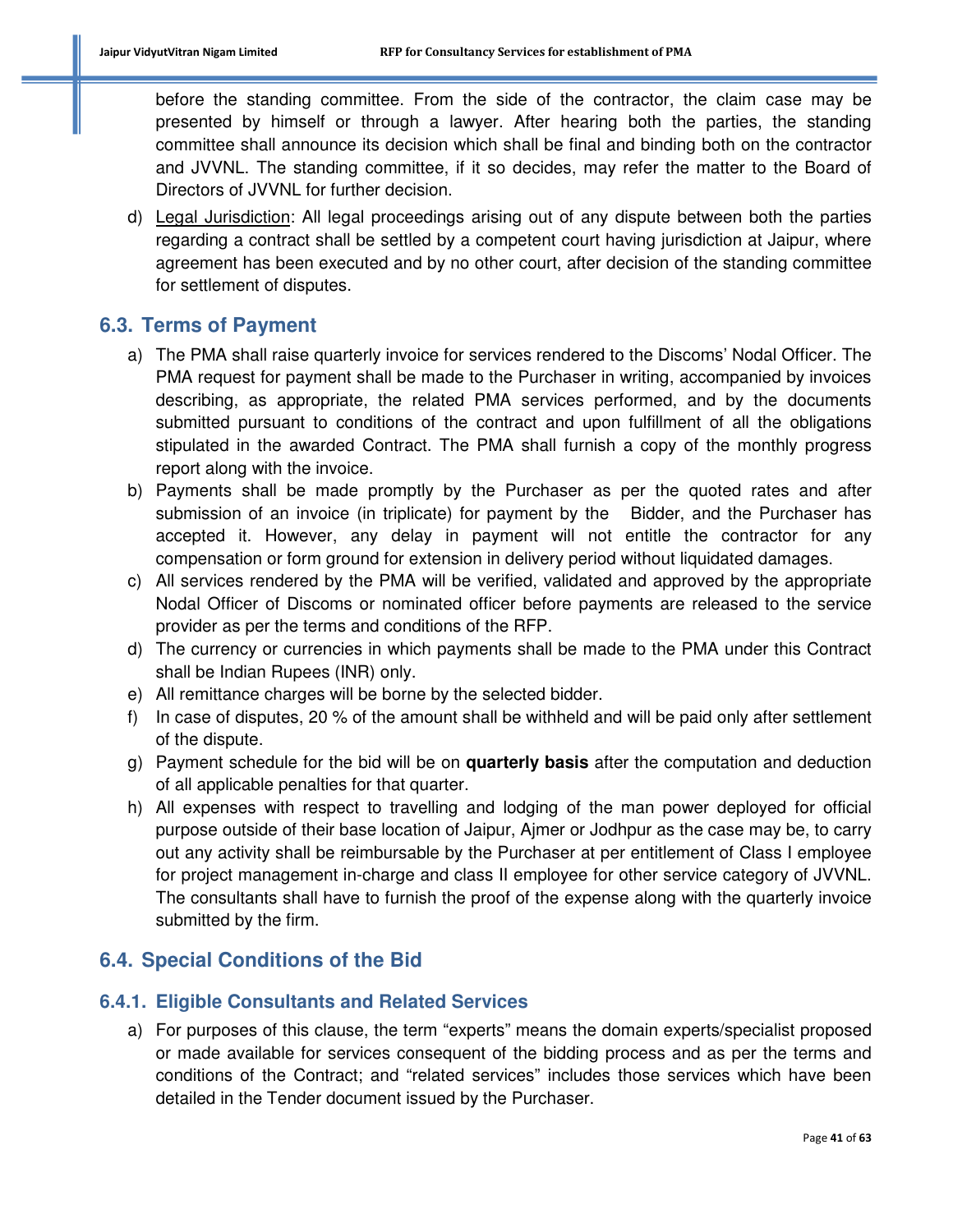before the standing committee. From the side of the contractor, the claim case may be presented by himself or through a lawyer. After hearing both the parties, the standing committee shall announce its decision which shall be final and binding both on the contractor and JVVNL. The standing committee, if it so decides, may refer the matter to the Board of Directors of JVVNL for further decision.

d) Legal Jurisdiction: All legal proceedings arising out of any dispute between both the parties regarding a contract shall be settled by a competent court having jurisdiction at Jaipur, where agreement has been executed and by no other court, after decision of the standing committee for settlement of disputes.

## 6.3. Terms of Payment

a) The PMA shall raise quarterly invoice for services rendered to the Discoms' Nodal Officer. The PMA request for payment shall be made to the Purchaser in writing, accompanied by invoices describing, as appropriate, the related PMA services performed, and by the documents submitted pursuant to conditions of the contract and upon fulfillment of all the obligations stipulated in the awarded Contract. The PMA shall furnish a copy of the monthly progress report along with the invoice.
b) Payments shall be made promptly by the Purchaser as per the quoted rates and after submission of an invoice (in triplicate) for payment by the Bidder, and the Purchaser has accepted it. However, any delay in payment will not entitle the contractor for any compensation or form ground for extension in delivery period without liquidated damages.
c) All services rendered by the PMA will be verified, validated and approved by the appropriate Nodal Officer of Discoms or nominated officer before payments are released to the service provider as per the terms and conditions of the RFP.
d) The currency or currencies in which payments shall be made to the PMA under this Contract shall be Indian Rupees (INR) only.
e) All remittance charges will be borne by the selected bidder.
f) In case of disputes, 20 % of the amount shall be withheld and will be paid only after settlement of the dispute.
g) Payment schedule for the bid will be on **quarterly basis** after the computation and deduction of all applicable penalties for that quarter.
h) All expenses with respect to travelling and lodging of the man power deployed for official purpose outside of their base location of Jaipur, Ajmer or Jodhpur as the case may be, to carry out any activity shall be reimbursable by the Purchaser at per entitlement of Class I employee for project management in-charge and class II employee for other service category of JVVNL. The consultants shall have to furnish the proof of the expense along with the quarterly invoice submitted by the firm.

## 6.4. Special Conditions of the Bid

### 6.4.1. Eligible Consultants and Related Services

a) For purposes of this clause, the term "experts" means the domain experts/specialist proposed or made available for services consequent of the bidding process and as per the terms and conditions of the Contract; and "related services" includes those services which have been detailed in the Tender document issued by the Purchaser.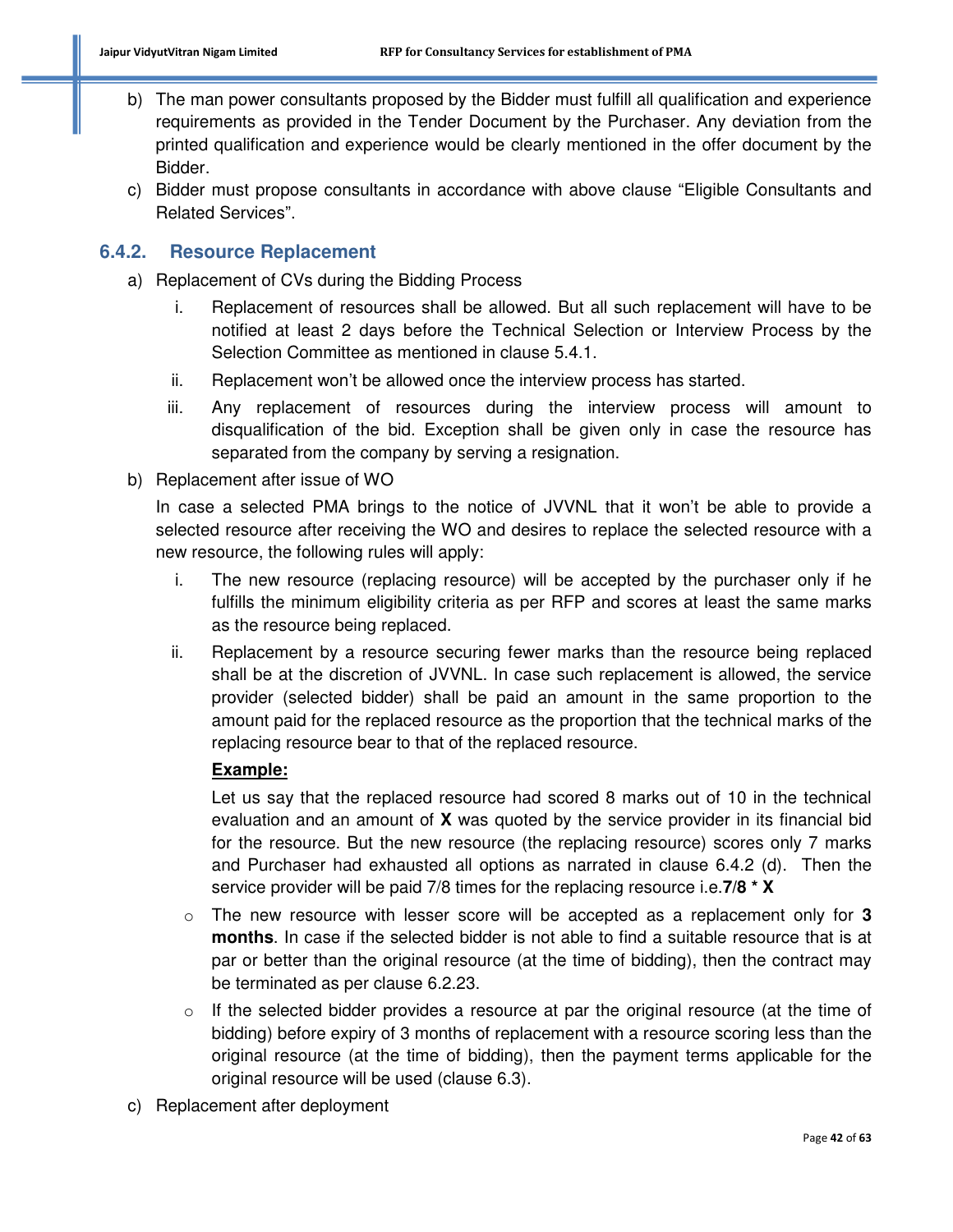b) The man power consultants proposed by the Bidder must fulfill all qualification and experience requirements as provided in the Tender Document by the Purchaser. Any deviation from the printed qualification and experience would be clearly mentioned in the offer document by the Bidder.

c) Bidder must propose consultants in accordance with above clause "Eligible Consultants and Related Services".

### 6.4.2. Resource Replacement

a) Replacement of CVs during the Bidding Process

   i. Replacement of resources shall be allowed. But all such replacement will have to be notified at least 2 days before the Technical Selection or Interview Process by the Selection Committee as mentioned in clause 5.4.1.

   ii. Replacement won't be allowed once the interview process has started.

   iii. Any replacement of resources during the interview process will amount to disqualification of the bid. Exception shall be given only in case the resource has separated from the company by serving a resignation.

b) Replacement after issue of WO

   In case a selected PMA brings to the notice of JVVNL that it won't be able to provide a selected resource after receiving the WO and desires to replace the selected resource with a new resource, the following rules will apply:

   i. The new resource (replacing resource) will be accepted by the purchaser only if he fulfills the minimum eligibility criteria as per RFP and scores at least the same marks as the resource being replaced.

   ii. Replacement by a resource securing fewer marks than the resource being replaced shall be at the discretion of JVVNL. In case such replacement is allowed, the service provider (selected bidder) shall be paid an amount in the same proportion to the amount paid for the replaced resource as the proportion that the technical marks of the replacing resource bear to that of the replaced resource.

   **<u>Example:</u>**

   Let us say that the replaced resource had scored 8 marks out of 10 in the technical evaluation and an amount of **X** was quoted by the service provider in its financial bid for the resource. But the new resource (the replacing resource) scores only 7 marks and Purchaser had exhausted all options as narrated in clause 6.4.2 (d). Then the service provider will be paid 7/8 times for the replacing resource i.e.**7/8 * X**

   - The new resource with lesser score will be accepted as a replacement only for **3 months**. In case if the selected bidder is not able to find a suitable resource that is at par or better than the original resource (at the time of bidding), then the contract may be terminated as per clause 6.2.23.
   - If the selected bidder provides a resource at par the original resource (at the time of bidding) before expiry of 3 months of replacement with a resource scoring less than the original resource (at the time of bidding), then the payment terms applicable for the original resource will be used (clause 6.3).

c) Replacement after deployment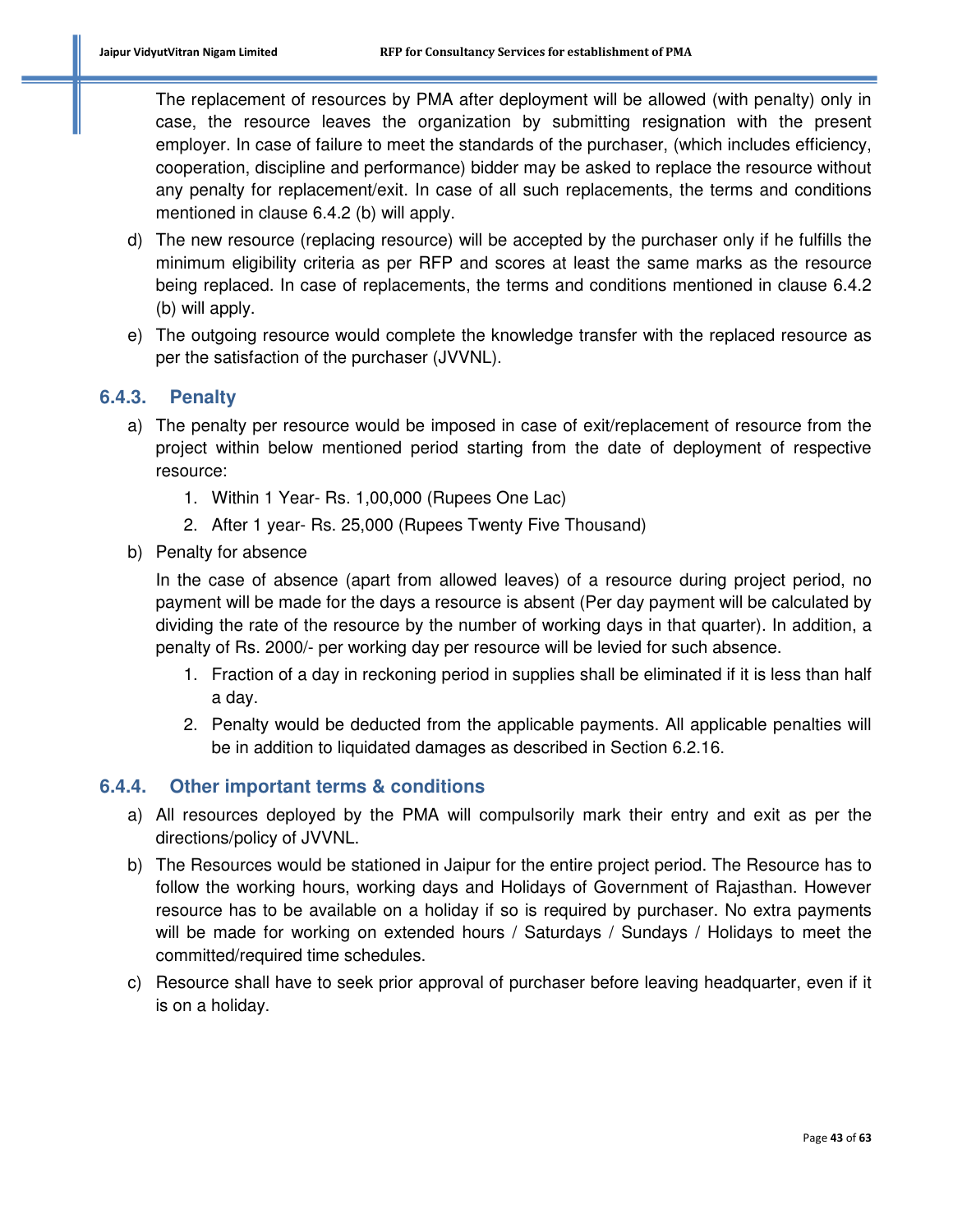The replacement of resources by PMA after deployment will be allowed (with penalty) only in case, the resource leaves the organization by submitting resignation with the present employer. In case of failure to meet the standards of the purchaser, (which includes efficiency, cooperation, discipline and performance) bidder may be asked to replace the resource without any penalty for replacement/exit. In case of all such replacements, the terms and conditions mentioned in clause 6.4.2 (b) will apply.

d) The new resource (replacing resource) will be accepted by the purchaser only if he fulfills the minimum eligibility criteria as per RFP and scores at least the same marks as the resource being replaced. In case of replacements, the terms and conditions mentioned in clause 6.4.2 (b) will apply.

e) The outgoing resource would complete the knowledge transfer with the replaced resource as per the satisfaction of the purchaser (JVVNL).

### 6.4.3. Penalty

a) The penalty per resource would be imposed in case of exit/replacement of resource from the project within below mentioned period starting from the date of deployment of respective resource:

   1. Within 1 Year- Rs. 1,00,000 (Rupees One Lac)
   2. After 1 year- Rs. 25,000 (Rupees Twenty Five Thousand)

b) Penalty for absence

   In the case of absence (apart from allowed leaves) of a resource during project period, no payment will be made for the days a resource is absent (Per day payment will be calculated by dividing the rate of the resource by the number of working days in that quarter). In addition, a penalty of Rs. 2000/- per working day per resource will be levied for such absence.

   1. Fraction of a day in reckoning period in supplies shall be eliminated if it is less than half a day.
   2. Penalty would be deducted from the applicable payments. All applicable penalties will be in addition to liquidated damages as described in Section 6.2.16.

### 6.4.4. Other important terms & conditions

a) All resources deployed by the PMA will compulsorily mark their entry and exit as per the directions/policy of JVVNL.

b) The Resources would be stationed in Jaipur for the entire project period. The Resource has to follow the working hours, working days and Holidays of Government of Rajasthan. However resource has to be available on a holiday if so is required by purchaser. No extra payments will be made for working on extended hours / Saturdays / Sundays / Holidays to meet the committed/required time schedules.

c) Resource shall have to seek prior approval of purchaser before leaving headquarter, even if it is on a holiday.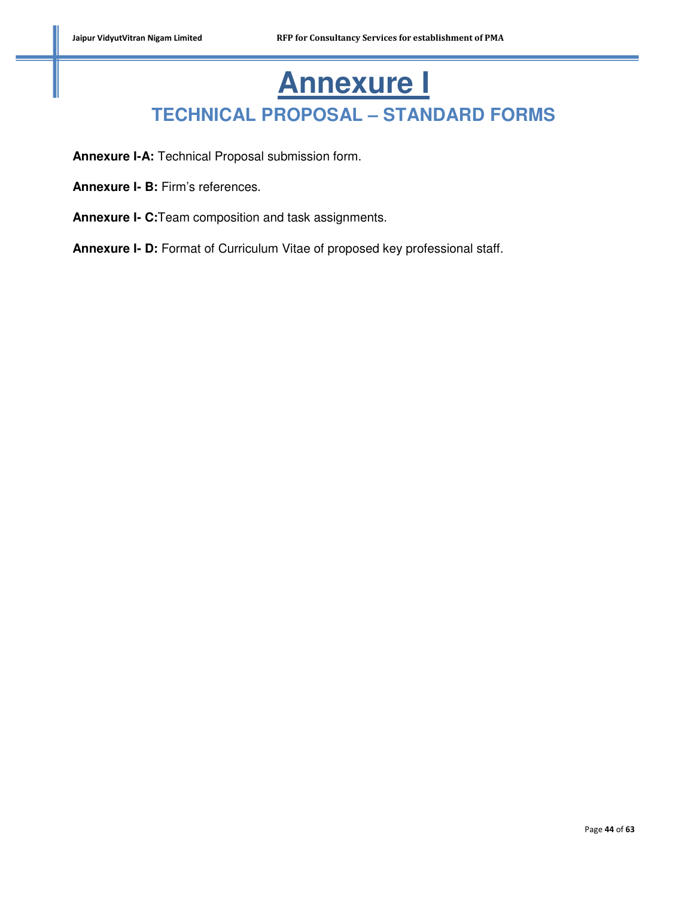# Annexure I

## TECHNICAL PROPOSAL – STANDARD FORMS

**Annexure I-A:** Technical Proposal submission form.

**Annexure I- B:** Firm's references.

**Annexure I- C:**Team composition and task assignments.

**Annexure I- D:** Format of Curriculum Vitae of proposed key professional staff.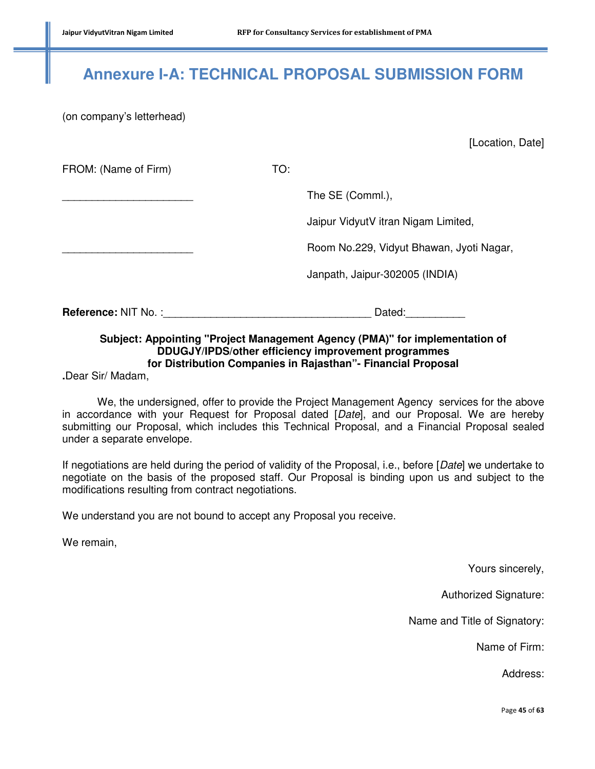# Annexure I-A: TECHNICAL PROPOSAL SUBMISSION FORM

(on company's letterhead)

[Location, Date]

FROM: (Name of Firm)

______________________

______________________

TO:

The SE (Comml.),

Jaipur VidyutV itran Nigam Limited,

Room No.229, Vidyut Bhawan, Jyoti Nagar,

Janpath, Jaipur-302005 (INDIA)

**Reference:** NIT No. :__________________________________ Dated:_________

**Subject: Appointing "Project Management Agency (PMA)" for implementation of DDUGJY/IPDS/other efficiency improvement programmes for Distribution Companies in Rajasthan"- Financial Proposal**

**.**Dear Sir/ Madam,

We, the undersigned, offer to provide the Project Management Agency services for the above in accordance with your Request for Proposal dated [*Date*], and our Proposal. We are hereby submitting our Proposal, which includes this Technical Proposal, and a Financial Proposal sealed under a separate envelope.

If negotiations are held during the period of validity of the Proposal, i.e., before [*Date*] we undertake to negotiate on the basis of the proposed staff. Our Proposal is binding upon us and subject to the modifications resulting from contract negotiations.

We understand you are not bound to accept any Proposal you receive.

We remain,

Yours sincerely,

Authorized Signature:

Name and Title of Signatory:

Name of Firm:

Address: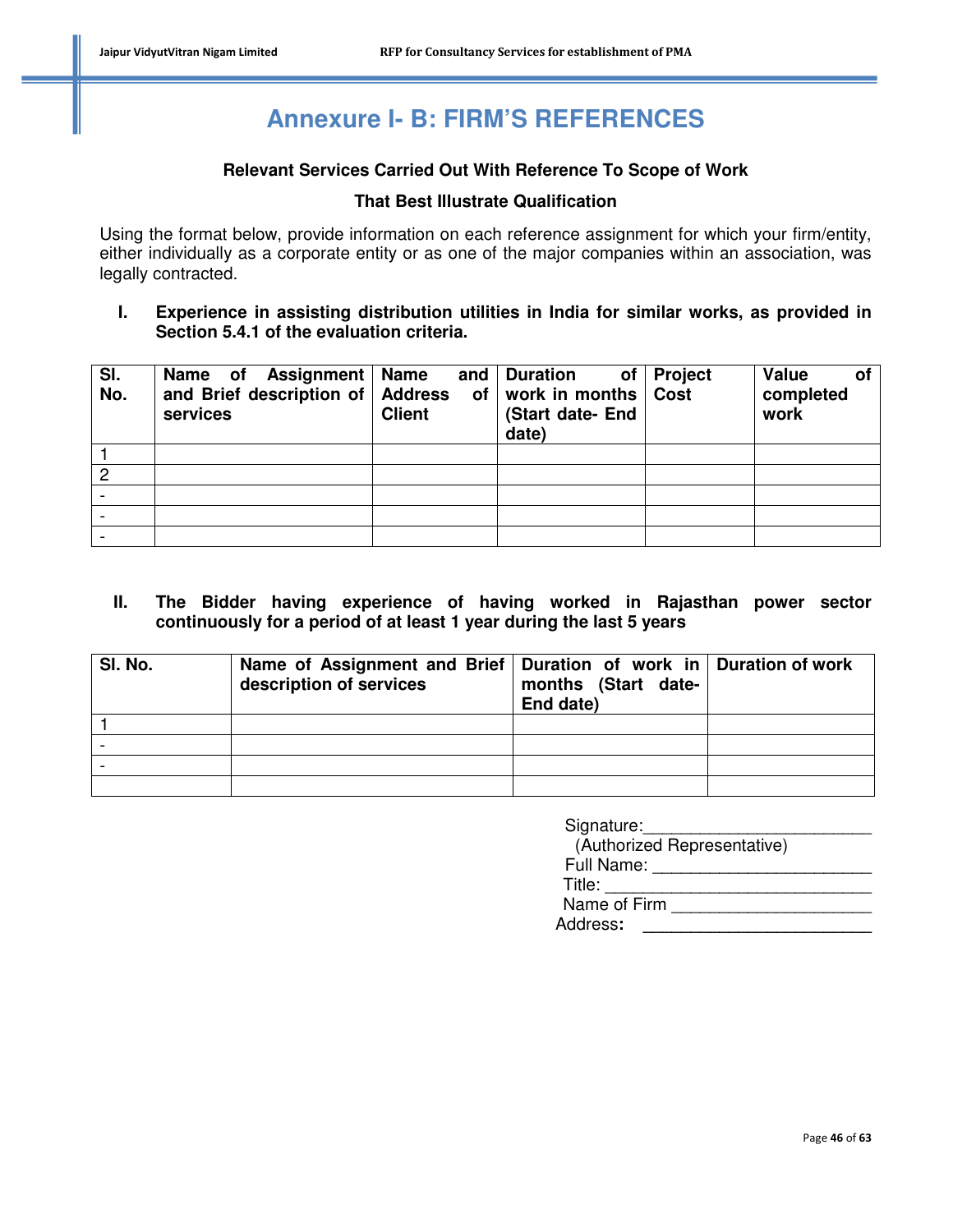# Annexure I- B: FIRM'S REFERENCES

**Relevant Services Carried Out With Reference To Scope of Work**

**That Best Illustrate Qualification**

Using the format below, provide information on each reference assignment for which your firm/entity, either individually as a corporate entity or as one of the major companies within an association, was legally contracted.

**I. Experience in assisting distribution utilities in India for similar works, as provided in Section 5.4.1 of the evaluation criteria.**

| Sl. No. | Name of Assignment and Brief description of services | Name and Address of Client | Duration of work in months (Start date- End date) | Project Cost | Value of completed work |
|---|---|---|---|---|---|
| 1 | | | | | |
| 2 | | | | | |
| - | | | | | |
| - | | | | | |
| - | | | | | |

**II. The Bidder having experience of having worked in Rajasthan power sector continuously for a period of at least 1 year during the last 5 years**

| Sl. No. | Name of Assignment and Brief description of services | Duration of work in months (Start date- End date) | Duration of work |
|---|---|---|---|
| 1 | | | |
| - | | | |
| - | | | |
| | | | |

Signature:________________________
(Authorized Representative)
Full Name: _______________________
Title: ____________________________
Name of Firm _____________________
Address: ________________________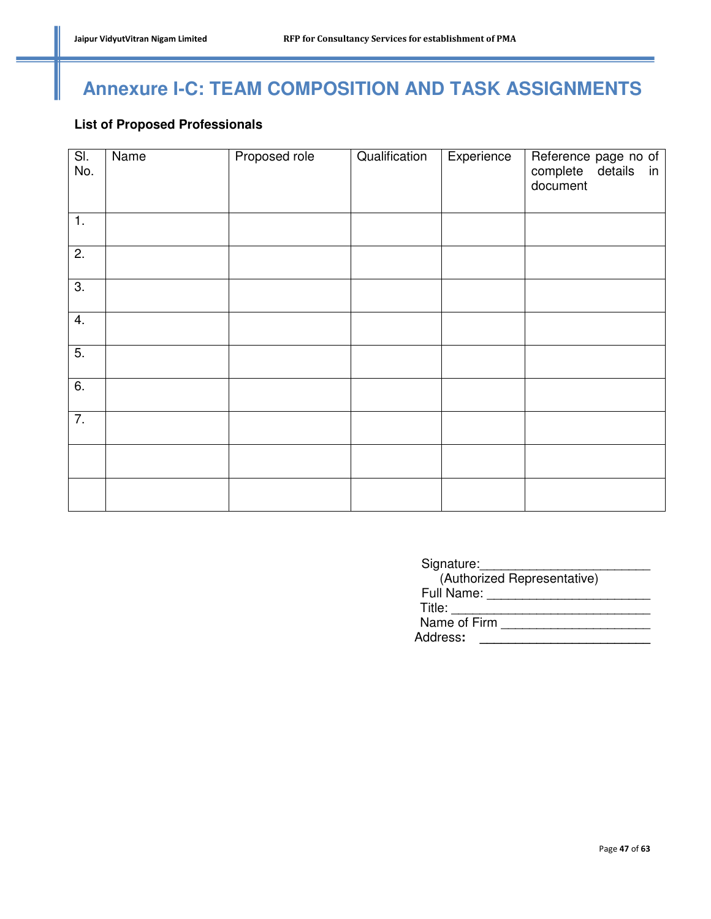# Annexure I-C: TEAM COMPOSITION AND TASK ASSIGNMENTS

**List of Proposed Professionals**

| Sl. No. | Name | Proposed role | Qualification | Experience | Reference page no of complete details in document |
|---|---|---|---|---|---|
| 1. | | | | | |
| 2. | | | | | |
| 3. | | | | | |
| 4. | | | | | |
| 5. | | | | | |
| 6. | | | | | |
| 7. | | | | | |
| | | | | | |
| | | | | | |

Signature:________________________
(Authorized Representative)
Full Name: _______________________
Title: ____________________________
Name of Firm _____________________
Address: ________________________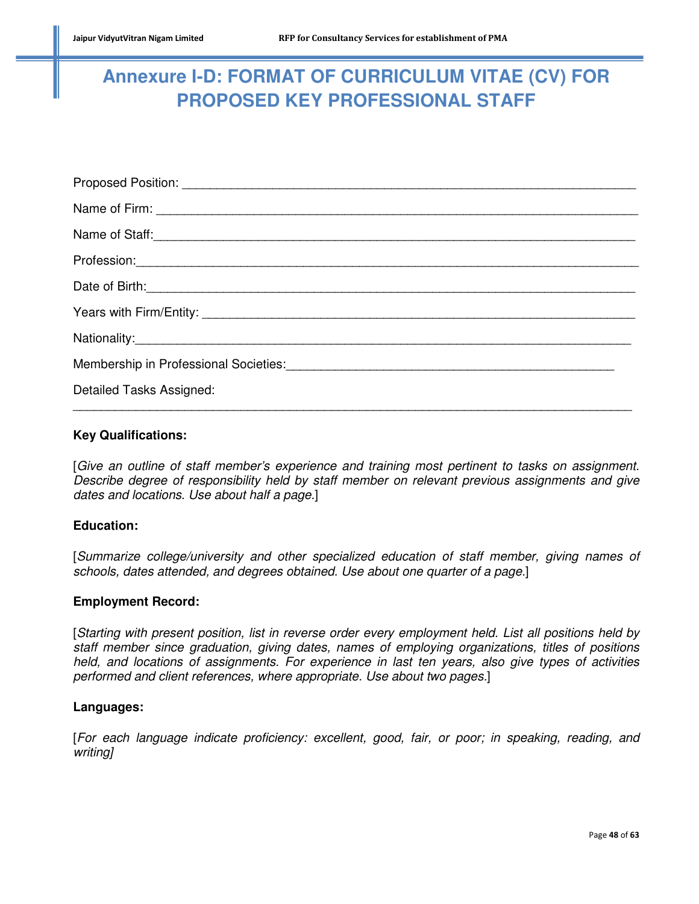# Annexure I-D: FORMAT OF CURRICULUM VITAE (CV) FOR PROPOSED KEY PROFESSIONAL STAFF

Proposed Position: _______________________________________________________________

Name of Firm: __________________________________________________________________

Name of Staff:__________________________________________________________________

Profession:_____________________________________________________________________

Date of Birth:___________________________________________________________________

Years with Firm/Entity: ___________________________________________________________

Nationality:____________________________________________________________________

Membership in Professional Societies:_____________________________________________

Detailed Tasks Assigned:

________________________________________________________________________________

**Key Qualifications:**

[*Give an outline of staff member's experience and training most pertinent to tasks on assignment. Describe degree of responsibility held by staff member on relevant previous assignments and give dates and locations. Use about half a page.*]

**Education:**

[*Summarize college/university and other specialized education of staff member, giving names of schools, dates attended, and degrees obtained. Use about one quarter of a page.*]

**Employment Record:**

[*Starting with present position, list in reverse order every employment held. List all positions held by staff member since graduation, giving dates, names of employing organizations, titles of positions held, and locations of assignments. For experience in last ten years, also give types of activities performed and client references, where appropriate. Use about two pages.*]

**Languages:**

[*For each language indicate proficiency: excellent, good, fair, or poor; in speaking, reading, and writing]*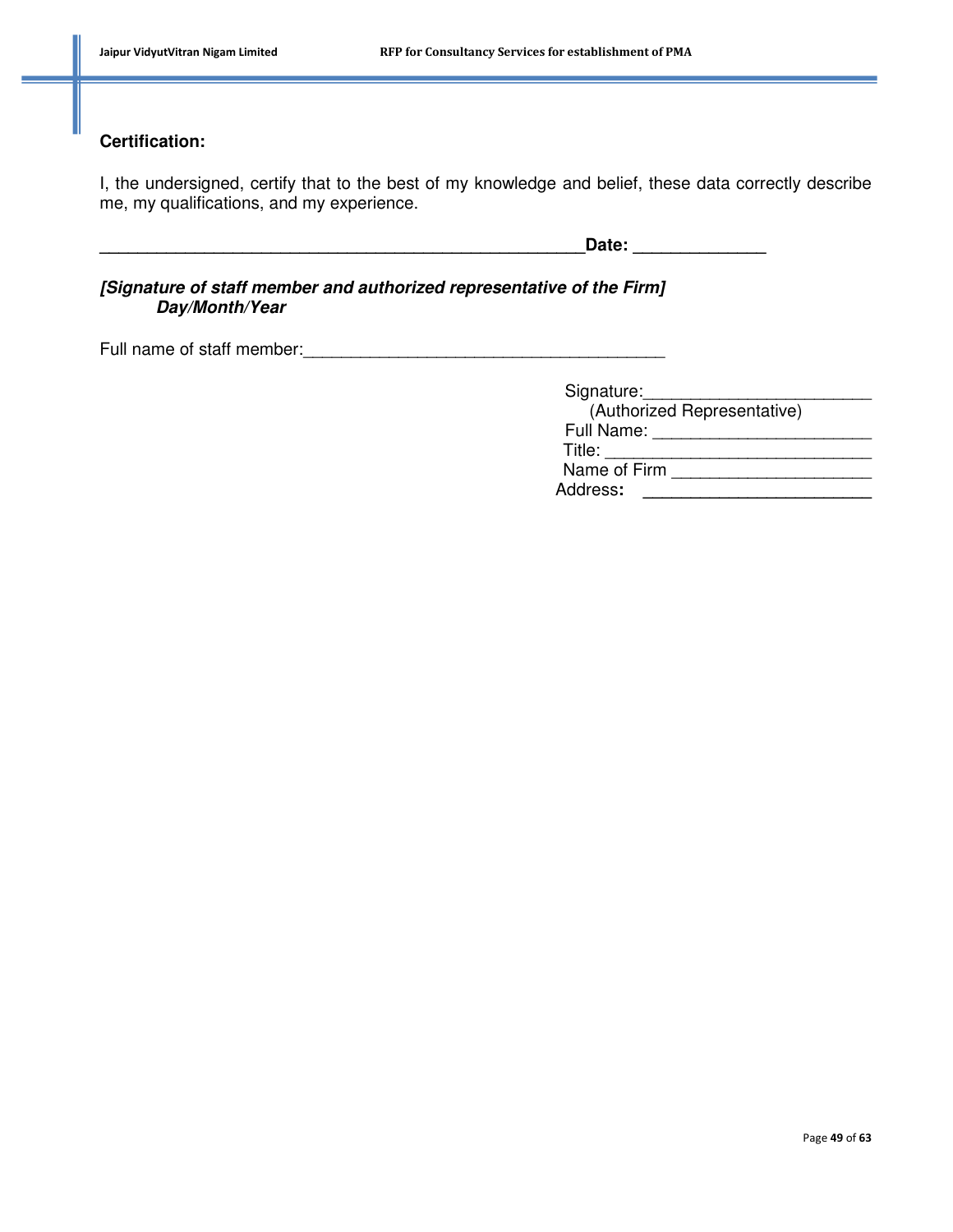**Certification:**

I, the undersigned, certify that to the best of my knowledge and belief, these data correctly describe me, my qualifications, and my experience.

_________________________________________________**Date:** _____________

***[Signature of staff member and authorized representative of the Firm]***
***Day/Month/Year***

Full name of staff member:_____________________________________

Signature:_______________________
(Authorized Representative)
Full Name: ______________________
Title: ___________________________
Name of Firm ____________________
Address**:** _______________________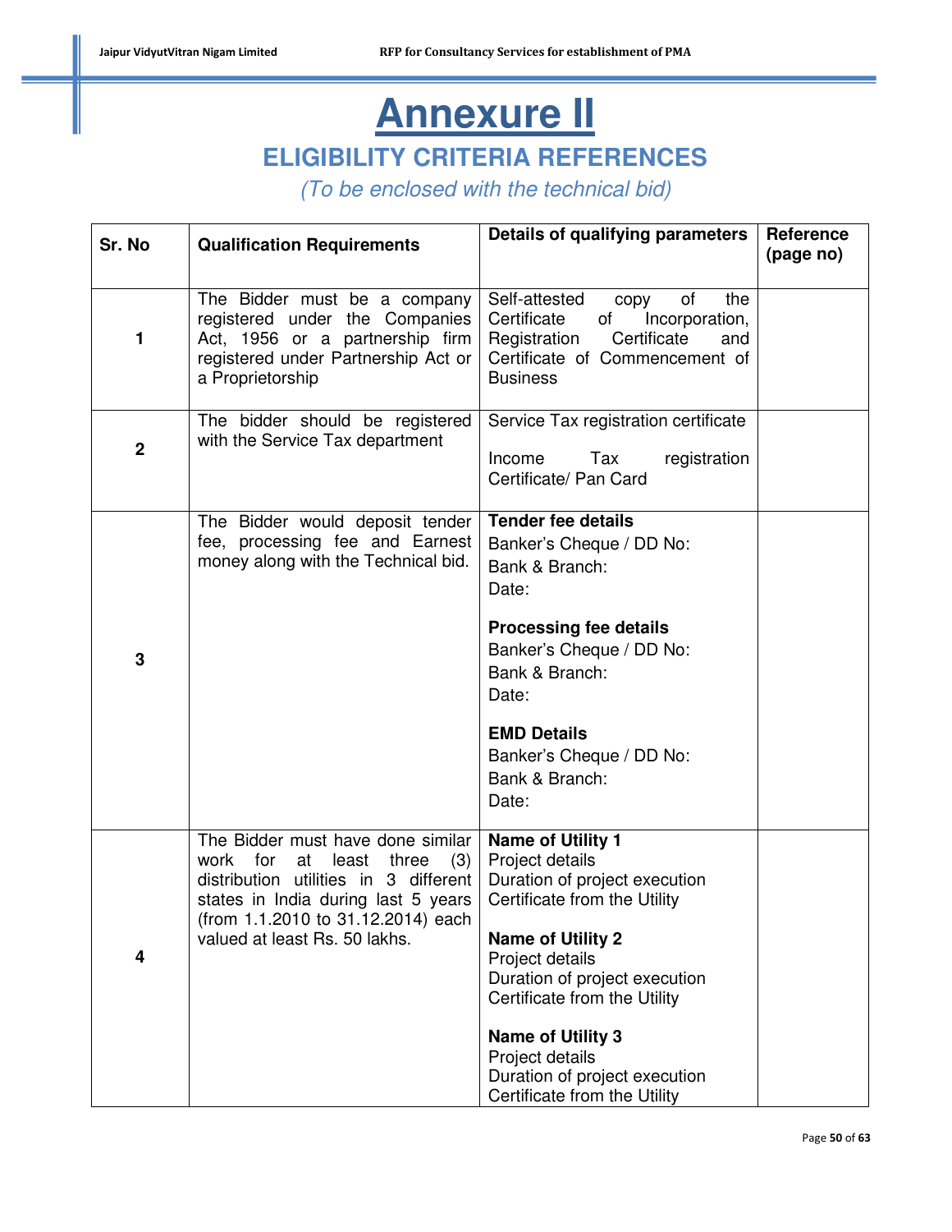# Annexure II

## ELIGIBILITY CRITERIA REFERENCES

*(To be enclosed with the technical bid)*

| Sr. No | Qualification Requirements | Details of qualifying parameters | Reference (page no) |
|---|---|---|---|
| 1 | The Bidder must be a company registered under the Companies Act, 1956 or a partnership firm registered under Partnership Act or a Proprietorship | Self-attested copy of the Certificate of Incorporation, Registration Certificate and Certificate of Commencement of Business | |
| 2 | The bidder should be registered with the Service Tax department | Service Tax registration certificate<br><br>Income Tax registration Certificate/ Pan Card | |
| 3 | The Bidder would deposit tender fee, processing fee and Earnest money along with the Technical bid. | **Tender fee details**<br>Banker's Cheque / DD No:<br>Bank & Branch:<br>Date:<br><br>**Processing fee details**<br>Banker's Cheque / DD No:<br>Bank & Branch:<br>Date:<br><br>**EMD Details**<br>Banker's Cheque / DD No:<br>Bank & Branch:<br>Date: | |
| 4 | The Bidder must have done similar work for at least three (3) distribution utilities in 3 different states in India during last 5 years (from 1.1.2010 to 31.12.2014) each valued at least Rs. 50 lakhs. | **Name of Utility 1**<br>Project details<br>Duration of project execution<br>Certificate from the Utility<br><br>**Name of Utility 2**<br>Project details<br>Duration of project execution<br>Certificate from the Utility<br><br>**Name of Utility 3**<br>Project details<br>Duration of project execution<br>Certificate from the Utility | |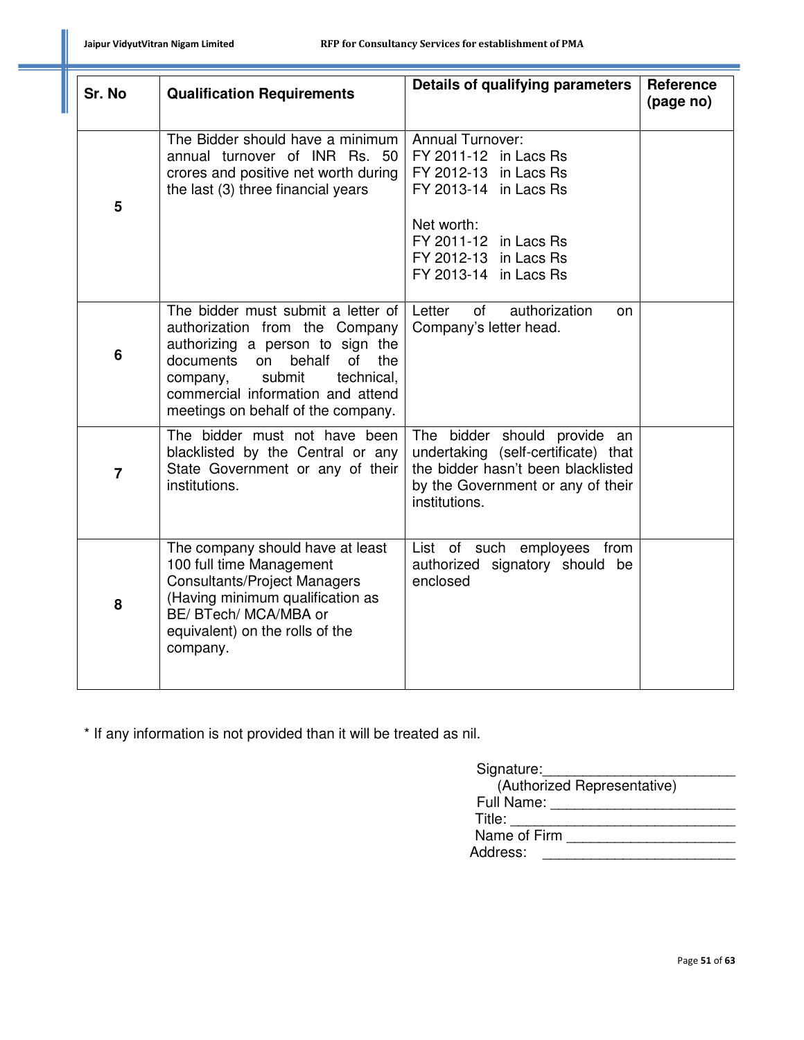| Sr. No | Qualification Requirements | Details of qualifying parameters | Reference (page no) |
|---|---|---|---|
| 5 | The Bidder should have a minimum annual turnover of INR Rs. 50 crores and positive net worth during the last (3) three financial years | Annual Turnover:<br>FY 2011-12 in Lacs Rs<br>FY 2012-13 in Lacs Rs<br>FY 2013-14 in Lacs Rs<br><br>Net worth:<br>FY 2011-12 in Lacs Rs<br>FY 2012-13 in Lacs Rs<br>FY 2013-14 in Lacs Rs | |
| 6 | The bidder must submit a letter of authorization from the Company authorizing a person to sign the documents on behalf of the company, submit technical, commercial information and attend meetings on behalf of the company. | Letter of authorization on Company's letter head. | |
| 7 | The bidder must not have been blacklisted by the Central or any State Government or any of their institutions. | The bidder should provide an undertaking (self-certificate) that the bidder hasn't been blacklisted by the Government or any of their institutions. | |
| 8 | The company should have at least 100 full time Management Consultants/Project Managers (Having minimum qualification as BE/ BTech/ MCA/MBA or equivalent) on the rolls of the company. | List of such employees from authorized signatory should be enclosed | |

* If any information is not provided than it will be treated as nil.

Signature:________________________
(Authorized Representative)
Full Name: ______________________
Title: ___________________________
Name of Firm ____________________
Address: ________________________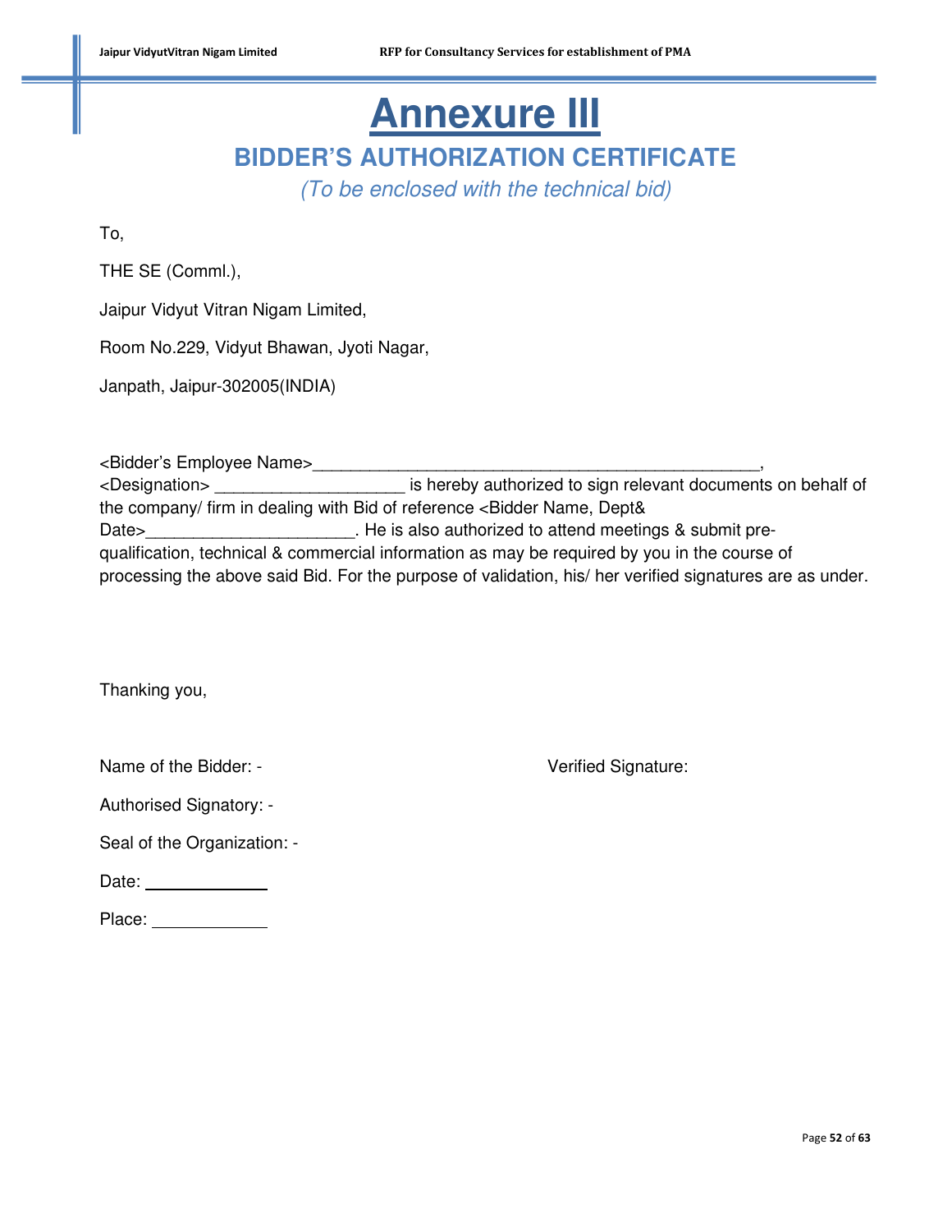# Annexure III

## BIDDER'S AUTHORIZATION CERTIFICATE

*(To be enclosed with the technical bid)*

To,

THE SE (Comml.),

Jaipur Vidyut Vitran Nigam Limited,

Room No.229, Vidyut Bhawan, Jyoti Nagar,

Janpath, Jaipur-302005(INDIA)

<Bidder's Employee Name>_______________________________________________, <Designation> ___________________ is hereby authorized to sign relevant documents on behalf of the company/ firm in dealing with Bid of reference <Bidder Name, Dept& Date>_____________________. He is also authorized to attend meetings & submit pre-qualification, technical & commercial information as may be required by you in the course of processing the above said Bid. For the purpose of validation, his/ her verified signatures are as under.

Thanking you,

Name of the Bidder: -

Verified Signature:

Authorised Signatory: -

Seal of the Organization: -

Date: ____________

Place: ____________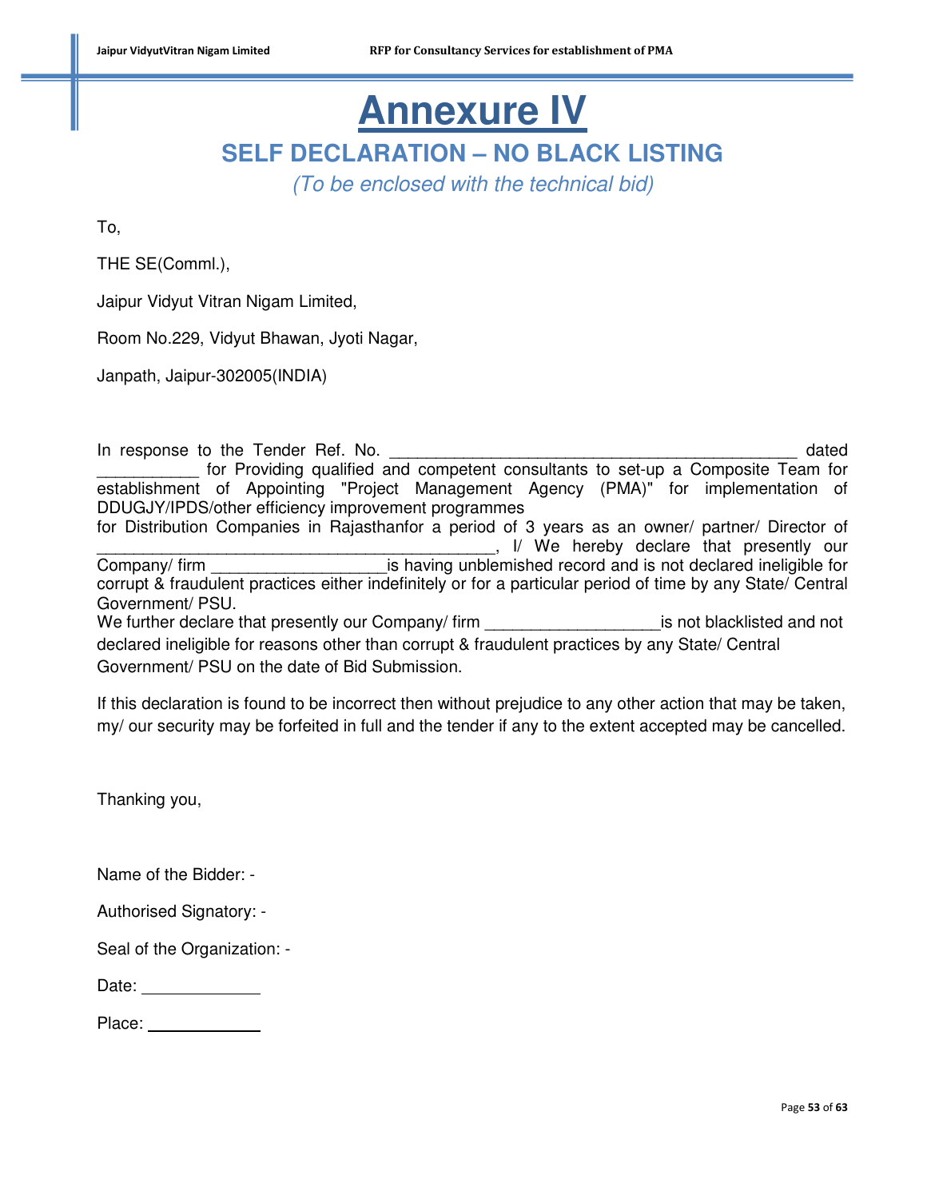# Annexure IV

## SELF DECLARATION – NO BLACK LISTING

*(To be enclosed with the technical bid)*

To,

THE SE(Comml.),

Jaipur Vidyut Vitran Nigam Limited,

Room No.229, Vidyut Bhawan, Jyoti Nagar,

Janpath, Jaipur-302005(INDIA)

In response to the Tender Ref. No. _____________________________________________ dated ___________ for Providing qualified and competent consultants to set-up a Composite Team for establishment of Appointing "Project Management Agency (PMA)" for implementation of DDUGJY/IPDS/other efficiency improvement programmes
for Distribution Companies in Rajasthanfor a period of 3 years as an owner/ partner/ Director of ____________________________________________, I/ We hereby declare that presently our Company/ firm __________________is having unblemished record and is not declared ineligible for corrupt & fraudulent practices either indefinitely or for a particular period of time by any State/ Central Government/ PSU.
We further declare that presently our Company/ firm __________________is not blacklisted and not declared ineligible for reasons other than corrupt & fraudulent practices by any State/ Central Government/ PSU on the date of Bid Submission.

If this declaration is found to be incorrect then without prejudice to any other action that may be taken, my/ our security may be forfeited in full and the tender if any to the extent accepted may be cancelled.

Thanking you,

Name of the Bidder: -

Authorised Signatory: -

Seal of the Organization: -

Date: ____________

Place: ____________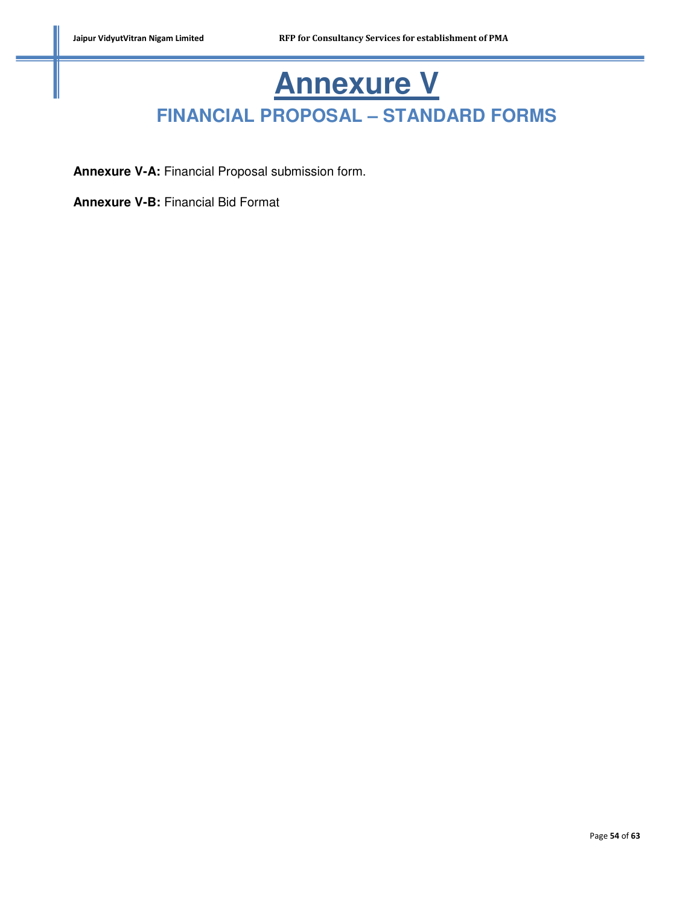# Annexure V

## FINANCIAL PROPOSAL – STANDARD FORMS

**Annexure V-A:** Financial Proposal submission form.

**Annexure V-B:** Financial Bid Format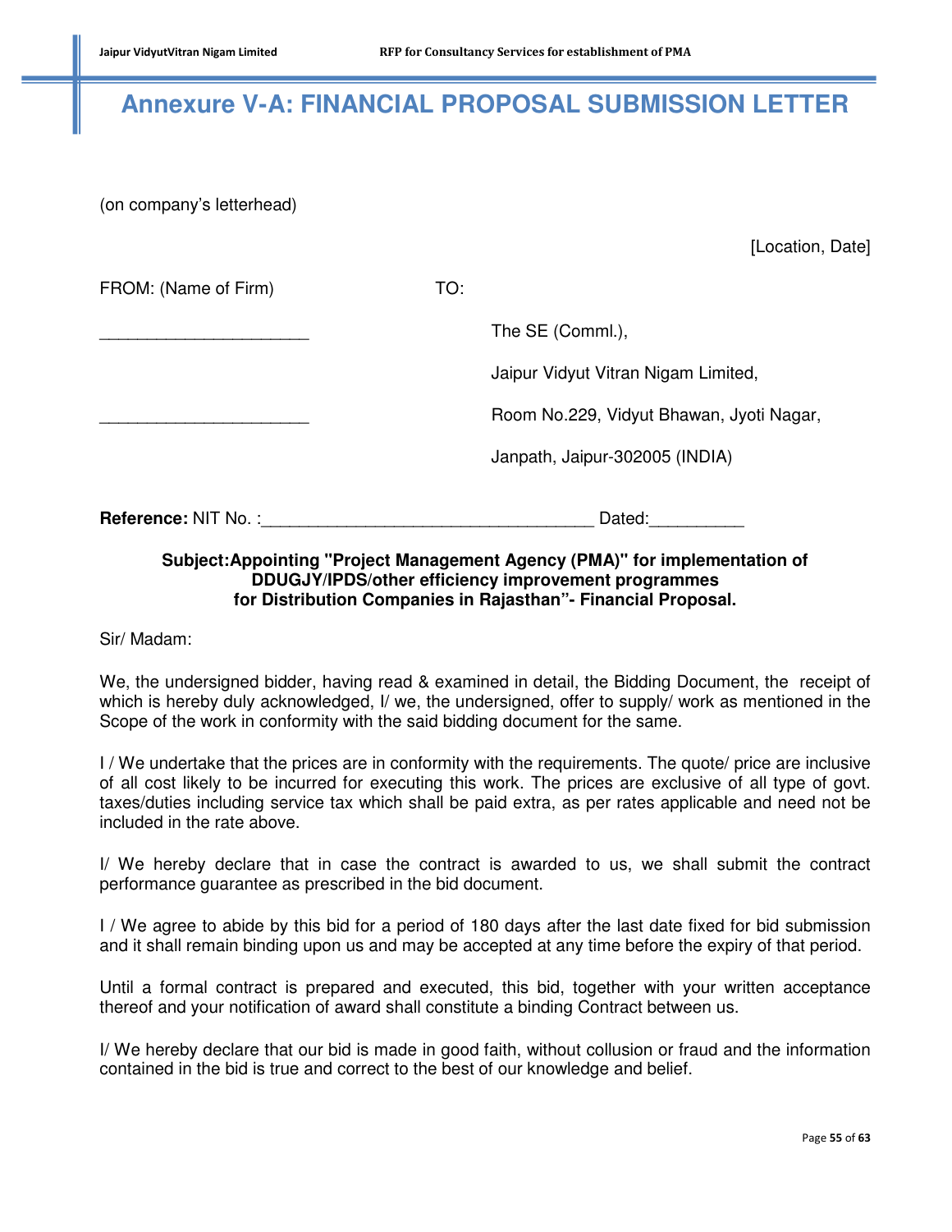# Annexure V-A: FINANCIAL PROPOSAL SUBMISSION LETTER

(on company's letterhead)

[Location, Date]

FROM: (Name of Firm)

______________________

______________________

TO:

The SE (Comml.),

Jaipur Vidyut Vitran Nigam Limited,

Room No.229, Vidyut Bhawan, Jyoti Nagar,

Janpath, Jaipur-302005 (INDIA)

**Reference:** NIT No. :__________________________________ Dated:__________

**Subject:Appointing "Project Management Agency (PMA)" for implementation of DDUGJY/IPDS/other efficiency improvement programmes for Distribution Companies in Rajasthan"- Financial Proposal.**

Sir/ Madam:

We, the undersigned bidder, having read & examined in detail, the Bidding Document, the receipt of which is hereby duly acknowledged, I/ we, the undersigned, offer to supply/ work as mentioned in the Scope of the work in conformity with the said bidding document for the same.

I / We undertake that the prices are in conformity with the requirements. The quote/ price are inclusive of all cost likely to be incurred for executing this work. The prices are exclusive of all type of govt. taxes/duties including service tax which shall be paid extra, as per rates applicable and need not be included in the rate above.

I/ We hereby declare that in case the contract is awarded to us, we shall submit the contract performance guarantee as prescribed in the bid document.

I / We agree to abide by this bid for a period of 180 days after the last date fixed for bid submission and it shall remain binding upon us and may be accepted at any time before the expiry of that period.

Until a formal contract is prepared and executed, this bid, together with your written acceptance thereof and your notification of award shall constitute a binding Contract between us.

I/ We hereby declare that our bid is made in good faith, without collusion or fraud and the information contained in the bid is true and correct to the best of our knowledge and belief.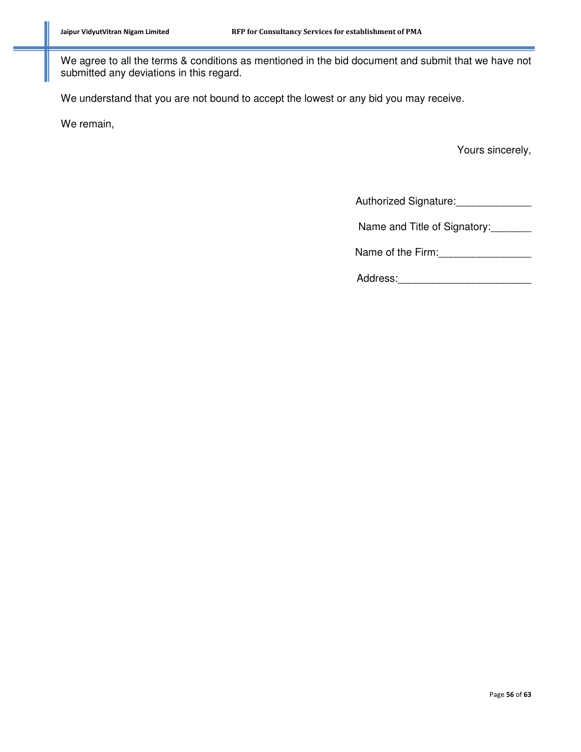We agree to all the terms & conditions as mentioned in the bid document and submit that we have not submitted any deviations in this regard.

We understand that you are not bound to accept the lowest or any bid you may receive.

We remain,

Yours sincerely,

Authorized Signature:____________

Name and Title of Signatory:_______

Name of the Firm:________________

Address:______________________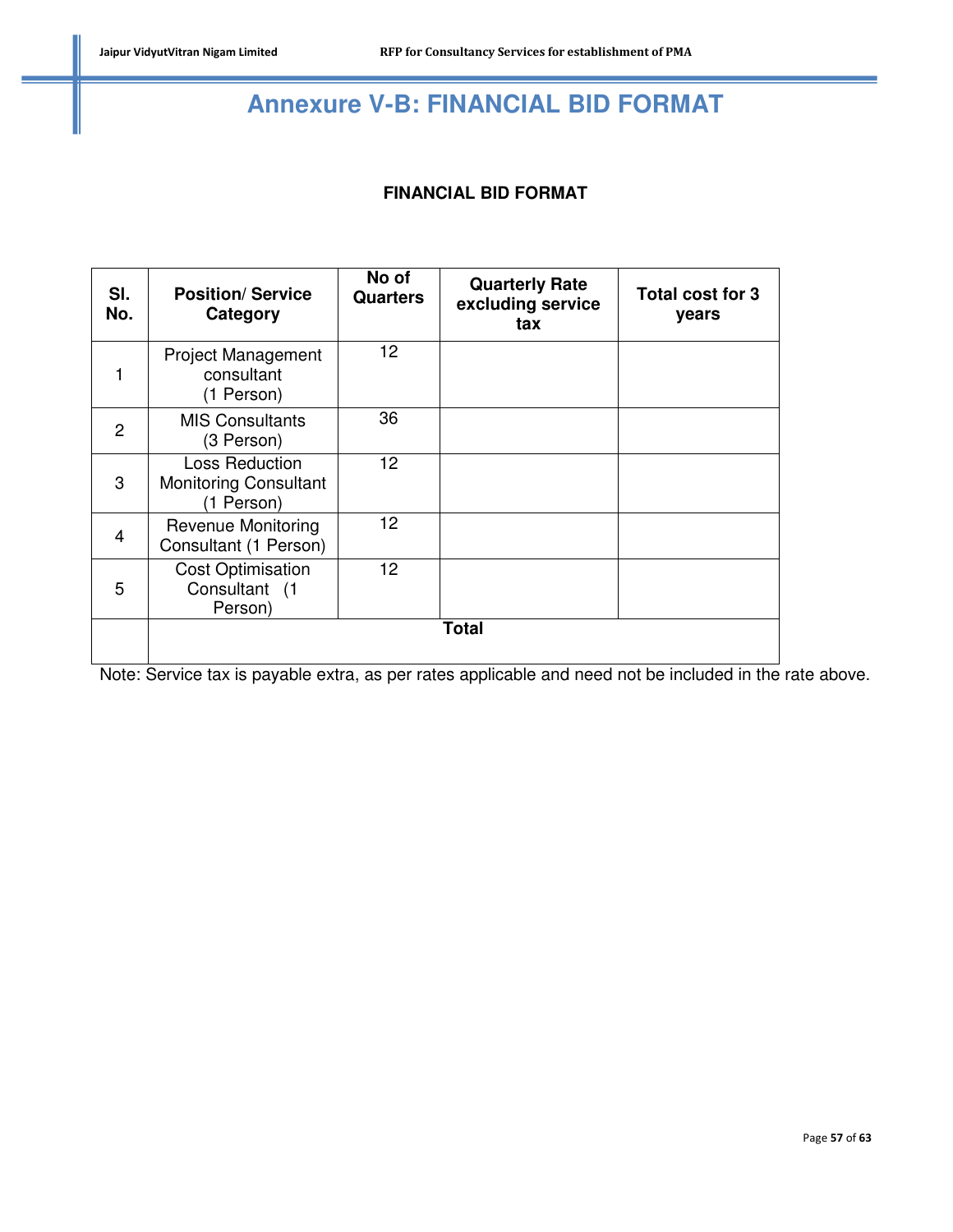# Annexure V-B: FINANCIAL BID FORMAT

**FINANCIAL BID FORMAT**

| Sl. No. | Position/ Service Category | No of Quarters | Quarterly Rate excluding service tax | Total cost for 3 years |
|---|---|---|---|---|
| 1 | Project Management consultant (1 Person) | 12 | | |
| 2 | MIS Consultants (3 Person) | 36 | | |
| 3 | Loss Reduction Monitoring Consultant (1 Person) | 12 | | |
| 4 | Revenue Monitoring Consultant (1 Person) | 12 | | |
| 5 | Cost Optimisation Consultant (1 Person) | 12 | | |
| | **Total** | | | |

Note: Service tax is payable extra, as per rates applicable and need not be included in the rate above.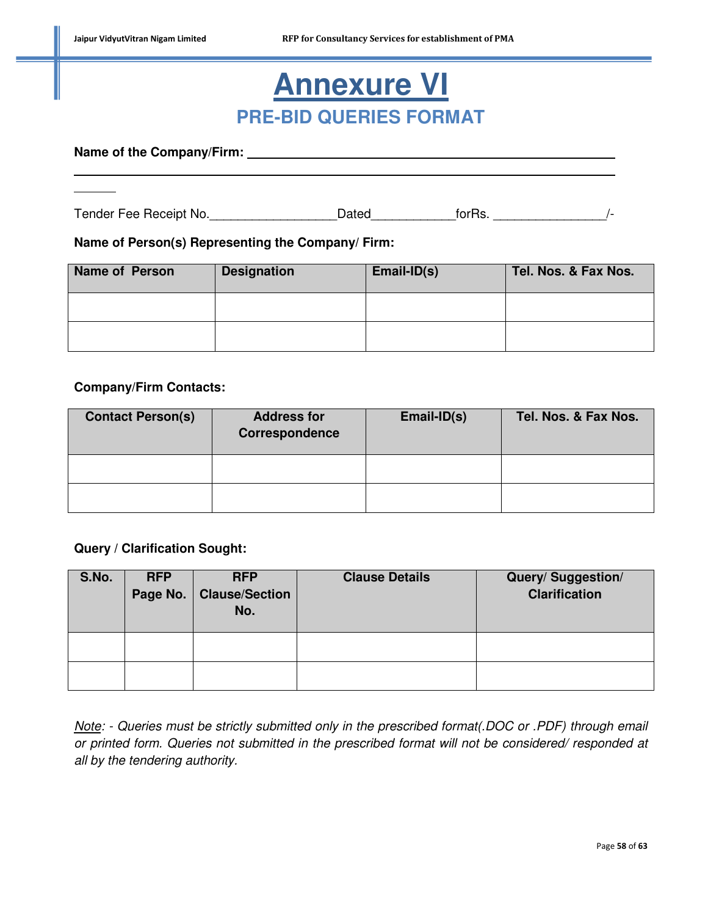# Annexure VI

## PRE-BID QUERIES FORMAT

**Name of the Company/Firm:** ______________________________________________

______________________________________________________________________

Tender Fee Receipt No.__________________Dated____________forRs. ________________/-

**Name of Person(s) Representing the Company/ Firm:**

| Name of Person | Designation | Email-ID(s) | Tel. Nos. & Fax Nos. |
|---|---|---|---|
| | | | |
| | | | |

**Company/Firm Contacts:**

| Contact Person(s) | Address for Correspondence | Email-ID(s) | Tel. Nos. & Fax Nos. |
|---|---|---|---|
| | | | |
| | | | |

**Query / Clarification Sought:**

| S.No. | RFP Page No. | RFP Clause/Section No. | Clause Details | Query/ Suggestion/ Clarification |
|---|---|---|---|---|
| | | | | |
| | | | | |

*Note: - Queries must be strictly submitted only in the prescribed format(.DOC or .PDF) through email or printed form. Queries not submitted in the prescribed format will not be considered/ responded at all by the tendering authority.*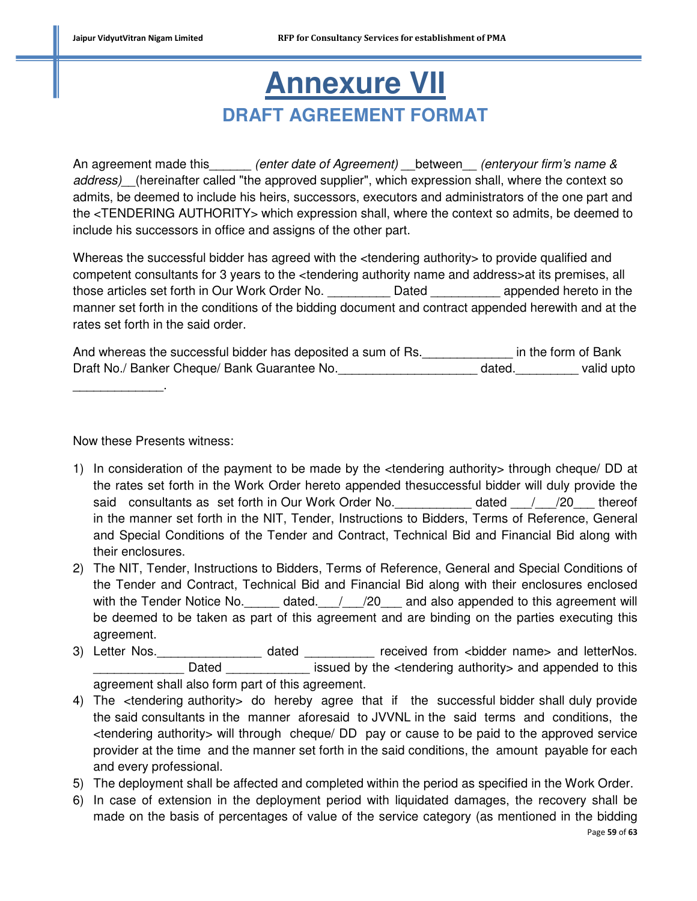# Annexure VII

## DRAFT AGREEMENT FORMAT

An agreement made this______ *(enter date of Agreement)* __between__ *(enteryour firm's name & address)*__(hereinafter called "the approved supplier", which expression shall, where the context so admits, be deemed to include his heirs, successors, executors and administrators of the one part and the <TENDERING AUTHORITY> which expression shall, where the context so admits, be deemed to include his successors in office and assigns of the other part.

Whereas the successful bidder has agreed with the <tendering authority> to provide qualified and competent consultants for 3 years to the <tendering authority name and address>at its premises, all those articles set forth in Our Work Order No. _________ Dated __________ appended hereto in the manner set forth in the conditions of the bidding document and contract appended herewith and at the rates set forth in the said order.

And whereas the successful bidder has deposited a sum of Rs._____________ in the form of Bank Draft No./ Banker Cheque/ Bank Guarantee No.____________________ dated._________ valid upto _____________.

Now these Presents witness:

1) In consideration of the payment to be made by the <tendering authority> through cheque/ DD at the rates set forth in the Work Order hereto appended thesuccessful bidder will duly provide the said consultants as set forth in Our Work Order No.___________ dated ___/___/20___ thereof in the manner set forth in the NIT, Tender, Instructions to Bidders, Terms of Reference, General and Special Conditions of the Tender and Contract, Technical Bid and Financial Bid along with their enclosures.
2) The NIT, Tender, Instructions to Bidders, Terms of Reference, General and Special Conditions of the Tender and Contract, Technical Bid and Financial Bid along with their enclosures enclosed with the Tender Notice No._____ dated.___/___/20___ and also appended to this agreement will be deemed to be taken as part of this agreement and are binding on the parties executing this agreement.
3) Letter Nos._______________ dated __________ received from <bidder name> and letterNos. _____________ Dated ____________ issued by the <tendering authority> and appended to this agreement shall also form part of this agreement.
4) The <tendering authority> do hereby agree that if the successful bidder shall duly provide the said consultants in the manner aforesaid to JVVNL in the said terms and conditions, the <tendering authority> will through cheque/ DD pay or cause to be paid to the approved service provider at the time and the manner set forth in the said conditions, the amount payable for each and every professional.
5) The deployment shall be affected and completed within the period as specified in the Work Order.
6) In case of extension in the deployment period with liquidated damages, the recovery shall be made on the basis of percentages of value of the service category (as mentioned in the bidding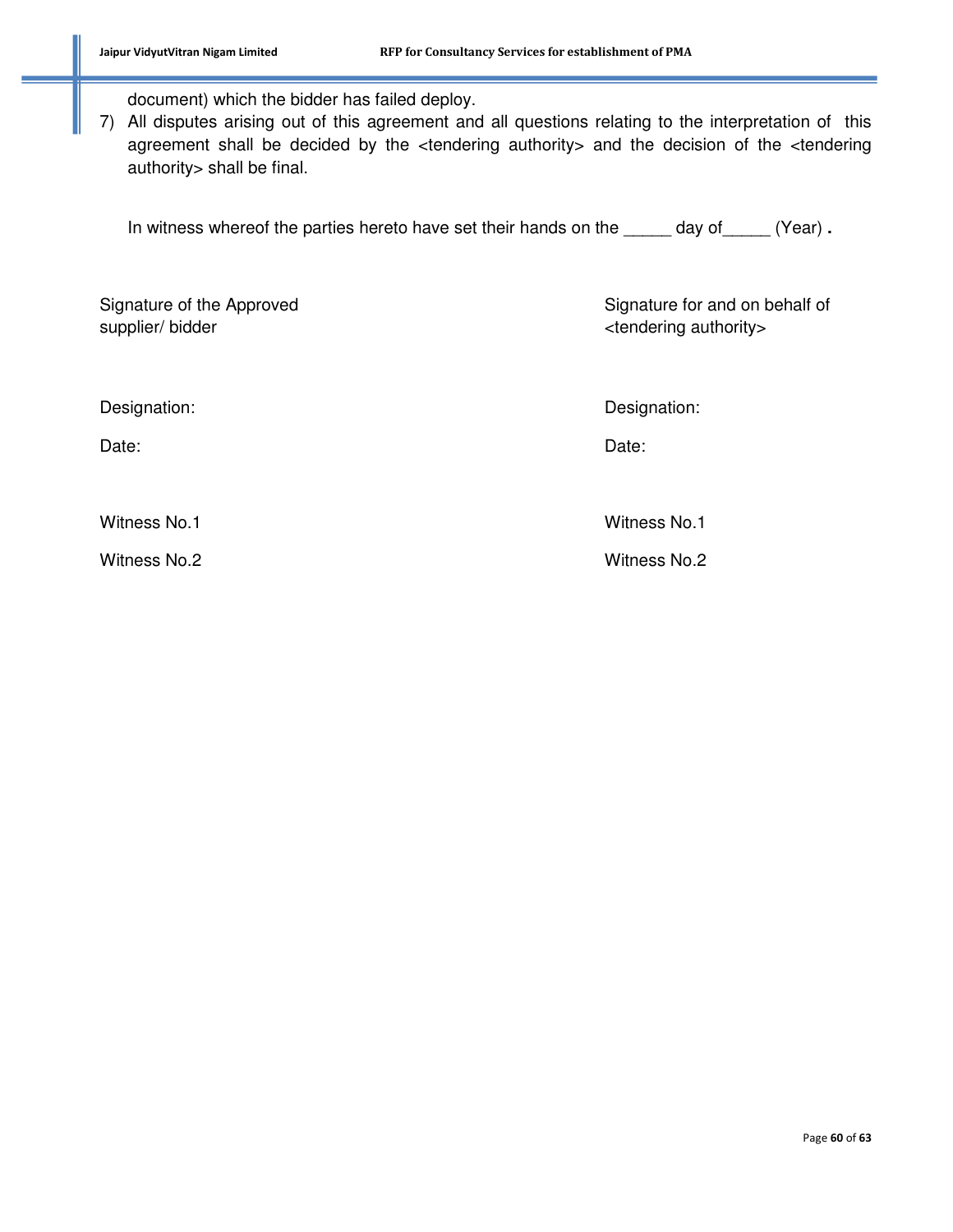document) which the bidder has failed deploy.

7) All disputes arising out of this agreement and all questions relating to the interpretation of this agreement shall be decided by the <tendering authority> and the decision of the <tendering authority> shall be final.

In witness whereof the parties hereto have set their hands on the _____ day of_____ (Year) .

| | |
|---|---|
| Signature of the Approved supplier/ bidder | Signature for and on behalf of <tendering authority> |
| Designation: | Designation: |
| Date: | Date: |
| Witness No.1 | Witness No.1 |
| Witness No.2 | Witness No.2 |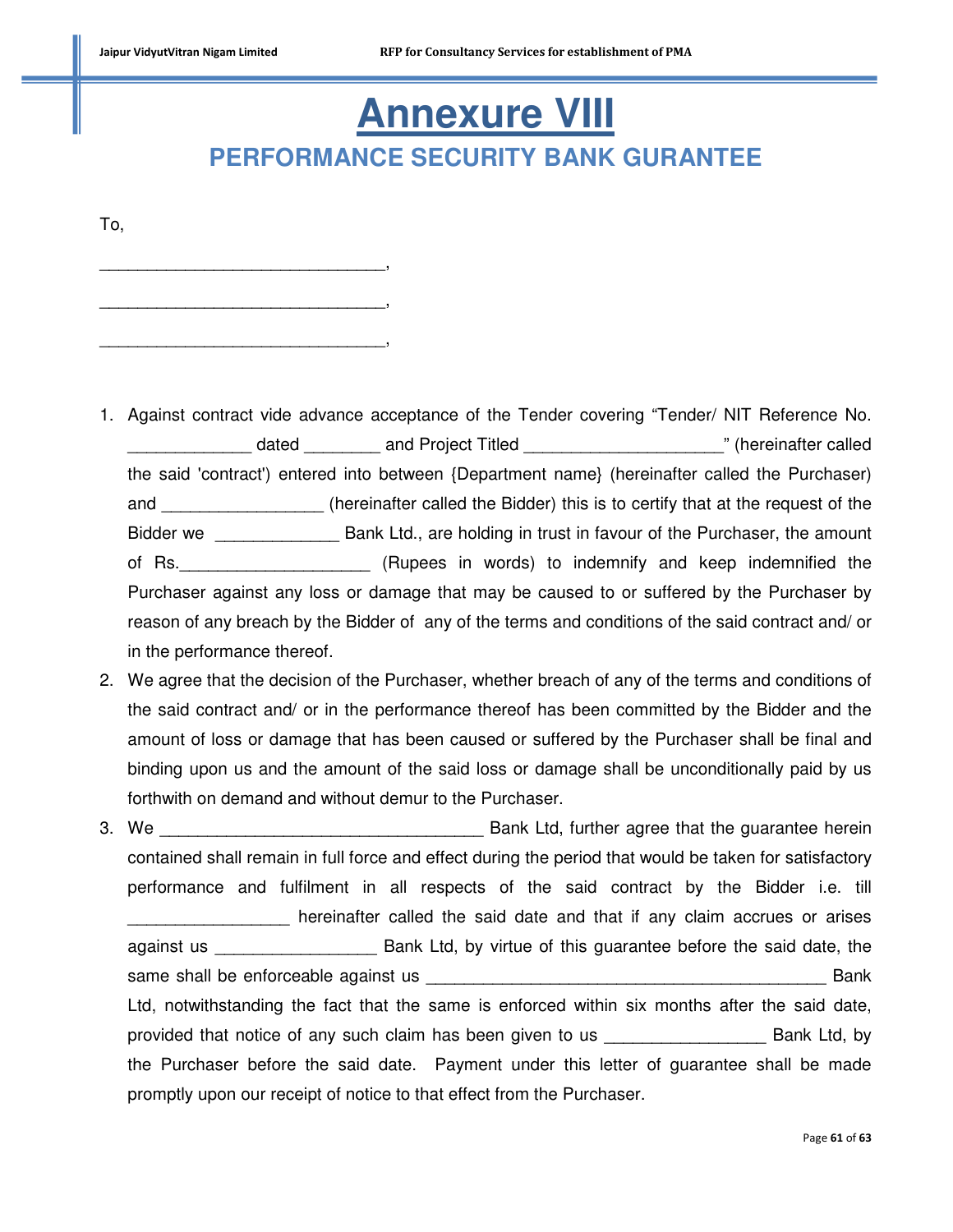# Annexure VIII

## PERFORMANCE SECURITY BANK GURANTEE

To,

______________________________,

______________________________,

______________________________,

1. Against contract vide advance acceptance of the Tender covering "Tender/ NIT Reference No. _____________ dated ________ and Project Titled _____________________" (hereinafter called the said 'contract') entered into between {Department name} (hereinafter called the Purchaser) and _________________ (hereinafter called the Bidder) this is to certify that at the request of the Bidder we _____________ Bank Ltd., are holding in trust in favour of the Purchaser, the amount of Rs.____________________ (Rupees in words) to indemnify and keep indemnified the Purchaser against any loss or damage that may be caused to or suffered by the Purchaser by reason of any breach by the Bidder of any of the terms and conditions of the said contract and/ or in the performance thereof.
2. We agree that the decision of the Purchaser, whether breach of any of the terms and conditions of the said contract and/ or in the performance thereof has been committed by the Bidder and the amount of loss or damage that has been caused or suffered by the Purchaser shall be final and binding upon us and the amount of the said loss or damage shall be unconditionally paid by us forthwith on demand and without demur to the Purchaser.
3. We __________________________________ Bank Ltd, further agree that the guarantee herein contained shall remain in full force and effect during the period that would be taken for satisfactory performance and fulfilment in all respects of the said contract by the Bidder i.e. till _________________ hereinafter called the said date and that if any claim accrues or arises against us _________________ Bank Ltd, by virtue of this guarantee before the said date, the same shall be enforceable against us ___________________________________________ Bank Ltd, notwithstanding the fact that the same is enforced within six months after the said date, provided that notice of any such claim has been given to us _________________ Bank Ltd, by the Purchaser before the said date. Payment under this letter of guarantee shall be made promptly upon our receipt of notice to that effect from the Purchaser.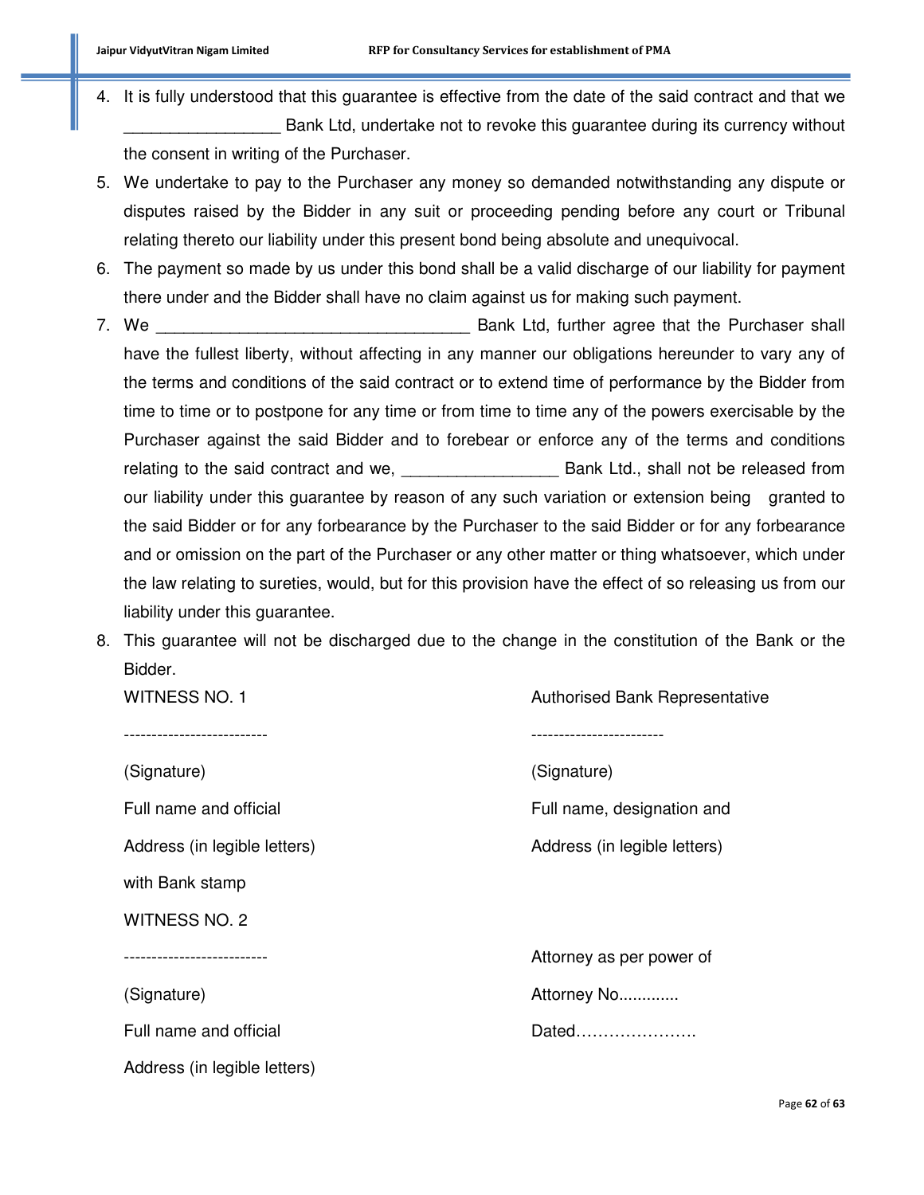4. It is fully understood that this guarantee is effective from the date of the said contract and that we _________________ Bank Ltd, undertake not to revoke this guarantee during its currency without the consent in writing of the Purchaser.
5. We undertake to pay to the Purchaser any money so demanded notwithstanding any dispute or disputes raised by the Bidder in any suit or proceeding pending before any court or Tribunal relating thereto our liability under this present bond being absolute and unequivocal.
6. The payment so made by us under this bond shall be a valid discharge of our liability for payment there under and the Bidder shall have no claim against us for making such payment.
7. We __________________________________ Bank Ltd, further agree that the Purchaser shall have the fullest liberty, without affecting in any manner our obligations hereunder to vary any of the terms and conditions of the said contract or to extend time of performance by the Bidder from time to time or to postpone for any time or from time to time any of the powers exercisable by the Purchaser against the said Bidder and to forebear or enforce any of the terms and conditions relating to the said contract and we, _________________ Bank Ltd., shall not be released from our liability under this guarantee by reason of any such variation or extension being granted to the said Bidder or for any forbearance by the Purchaser to the said Bidder or for any forbearance and or omission on the part of the Purchaser or any other matter or thing whatsoever, which under the law relating to sureties, would, but for this provision have the effect of so releasing us from our liability under this guarantee.
8. This guarantee will not be discharged due to the change in the constitution of the Bank or the Bidder.

| WITNESS NO. 1 | Authorised Bank Representative |
|---|---|
| -------------------------- | ------------------------ |
| (Signature) | (Signature) |
| Full name and official | Full name, designation and |
| Address (in legible letters) | Address (in legible letters) |
| with Bank stamp | |
| WITNESS NO. 2 | |
| -------------------------- | Attorney as per power of |
| (Signature) | Attorney No............. |
| Full name and official | Dated…………………. |
| Address (in legible letters) | |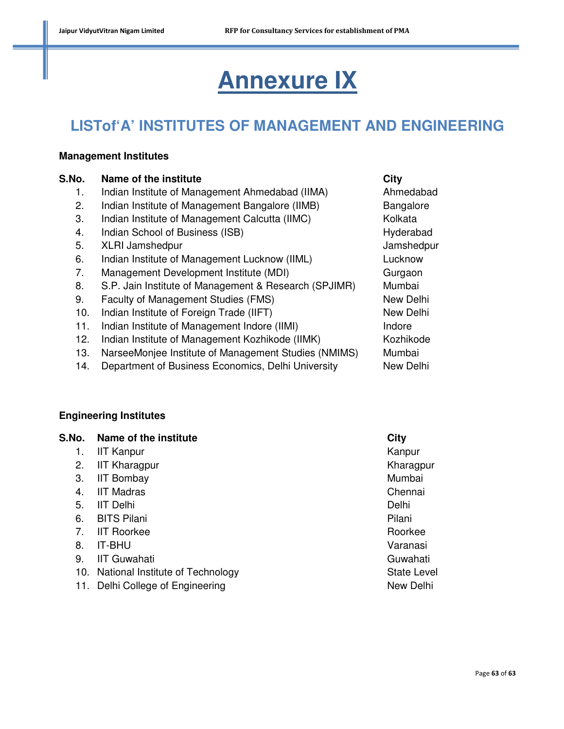# Annexure IX

## LISTof'A' INSTITUTES OF MANAGEMENT AND ENGINEERING

**Management Institutes**

| S.No. | Name of the institute | City |
|---|---|---|
| 1. | Indian Institute of Management Ahmedabad (IIMA) | Ahmedabad |
| 2. | Indian Institute of Management Bangalore (IIMB) | Bangalore |
| 3. | Indian Institute of Management Calcutta (IIMC) | Kolkata |
| 4. | Indian School of Business (ISB) | Hyderabad |
| 5. | XLRI Jamshedpur | Jamshedpur |
| 6. | Indian Institute of Management Lucknow (IIML) | Lucknow |
| 7. | Management Development Institute (MDI) | Gurgaon |
| 8. | S.P. Jain Institute of Management & Research (SPJIMR) | Mumbai |
| 9. | Faculty of Management Studies (FMS) | New Delhi |
| 10. | Indian Institute of Foreign Trade (IIFT) | New Delhi |
| 11. | Indian Institute of Management Indore (IIMI) | Indore |
| 12. | Indian Institute of Management Kozhikode (IIMK) | Kozhikode |
| 13. | NarseeMonjee Institute of Management Studies (NMIMS) | Mumbai |
| 14. | Department of Business Economics, Delhi University | New Delhi |

**Engineering Institutes**

| S.No. | Name of the institute | City |
|---|---|---|
| 1. | IIT Kanpur | Kanpur |
| 2. | IIT Kharagpur | Kharagpur |
| 3. | IIT Bombay | Mumbai |
| 4. | IIT Madras | Chennai |
| 5. | IIT Delhi | Delhi |
| 6. | BITS Pilani | Pilani |
| 7. | IIT Roorkee | Roorkee |
| 8. | IT-BHU | Varanasi |
| 9. | IIT Guwahati | Guwahati |
| 10. | National Institute of Technology | State Level |
| 11. | Delhi College of Engineering | New Delhi |